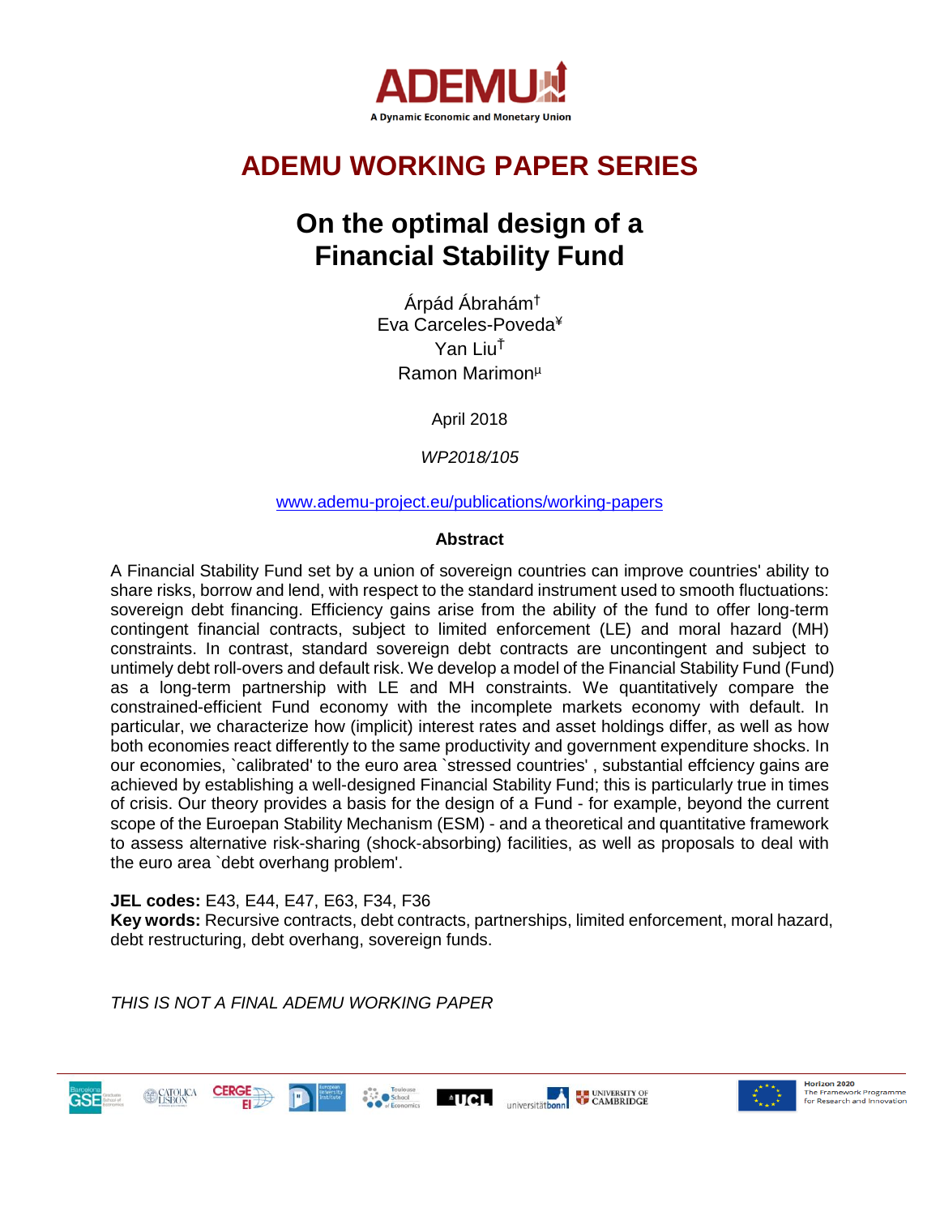ADEMU

A Dynamic Economic and Monetary Union

# ADEMU WORKING PAPER SERIES

# On the optimal design of a Financial Stability Fund

Árpád Ábrahám[†]
Eva Carceles-Poveda[¥]
Yan Liu[Ť]
Ramon Marimon[µ]

April 2018

*WP2018/105*

www.ademu-project.eu/publications/working-papers

**Abstract**

A Financial Stability Fund set by a union of sovereign countries can improve countries' ability to share risks, borrow and lend, with respect to the standard instrument used to smooth fluctuations: sovereign debt financing. Efficiency gains arise from the ability of the fund to offer long-term contingent financial contracts, subject to limited enforcement (LE) and moral hazard (MH) constraints. In contrast, standard sovereign debt contracts are uncontingent and subject to untimely debt roll-overs and default risk. We develop a model of the Financial Stability Fund (Fund) as a long-term partnership with LE and MH constraints. We quantitatively compare the constrained-efficient Fund economy with the incomplete markets economy with default. In particular, we characterize how (implicit) interest rates and asset holdings differ, as well as how both economies react differently to the same productivity and government expenditure shocks. In our economies, `calibrated' to the euro area `stressed countries' , substantial effciency gains are achieved by establishing a well-designed Financial Stability Fund; this is particularly true in times of crisis. Our theory provides a basis for the design of a Fund - for example, beyond the current scope of the Euroepan Stability Mechanism (ESM) - and a theoretical and quantitative framework to assess alternative risk-sharing (shock-absorbing) facilities, as well as proposals to deal with the euro area `debt overhang problem'.

**JEL codes:** E43, E44, E47, E63, F34, F36
**Key words:** Recursive contracts, debt contracts, partnerships, limited enforcement, moral hazard, debt restructuring, debt overhang, sovereign funds.

*THIS IS NOT A FINAL ADEMU WORKING PAPER*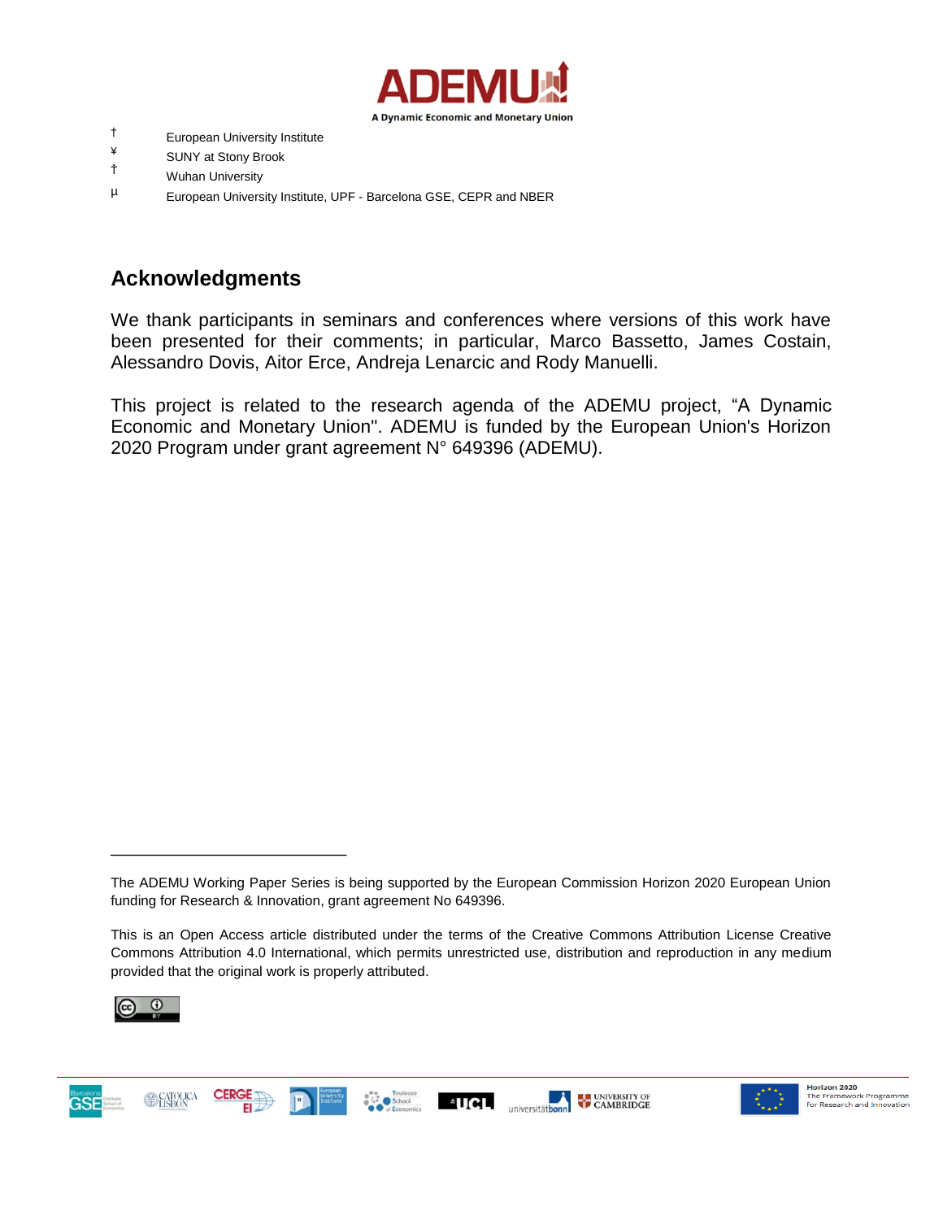† European University Institute

¥ SUNY at Stony Brook

Ť Wuhan University

µ European University Institute, UPF - Barcelona GSE, CEPR and NBER

## Acknowledgments

We thank participants in seminars and conferences where versions of this work have been presented for their comments; in particular, Marco Bassetto, James Costain, Alessandro Dovis, Aitor Erce, Andreja Lenarcic and Rody Manuelli.

This project is related to the research agenda of the ADEMU project, "A Dynamic Economic and Monetary Union". ADEMU is funded by the European Union's Horizon 2020 Program under grant agreement N° 649396 (ADEMU).

---

The ADEMU Working Paper Series is being supported by the European Commission Horizon 2020 European Union funding for Research & Innovation, grant agreement No 649396.

This is an Open Access article distributed under the terms of the Creative Commons Attribution License Creative Commons Attribution 4.0 International, which permits unrestricted use, distribution and reproduction in any medium provided that the original work is properly attributed.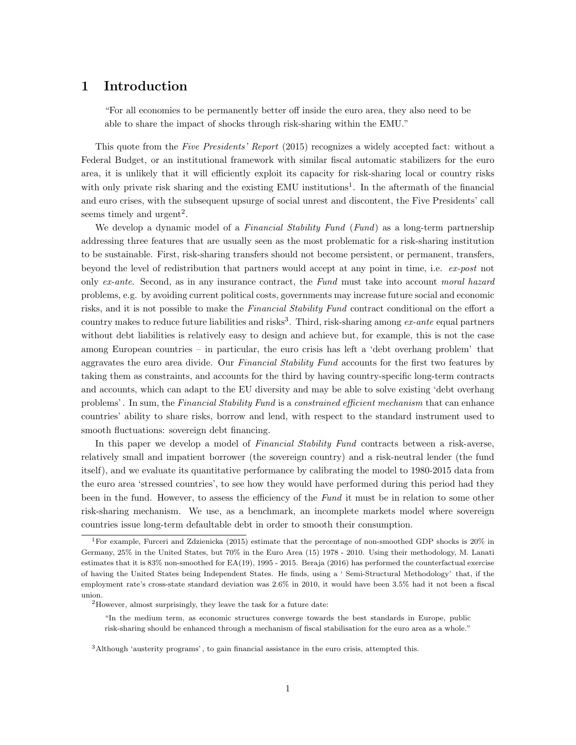# 1 Introduction

> "For all economies to be permanently better off inside the euro area, they also need to be able to share the impact of shocks through risk-sharing within the EMU."

This quote from the *Five Presidents' Report* (2015) recognizes a widely accepted fact: without a Federal Budget, or an institutional framework with similar fiscal automatic stabilizers for the euro area, it is unlikely that it will efficiently exploit its capacity for risk-sharing local or country risks with only private risk sharing and the existing EMU institutions[1]. In the aftermath of the financial and euro crises, with the subsequent upsurge of social unrest and discontent, the Five Presidents' call seems timely and urgent[2].

We develop a dynamic model of a *Financial Stability Fund* (*Fund*) as a long-term partnership addressing three features that are usually seen as the most problematic for a risk-sharing institution to be sustainable. First, risk-sharing transfers should not become persistent, or permanent, transfers, beyond the level of redistribution that partners would accept at any point in time, i.e. *ex-post* not only *ex-ante*. Second, as in any insurance contract, the *Fund* must take into account *moral hazard* problems, e.g. by avoiding current political costs, governments may increase future social and economic risks, and it is not possible to make the *Financial Stability Fund* contract conditional on the effort a country makes to reduce future liabilities and risks[3]. Third, risk-sharing among *ex-ante* equal partners without debt liabilities is relatively easy to design and achieve but, for example, this is not the case among European countries – in particular, the euro crisis has left a 'debt overhang problem' that aggravates the euro area divide. Our *Financial Stability Fund* accounts for the first two features by taking them as constraints, and accounts for the third by having country-specific long-term contracts and accounts, which can adapt to the EU diversity and may be able to solve existing 'debt overhang problems'. In sum, the *Financial Stability Fund* is a *constrained efficient mechanism* that can enhance countries' ability to share risks, borrow and lend, with respect to the standard instrument used to smooth fluctuations: sovereign debt financing.

In this paper we develop a model of *Financial Stability Fund* contracts between a risk-averse, relatively small and impatient borrower (the sovereign country) and a risk-neutral lender (the fund itself), and we evaluate its quantitative performance by calibrating the model to 1980-2015 data from the euro area 'stressed countries', to see how they would have performed during this period had they been in the fund. However, to assess the efficiency of the *Fund* it must be in relation to some other risk-sharing mechanism. We use, as a benchmark, an incomplete markets model where sovereign countries issue long-term defaultable debt in order to smooth their consumption.

---

[1] For example, Furceri and Zdzienicka (2015) estimate that the percentage of non-smoothed GDP shocks is 20% in Germany, 25% in the United States, but 70% in the Euro Area (15) 1978 - 2010. Using their methodology, M. Lanati estimates that it is 83% non-smoothed for EA(19), 1995 - 2015. Beraja (2016) has performed the counterfactual exercise of having the United States being Independent States. He finds, using a ' Semi-Structural Methodology' that, if the employment rate's cross-state standard deviation was 2.6% in 2010, it would have been 3.5% had it not been a fiscal union.

[2] However, almost surprisingly, they leave the task for a future date:

> "In the medium term, as economic structures converge towards the best standards in Europe, public risk-sharing should be enhanced through a mechanism of fiscal stabilisation for the euro area as a whole."

[3] Although 'austerity programs', to gain financial assistance in the euro crisis, attempted this.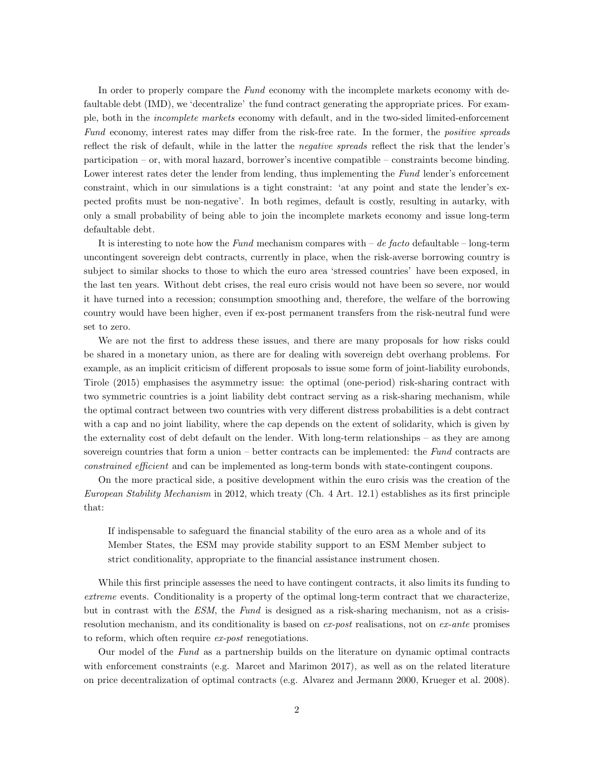In order to properly compare the *Fund* economy with the incomplete markets economy with defaultable debt (IMD), we 'decentralize' the fund contract generating the appropriate prices. For example, both in the *incomplete markets* economy with default, and in the two-sided limited-enforcement *Fund* economy, interest rates may differ from the risk-free rate. In the former, the *positive spreads* reflect the risk of default, while in the latter the *negative spreads* reflect the risk that the lender's participation – or, with moral hazard, borrower's incentive compatible – constraints become binding. Lower interest rates deter the lender from lending, thus implementing the *Fund* lender's enforcement constraint, which in our simulations is a tight constraint: 'at any point and state the lender's expected profits must be non-negative'. In both regimes, default is costly, resulting in autarky, with only a small probability of being able to join the incomplete markets economy and issue long-term defaultable debt.

It is interesting to note how the *Fund* mechanism compares with – *de facto* defaultable – long-term uncontingent sovereign debt contracts, currently in place, when the risk-averse borrowing country is subject to similar shocks to those to which the euro area 'stressed countries' have been exposed, in the last ten years. Without debt crises, the real euro crisis would not have been so severe, nor would it have turned into a recession; consumption smoothing and, therefore, the welfare of the borrowing country would have been higher, even if ex-post permanent transfers from the risk-neutral fund were set to zero.

We are not the first to address these issues, and there are many proposals for how risks could be shared in a monetary union, as there are for dealing with sovereign debt overhang problems. For example, as an implicit criticism of different proposals to issue some form of joint-liability eurobonds, Tirole (2015) emphasises the asymmetry issue: the optimal (one-period) risk-sharing contract with two symmetric countries is a joint liability debt contract serving as a risk-sharing mechanism, while the optimal contract between two countries with very different distress probabilities is a debt contract with a cap and no joint liability, where the cap depends on the extent of solidarity, which is given by the externality cost of debt default on the lender. With long-term relationships – as they are among sovereign countries that form a union – better contracts can be implemented: the *Fund* contracts are *constrained efficient* and can be implemented as long-term bonds with state-contingent coupons.

On the more practical side, a positive development within the euro crisis was the creation of the *European Stability Mechanism* in 2012, which treaty (Ch. 4 Art. 12.1) establishes as its first principle that:

> If indispensable to safeguard the financial stability of the euro area as a whole and of its Member States, the ESM may provide stability support to an ESM Member subject to strict conditionality, appropriate to the financial assistance instrument chosen.

While this first principle assesses the need to have contingent contracts, it also limits its funding to *extreme* events. Conditionality is a property of the optimal long-term contract that we characterize, but in contrast with the *ESM*, the *Fund* is designed as a risk-sharing mechanism, not as a crisis-resolution mechanism, and its conditionality is based on *ex-post* realisations, not on *ex-ante* promises to reform, which often require *ex-post* renegotiations.

Our model of the *Fund* as a partnership builds on the literature on dynamic optimal contracts with enforcement constraints (e.g. Marcet and Marimon 2017), as well as on the related literature on price decentralization of optimal contracts (e.g. Alvarez and Jermann 2000, Krueger et al. 2008).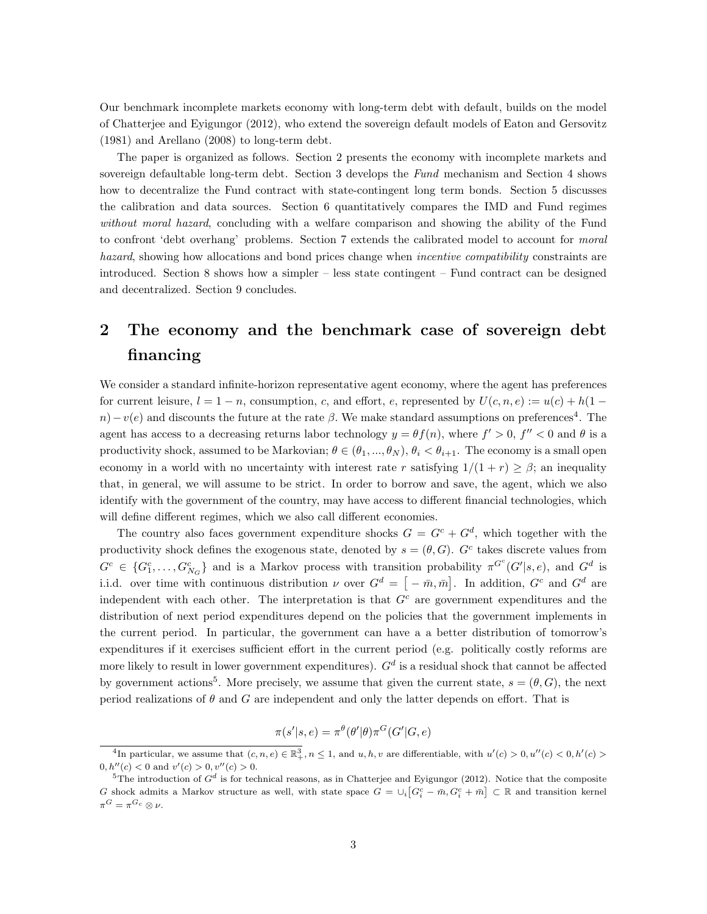Our benchmark incomplete markets economy with long-term debt with default, builds on the model of Chatterjee and Eyigungor (2012), who extend the sovereign default models of Eaton and Gersovitz (1981) and Arellano (2008) to long-term debt.

The paper is organized as follows. Section 2 presents the economy with incomplete markets and sovereign defaultable long-term debt. Section 3 develops the *Fund* mechanism and Section 4 shows how to decentralize the Fund contract with state-contingent long term bonds. Section 5 discusses the calibration and data sources. Section 6 quantitatively compares the IMD and Fund regimes *without moral hazard*, concluding with a welfare comparison and showing the ability of the Fund to confront 'debt overhang' problems. Section 7 extends the calibrated model to account for *moral hazard*, showing how allocations and bond prices change when *incentive compatibility* constraints are introduced. Section 8 shows how a simpler – less state contingent – Fund contract can be designed and decentralized. Section 9 concludes.

# 2 The economy and the benchmark case of sovereign debt financing

We consider a standard infinite-horizon representative agent economy, where the agent has preferences for current leisure, $l = 1 - n$, consumption, $c$, and effort, $e$, represented by $U(c, n, e) := u(c) + h(1 - n) - v(e)$ and discounts the future at the rate $\beta$. We make standard assumptions on preferences[4]. The agent has access to a decreasing returns labor technology $y = \theta f(n)$, where $f' > 0$, $f'' < 0$ and $\theta$ is a productivity shock, assumed to be Markovian; $\theta \in (\theta_1, ..., \theta_N)$, $\theta_i < \theta_{i+1}$. The economy is a small open economy in a world with no uncertainty with interest rate $r$ satisfying $1/(1+r) \geq \beta$; an inequality that, in general, we will assume to be strict. In order to borrow and save, the agent, which we also identify with the government of the country, may have access to different financial technologies, which will define different regimes, which we also call different economies.

The country also faces government expenditure shocks $G = G^c + G^d$, which together with the productivity shock defines the exogenous state, denoted by $s = (\theta, G)$. $G^c$ takes discrete values from $G^c \in \{G_1^c, \ldots, G_{N_G}^c\}$ and is a Markov process with transition probability $\pi^{G^c}(G'|s, e)$, and $G^d$ is i.i.d. over time with continuous distribution $\nu$ over $G^d = [-\bar{m}, \bar{m}]$. In addition, $G^c$ and $G^d$ are independent with each other. The interpretation is that $G^c$ are government expenditures and the distribution of next period expenditures depend on the policies that the government implements in the current period. In particular, the government can have a a better distribution of tomorrow's expenditures if it exercises sufficient effort in the current period (e.g. politically costly reforms are more likely to result in lower government expenditures). $G^d$ is a residual shock that cannot be affected by government actions[5]. More precisely, we assume that given the current state, $s = (\theta, G)$, the next period realizations of $\theta$ and $G$ are independent and only the latter depends on effort. That is

$$\pi(s'|s, e) = \pi^\theta(\theta'|\theta)\pi^G(G'|G, e)$$

---

[4] In particular, we assume that $(c, n, e) \in \mathbb{R}_+^3$, $n \leq 1$, and $u, h, v$ are differentiable, with $u'(c) > 0, u''(c) < 0, h'(c) > 0, h''(c) < 0$ and $v'(c) > 0, v''(c) > 0$.

[5] The introduction of $G^d$ is for technical reasons, as in Chatterjee and Eyigungor (2012). Notice that the composite $G$ shock admits a Markov structure as well, with state space $G = \cup_i [G_i^c - \bar{m}, G_i^c + \bar{m}] \subset \mathbb{R}$ and transition kernel $\pi^G = \pi^{G^c} \otimes \nu$.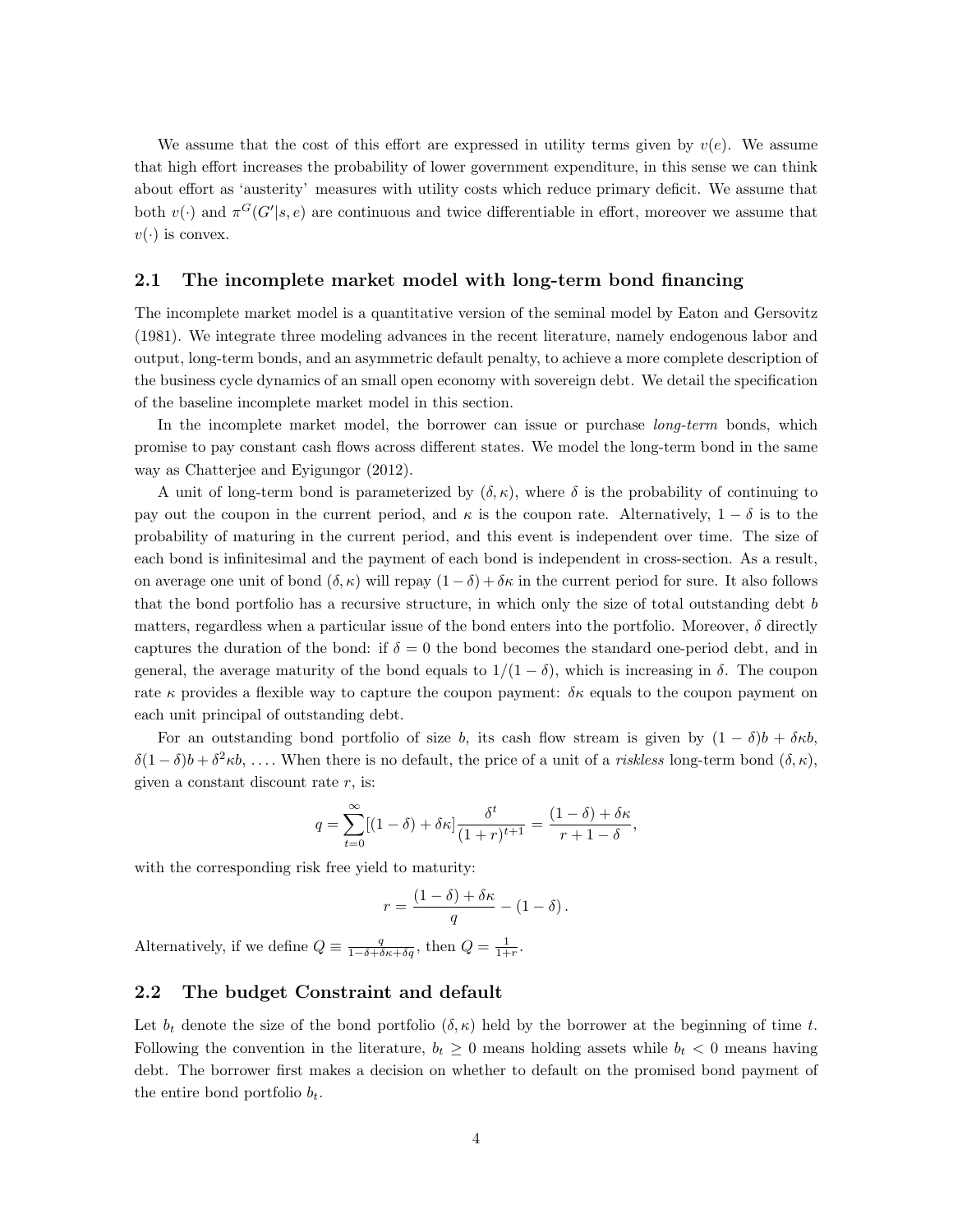We assume that the cost of this effort are expressed in utility terms given by $v(e)$. We assume that high effort increases the probability of lower government expenditure, in this sense we can think about effort as 'austerity' measures with utility costs which reduce primary deficit. We assume that both $v(\cdot)$ and $\pi^G(G'|s,e)$ are continuous and twice differentiable in effort, moreover we assume that $v(\cdot)$ is convex.

## 2.1 The incomplete market model with long-term bond financing

The incomplete market model is a quantitative version of the seminal model by Eaton and Gersovitz (1981). We integrate three modeling advances in the recent literature, namely endogenous labor and output, long-term bonds, and an asymmetric default penalty, to achieve a more complete description of the business cycle dynamics of an small open economy with sovereign debt. We detail the specification of the baseline incomplete market model in this section.

In the incomplete market model, the borrower can issue or purchase *long-term* bonds, which promise to pay constant cash flows across different states. We model the long-term bond in the same way as Chatterjee and Eyigungor (2012).

A unit of long-term bond is parameterized by $(\delta, \kappa)$, where $\delta$ is the probability of continuing to pay out the coupon in the current period, and $\kappa$ is the coupon rate. Alternatively, $1-\delta$ is to the probability of maturing in the current period, and this event is independent over time. The size of each bond is infinitesimal and the payment of each bond is independent in cross-section. As a result, on average one unit of bond $(\delta, \kappa)$ will repay $(1-\delta)+\delta\kappa$ in the current period for sure. It also follows that the bond portfolio has a recursive structure, in which only the size of total outstanding debt $b$ matters, regardless when a particular issue of the bond enters into the portfolio. Moreover, $\delta$ directly captures the duration of the bond: if $\delta = 0$ the bond becomes the standard one-period debt, and in general, the average maturity of the bond equals to $1/(1-\delta)$, which is increasing in $\delta$. The coupon rate $\kappa$ provides a flexible way to capture the coupon payment: $\delta\kappa$ equals to the coupon payment on each unit principal of outstanding debt.

For an outstanding bond portfolio of size $b$, its cash flow stream is given by $(1-\delta)b + \delta\kappa b$, $\delta(1-\delta)b + \delta^2\kappa b$, .... When there is no default, the price of a unit of a *riskless* long-term bond $(\delta, \kappa)$, given a constant discount rate $r$, is:

$$q = \sum_{t=0}^{\infty} [(1-\delta) + \delta\kappa] \frac{\delta^t}{(1+r)^{t+1}} = \frac{(1-\delta) + \delta\kappa}{r + 1 - \delta},$$

with the corresponding risk free yield to maturity:

$$r = \frac{(1-\delta) + \delta\kappa}{q} - (1-\delta).$$

Alternatively, if we define $Q \equiv \frac{q}{1-\delta+\delta\kappa+\delta q}$, then $Q = \frac{1}{1+r}$.

## 2.2 The budget Constraint and default

Let $b_t$ denote the size of the bond portfolio $(\delta, \kappa)$ held by the borrower at the beginning of time $t$. Following the convention in the literature, $b_t \geq 0$ means holding assets while $b_t < 0$ means having debt. The borrower first makes a decision on whether to default on the promised bond payment of the entire bond portfolio $b_t$.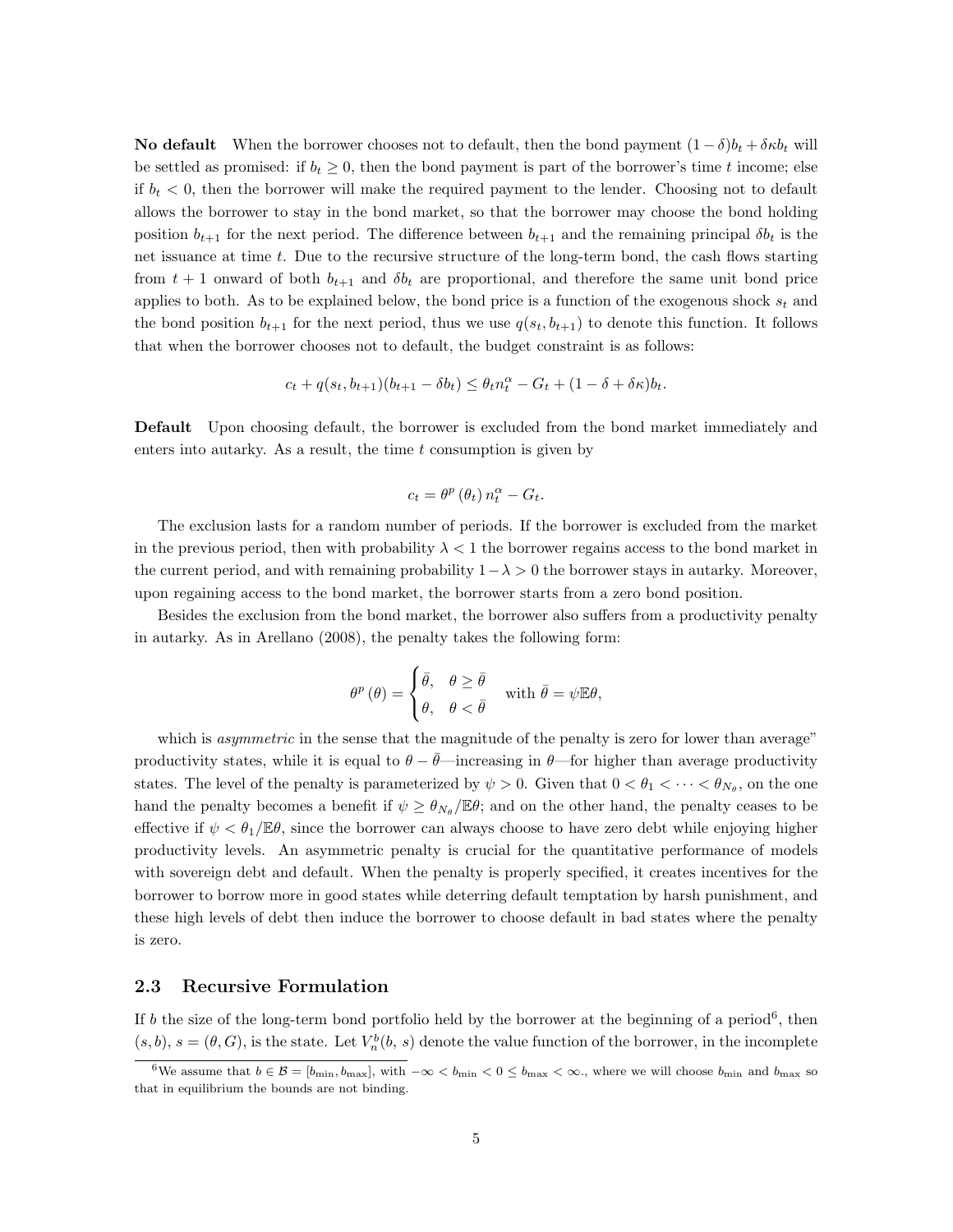**No default** When the borrower chooses not to default, then the bond payment $(1-\delta)b_t + \delta\kappa b_t$ will be settled as promised: if $b_t \geq 0$, then the bond payment is part of the borrower's time $t$ income; else if $b_t < 0$, then the borrower will make the required payment to the lender. Choosing not to default allows the borrower to stay in the bond market, so that the borrower may choose the bond holding position $b_{t+1}$ for the next period. The difference between $b_{t+1}$ and the remaining principal $\delta b_t$ is the net issuance at time $t$. Due to the recursive structure of the long-term bond, the cash flows starting from $t+1$ onward of both $b_{t+1}$ and $\delta b_t$ are proportional, and therefore the same unit bond price applies to both. As to be explained below, the bond price is a function of the exogenous shock $s_t$ and the bond position $b_{t+1}$ for the next period, thus we use $q(s_t, b_{t+1})$ to denote this function. It follows that when the borrower chooses not to default, the budget constraint is as follows:

$$c_t + q(s_t, b_{t+1})(b_{t+1} - \delta b_t) \leq \theta_t n_t^\alpha - G_t + (1 - \delta + \delta\kappa) b_t.$$

**Default** Upon choosing default, the borrower is excluded from the bond market immediately and enters into autarky. As a result, the time $t$ consumption is given by

$$c_t = \theta^p(\theta_t) n_t^\alpha - G_t.$$

The exclusion lasts for a random number of periods. If the borrower is excluded from the market in the previous period, then with probability $\lambda < 1$ the borrower regains access to the bond market in the current period, and with remaining probability $1 - \lambda > 0$ the borrower stays in autarky. Moreover, upon regaining access to the bond market, the borrower starts from a zero bond position.

Besides the exclusion from the bond market, the borrower also suffers from a productivity penalty in autarky. As in Arellano (2008), the penalty takes the following form:

$$\theta^p(\theta) = \begin{cases} \bar{\theta}, & \theta \geq \bar{\theta} \\ \theta, & \theta < \bar{\theta} \end{cases} \quad \text{with } \bar{\theta} = \psi \mathbb{E}\theta,$$

which is *asymmetric* in the sense that the magnitude of the penalty is zero for lower than average" productivity states, while it is equal to $\theta - \bar{\theta}$—increasing in $\theta$—for higher than average productivity states. The level of the penalty is parameterized by $\psi > 0$. Given that $0 < \theta_1 < \cdots < \theta_{N_\theta}$, on the one hand the penalty becomes a benefit if $\psi \geq \theta_{N_\theta}/\mathbb{E}\theta$; and on the other hand, the penalty ceases to be effective if $\psi < \theta_1/\mathbb{E}\theta$, since the borrower can always choose to have zero debt while enjoying higher productivity levels. An asymmetric penalty is crucial for the quantitative performance of models with sovereign debt and default. When the penalty is properly specified, it creates incentives for the borrower to borrow more in good states while deterring default temptation by harsh punishment, and these high levels of debt then induce the borrower to choose default in bad states where the penalty is zero.

## 2.3 Recursive Formulation

If $b$ the size of the long-term bond portfolio held by the borrower at the beginning of a period[6], then $(s, b)$, $s = (\theta, G)$, is the state. Let $V_n^b(b, s)$ denote the value function of the borrower, in the incomplete

[6] We assume that $b \in \mathcal{B} = [b_{\min}, b_{\max}]$, with $-\infty < b_{\min} < 0 \leq b_{\max} < \infty$., where we will choose $b_{\min}$ and $b_{\max}$ so that in equilibrium the bounds are not binding.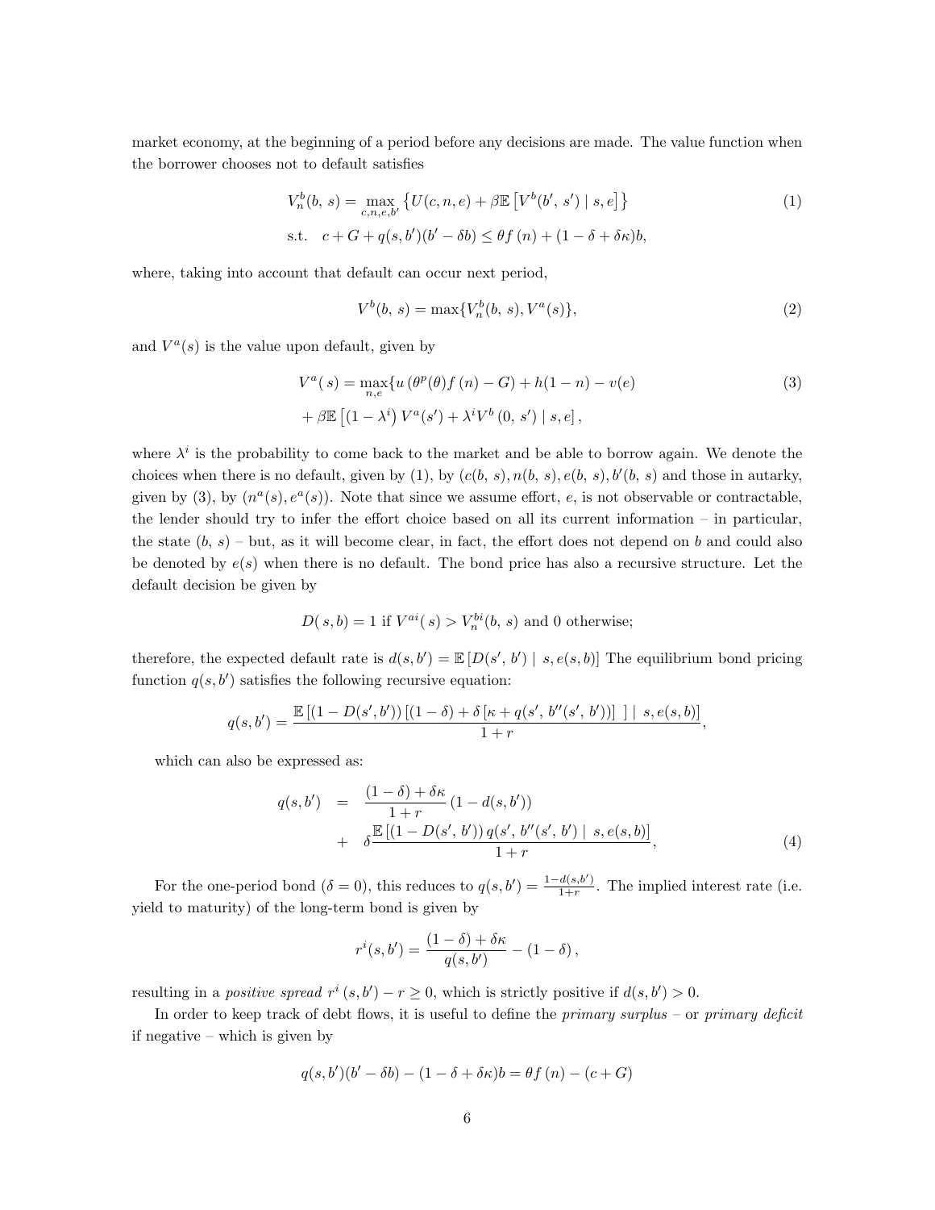market economy, at the beginning of a period before any decisions are made. The value function when the borrower chooses not to default satisfies

$$
\begin{aligned}
V_n^b(b,\, s) &= \max_{c,n,e,b'} \left\{ U(c,n,e) + \beta \mathbb{E}\left[ V^b(b',\, s') \mid s, e \right] \right\} \\
\text{s.t.} \quad & c + G + q(s,b')(b' - \delta b) \leq \theta f\,(n) + (1 - \delta + \delta\kappa) b,
\end{aligned} \tag{1}
$$

where, taking into account that default can occur next period,

$$
V^b(b,\, s) = \max\{V_n^b(b,\, s), V^a(s)\}, \tag{2}
$$

and $V^a(s)$ is the value upon default, given by

$$
\begin{aligned}
V^a(\, s) = \max_{n,e} \{ & u\left(\theta^p(\theta) f\,(n) - G\right) + h(1-n) - v(e) \\
& + \beta \mathbb{E}\left[ \left(1 - \lambda^i\right) V^a(s') + \lambda^i V^b\left(0,\, s'\right) \mid s, e \right],
\end{aligned} \tag{3}
$$

where $\lambda^i$ is the probability to come back to the market and be able to borrow again. We denote the choices when there is no default, given by (1), by $(c(b,\, s), n(b,\, s), e(b,\, s), b'(b,\, s)$ and those in autarky, given by (3), by $(n^a(s), e^a(s))$. Note that since we assume effort, $e$, is not observable or contractable, the lender should try to infer the effort choice based on all its current information – in particular, the state $(b,\, s)$ – but, as it will become clear, in fact, the effort does not depend on $b$ and could also be denoted by $e(s)$ when there is no default. The bond price has also a recursive structure. Let the default decision be given by

$$
D(\, s, b) = 1 \text{ if } V^{ai}(\, s) > V_n^{bi}(b,\, s) \text{ and } 0 \text{ otherwise;}
$$

therefore, the expected default rate is $d(s, b') = \mathbb{E}\left[D(s',\, b') \mid \, s, e(s, b)\right]$ The equilibrium bond pricing function $q(s, b')$ satisfies the following recursive equation:

$$
q(s, b') = \frac{\mathbb{E}\left[ (1 - D(s', b')) \left[ (1-\delta) + \delta \left[ \kappa + q(s',\, b''(s',\, b')) \right] \; \right] \mid \, s, e(s, b) \right]}{1 + r},
$$

which can also be expressed as:

$$
\begin{aligned}
q(s, b') \;\; &= \;\; \frac{(1-\delta) + \delta\kappa}{1+r} \left(1 - d(s, b')\right) \\
&+ \;\; \delta \frac{\mathbb{E}\left[ (1 - D(s',\, b'))\, q(s',\, b''(s',\, b') \mid \, s, e(s, b) \right]}{1+r},
\end{aligned} \tag{4}
$$

For the one-period bond ($\delta = 0$), this reduces to $q(s, b') = \frac{1 - d(s,b')}{1+r}$. The implied interest rate (i.e. yield to maturity) of the long-term bond is given by

$$
r^i(s, b') = \frac{(1-\delta) + \delta\kappa}{q(s, b')} - (1 - \delta)\,,
$$

resulting in a *positive spread* $r^i\,(s, b') - r \geq 0$, which is strictly positive if $d(s, b') > 0$.

In order to keep track of debt flows, it is useful to define the *primary surplus* – or *primary deficit* if negative – which is given by

$$
q(s, b')(b' - \delta b) - (1 - \delta + \delta\kappa) b = \theta f\,(n) - (c + G)
$$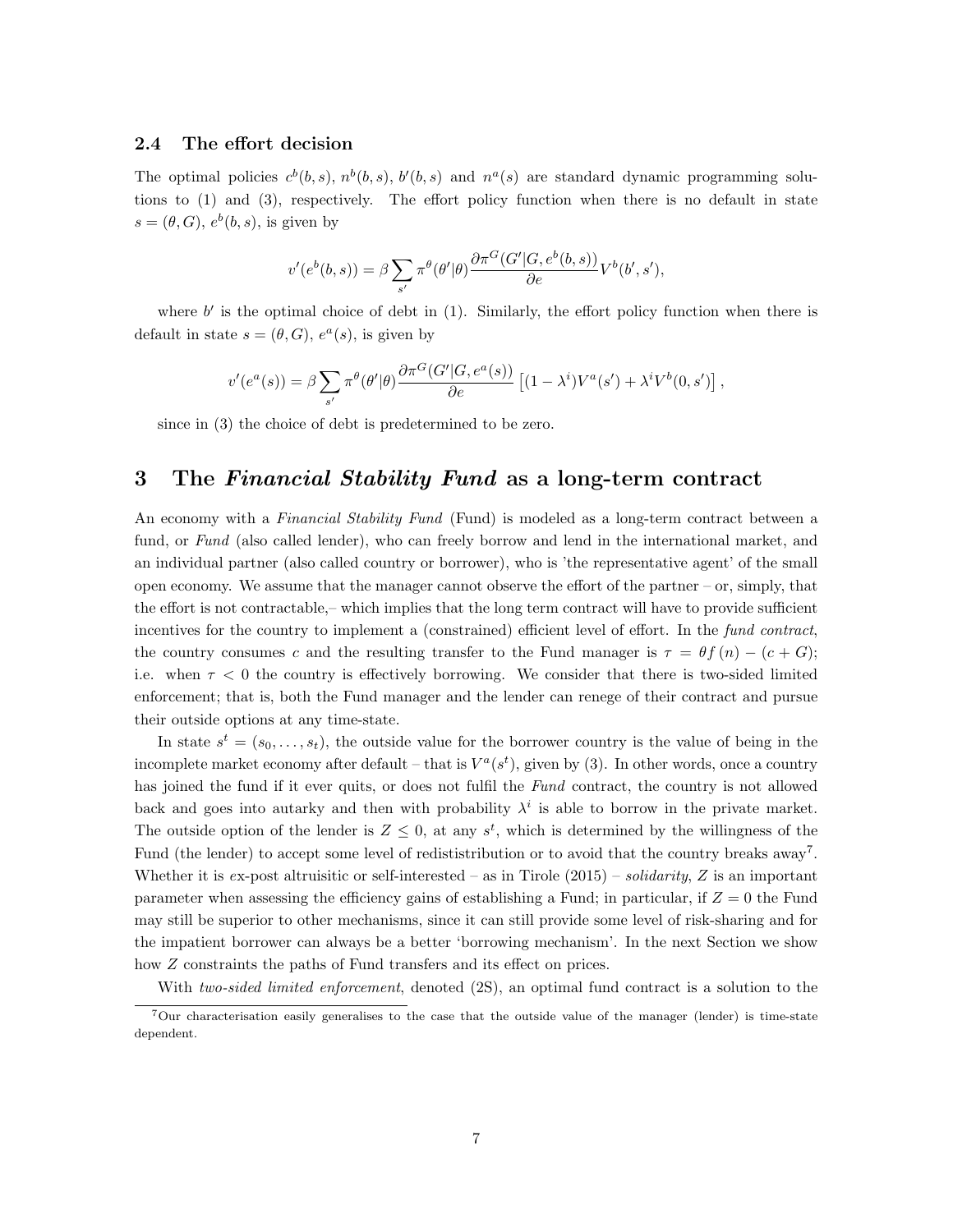### 2.4 The effort decision

The optimal policies $c^b(b,s)$, $n^b(b,s)$, $b'(b,s)$ and $n^a(s)$ are standard dynamic programming solutions to (1) and (3), respectively. The effort policy function when there is no default in state $s = (\theta, G)$, $e^b(b,s)$, is given by

$$v'(e^b(b,s)) = \beta \sum_{s'} \pi^\theta(\theta'|\theta) \frac{\partial \pi^G(G'|G, e^b(b,s))}{\partial e} V^b(b', s'),$$

where $b'$ is the optimal choice of debt in (1). Similarly, the effort policy function when there is default in state $s = (\theta, G)$, $e^a(s)$, is given by

$$v'(e^a(s)) = \beta \sum_{s'} \pi^\theta(\theta'|\theta) \frac{\partial \pi^G(G'|G, e^a(s))}{\partial e} \left[(1-\lambda^i)V^a(s') + \lambda^i V^b(0, s')\right],$$

since in (3) the choice of debt is predetermined to be zero.

## 3 The *Financial Stability Fund* as a long-term contract

An economy with a *Financial Stability Fund* (Fund) is modeled as a long-term contract between a fund, or *Fund* (also called lender), who can freely borrow and lend in the international market, and an individual partner (also called country or borrower), who is 'the representative agent' of the small open economy. We assume that the manager cannot observe the effort of the partner – or, simply, that the effort is not contractable,– which implies that the long term contract will have to provide sufficient incentives for the country to implement a (constrained) efficient level of effort. In the *fund contract*, the country consumes $c$ and the resulting transfer to the Fund manager is $\tau = \theta f(n) - (c + G)$; i.e. when $\tau < 0$ the country is effectively borrowing. We consider that there is two-sided limited enforcement; that is, both the Fund manager and the lender can renege of their contract and pursue their outside options at any time-state.

In state $s^t = (s_0, \ldots, s_t)$, the outside value for the borrower country is the value of being in the incomplete market economy after default – that is $V^a(s^t)$, given by (3). In other words, once a country has joined the fund if it ever quits, or does not fulfil the *Fund* contract, the country is not allowed back and goes into autarky and then with probability $\lambda^i$ is able to borrow in the private market. The outside option of the lender is $Z \leq 0$, at any $s^t$, which is determined by the willingness of the Fund (the lender) to accept some level of redististribution or to avoid that the country breaks away[7]. Whether it is *e*x-post altruisitic or self-interested – as in Tirole (2015) – *solidarity*, $Z$ is an important parameter when assessing the efficiency gains of establishing a Fund; in particular, if $Z = 0$ the Fund may still be superior to other mechanisms, since it can still provide some level of risk-sharing and for the impatient borrower can always be a better 'borrowing mechanism'. In the next Section we show how $Z$ constraints the paths of Fund transfers and its effect on prices.

With *two-sided limited enforcement*, denoted (2S), an optimal fund contract is a solution to the

[7] Our characterisation easily generalises to the case that the outside value of the manager (lender) is time-state dependent.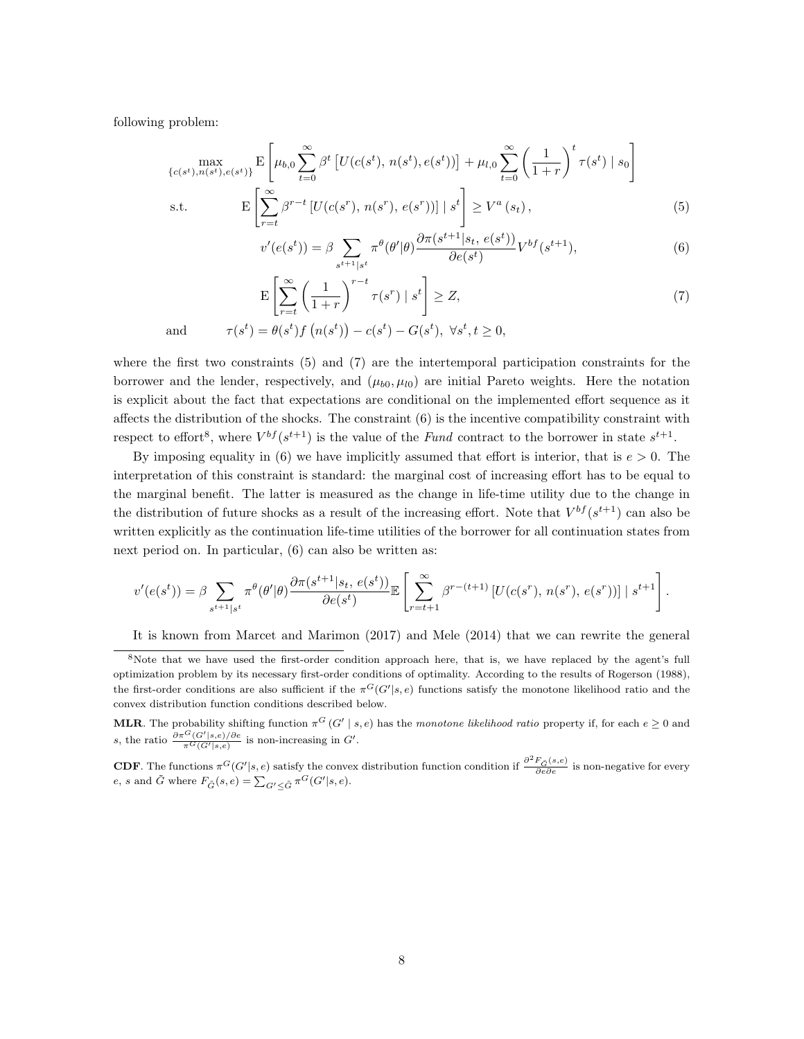following problem:

$$
\max_{\{c(s^t),n(s^t),e(s^t)\}} \mathrm{E}\left[\mu_{b,0}\sum_{t=0}^{\infty}\beta^t\left[U(c(s^t),\, n(s^t), e(s^t))\right] + \mu_{l,0}\sum_{t=0}^{\infty}\left(\frac{1}{1+r}\right)^t \tau(s^t) \mid s_0\right]
$$

$$
\text{s.t.} \qquad \mathrm{E}\left[\sum_{r=t}^{\infty}\beta^{r-t}\left[U(c(s^r),\, n(s^r),\, e(s^r))\right] \mid s^t\right] \geq V^a\left(s_t\right), \tag{5}
$$

$$
v'(e(s^t)) = \beta \sum_{s^{t+1}|s^t} \pi^\theta(\theta'|\theta)\frac{\partial \pi(s^{t+1}|s_t,\, e(s^t))}{\partial e(s^t)} V^{bf}(s^{t+1}), \tag{6}
$$

$$
\mathrm{E}\left[\sum_{r=t}^{\infty}\left(\frac{1}{1+r}\right)^{r-t}\tau(s^r) \mid s^t\right] \geq Z, \tag{7}
$$

$$
\text{and} \qquad \tau(s^t) = \theta(s^t) f\left(n(s^t)\right) - c(s^t) - G(s^t),\ \forall s^t, t \geq 0,
$$

where the first two constraints (5) and (7) are the intertemporal participation constraints for the borrower and the lender, respectively, and $(\mu_{b0}, \mu_{l0})$ are initial Pareto weights. Here the notation is explicit about the fact that expectations are conditional on the implemented effort sequence as it affects the distribution of the shocks. The constraint (6) is the incentive compatibility constraint with respect to effort[8], where $V^{bf}(s^{t+1})$ is the value of the *Fund* contract to the borrower in state $s^{t+1}$.

By imposing equality in (6) we have implicitly assumed that effort is interior, that is $e > 0$. The interpretation of this constraint is standard: the marginal cost of increasing effort has to be equal to the marginal benefit. The latter is measured as the change in life-time utility due to the change in the distribution of future shocks as a result of the increasing effort. Note that $V^{bf}(s^{t+1})$ can also be written explicitly as the continuation life-time utilities of the borrower for all continuation states from next period on. In particular, (6) can also be written as:

$$
v'(e(s^t)) = \beta \sum_{s^{t+1}|s^t} \pi^\theta(\theta'|\theta)\frac{\partial \pi(s^{t+1}|s_t,\, e(s^t))}{\partial e(s^t)} \mathbb{E}\left[\sum_{r=t+1}^{\infty}\beta^{r-(t+1)}\left[U(c(s^r),\, n(s^r),\, e(s^r))\right] \mid s^{t+1}\right].
$$

It is known from Marcet and Marimon (2017) and Mele (2014) that we can rewrite the general

[8] Note that we have used the first-order condition approach here, that is, we have replaced by the agent's full optimization problem by its necessary first-order conditions of optimality. According to the results of Rogerson (1988), the first-order conditions are also sufficient if the $\pi^G(G'|s,e)$ functions satisfy the monotone likelihood ratio and the convex distribution function conditions described below.

**MLR**. The probability shifting function $\pi^G(G' \mid s, e)$ has the *monotone likelihood ratio* property if, for each $e \geq 0$ and $s$, the ratio $\frac{\partial \pi^G(G'|s,e)/\partial e}{\pi^G(G'|s,e)}$ is non-increasing in $G'$.

**CDF**. The functions $\pi^G(G'|s,e)$ satisfy the convex distribution function condition if $\frac{\partial^2 F_{\tilde{G}}(s,e)}{\partial e \partial e}$ is non-negative for every $e$, $s$ and $\tilde{G}$ where $F_{\tilde{G}}(s,e) = \sum_{G' \leq \tilde{G}} \pi^G(G'|s,e)$.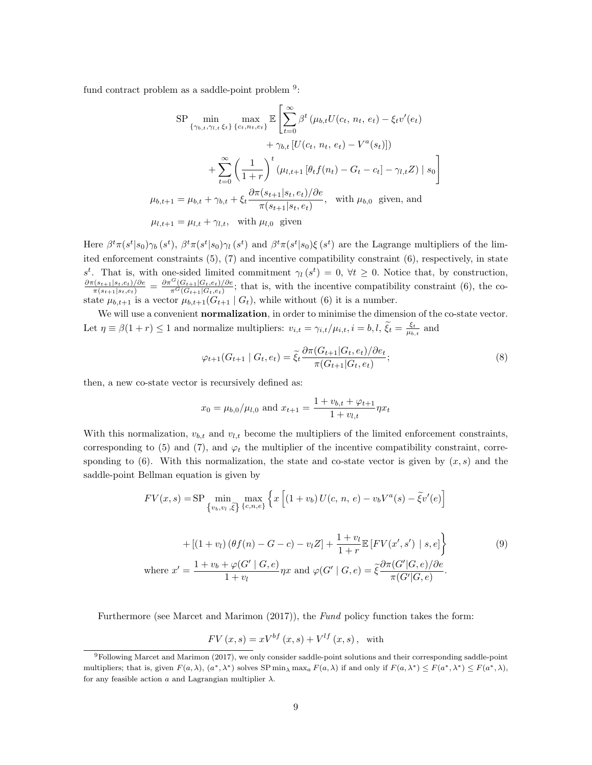fund contract problem as a saddle-point problem [9]:

$$
\begin{aligned}
\text{SP} \min_{\{\gamma_{b,t},\gamma_{l,t}\,\xi_t\}} \max_{\{c_t,n_t,e_t\}} \mathbb{E}\Bigg[\sum_{t=0}^{\infty} \beta^t \left(\mu_{b,t} U(c_t,\, n_t,\, e_t) - \xi_t v'(e_t)\right. \\
\left. + \gamma_{b,t}\left[U(c_t,\, n_t,\, e_t) - V^a(s_t)\right]\right) \\
+ \sum_{t=0}^{\infty}\left(\frac{1}{1+r}\right)^t \left(\mu_{l,t+1}\left[\theta_t f(n_t) - G_t - c_t\right] - \gamma_{l,t} Z\right) \mid s_0\Bigg]
\end{aligned}
$$

$$
\mu_{b,t+1} = \mu_{b,t} + \gamma_{b,t} + \xi_t \frac{\partial \pi(s_{t+1}|s_t,e_t)/\partial e}{\pi(s_{t+1}|s_t,e_t)}, \quad \text{with } \mu_{b,0} \text{ given, and}
$$

$$
\mu_{l,t+1} = \mu_{l,t} + \gamma_{l,t}, \quad \text{with } \mu_{l,0} \text{ given}
$$

Here $\beta^t \pi(s^t|s_0)\gamma_b(s^t)$, $\beta^t \pi(s^t|s_0)\gamma_l(s^t)$ and $\beta^t \pi(s^t|s_0)\xi(s^t)$ are the Lagrange multipliers of the limited enforcement constraints (5), (7) and incentive compatibility constraint (6), respectively, in state $s^t$. That is, with one-sided limited commitment $\gamma_l(s^t) = 0$, $\forall t \geq 0$. Notice that, by construction, $\frac{\partial \pi(s_{t+1}|s_t,e_t)/\partial e}{\pi(s_{t+1}|s_t,e_t)} = \frac{\partial \pi^G(G_{t+1}|G_t,e_t)/\partial e}{\pi^G(G_{t+1}|G_t,e_t)}$; that is, with the incentive compatibility constraint (6), the co-state $\mu_{b,t+1}$ is a vector $\mu_{b,t+1}(G_{t+1} \mid G_t)$, while without (6) it is a number.

We will use a convenient **normalization**, in order to minimise the dimension of the co-state vector. Let $\eta \equiv \beta(1+r) \leq 1$ and normalize multipliers: $v_{i,t} = \gamma_{i,t}/\mu_{i,t}, i = b, l$, $\widetilde{\xi}_t = \frac{\xi_t}{\mu_{b,t}}$ and

$$
\varphi_{t+1}(G_{t+1} \mid G_t, e_t) = \widetilde{\xi}_t \frac{\partial \pi(G_{t+1}|G_t,e_t)/\partial e_t}{\pi(G_{t+1}|G_t,e_t)}; \tag{8}
$$

then, a new co-state vector is recursively defined as:

$$
x_0 = \mu_{b,0}/\mu_{l,0} \text{ and } x_{t+1} = \frac{1 + v_{b,t} + \varphi_{t+1}}{1 + v_{l,t}} \eta x_t
$$

With this normalization, $v_{b,t}$ and $v_{l,t}$ become the multipliers of the limited enforcement constraints, corresponding to (5) and (7), and $\varphi_t$ the multiplier of the incentive compatibility constraint, corresponding to (6). With this normalization, the state and co-state vector is given by $(x, s)$ and the saddle-point Bellman equation is given by

$$
\begin{aligned}
FV(x,s) = \text{SP} \min_{\left\{v_b, v_l, \widetilde{\xi}\right\}} \max_{\{c,n,e\}} \Big\{ x\left[(1+v_b)\, U(c,\, n,\, e) - v_b V^a(s) - \widetilde{\xi} v'(e)\right] \\
+ \left[(1+v_l)\left(\theta f(n) - G - c\right) - v_l Z\right] + \frac{1+v_l}{1+r}\mathbb{E}\left[FV(x',s') \mid s,e\right]\Big\}
\end{aligned} \tag{9}
$$

$$
\text{where } x' = \frac{1 + v_b + \varphi(G' \mid G, e)}{1 + v_l} \eta x \text{ and } \varphi(G' \mid G, e) = \widetilde{\xi} \frac{\partial \pi(G'|G,e)/\partial e}{\pi(G'|G,e)}.
$$

Furthermore (see Marcet and Marimon (2017)), the *Fund* policy function takes the form:

$$
FV(x,s) = xV^{bf}(x,s) + V^{lf}(x,s), \quad \text{with}
$$

[9] Following Marcet and Marimon (2017), we only consider saddle-point solutions and their corresponding saddle-point multipliers; that is, given $F(a,\lambda)$, $(a^*, \lambda^*)$ solves $\text{SP} \min_\lambda \max_a F(a,\lambda)$ if and only if $F(a,\lambda^*) \leq F(a^*,\lambda^*) \leq F(a^*,\lambda)$, for any feasible action $a$ and Lagrangian multiplier $\lambda$.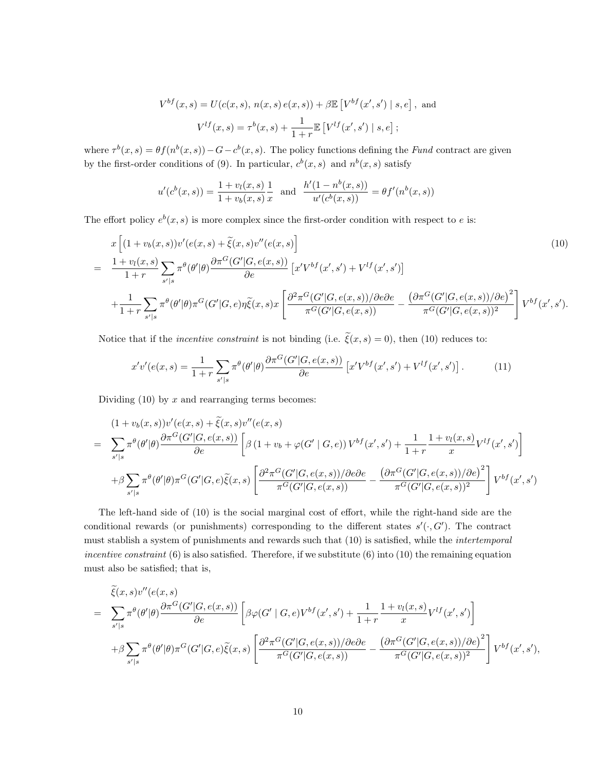$$V^{bf}(x,s) = U(c(x,s),\, n(x,s)\, e(x,s)) + \beta \mathbb{E}\left[V^{bf}(x',s') \mid s,e\right], \text{ and}$$

$$V^{lf}(x,s) = \tau^b(x,s) + \frac{1}{1+r}\mathbb{E}\left[V^{lf}(x',s') \mid s,e\right];$$

where $\tau^b(x,s) = \theta f(n^b(x,s)) - G - c^b(x,s)$. The policy functions defining the *Fund* contract are given by the first-order conditions of (9). In particular, $c^b(x,s)$ and $n^b(x,s)$ satisfy

$$u'(c^b(x,s)) = \frac{1+v_l(x,s)}{1+v_b(x,s)}\frac{1}{x} \quad \text{and} \quad \frac{h'(1-n^b(x,s))}{u'(c^b(x,s))} = \theta f'(n^b(x,s))$$

The effort policy $e^b(x,s)$ is more complex since the first-order condition with respect to $e$ is:

$$\begin{aligned}
& x\left[(1+v_b(x,s))v'(e(x,s) + \widetilde{\xi}(x,s)v''(e(x,s)\right] \qquad (10)\\
= \quad & \frac{1+v_l(x,s)}{1+r}\sum_{s'|s}\pi^\theta(\theta'|\theta)\frac{\partial\pi^G(G'|G,e(x,s))}{\partial e}\left[x'V^{bf}(x',s') + V^{lf}(x',s')\right]\\
& + \frac{1}{1+r}\sum_{s'|s}\pi^\theta(\theta'|\theta)\pi^G(G'|G,e)\eta\widetilde{\xi}(x,s)x\left[\frac{\partial^2\pi^G(G'|G,e(x,s))/\partial e\partial e}{\pi^G(G'|G,e(x,s))} - \frac{\left(\partial\pi^G(G'|G,e(x,s))/\partial e\right)^2}{\pi^G(G'|G,e(x,s))^2}\right]V^{bf}(x',s').
\end{aligned}$$

Notice that if the *incentive constraint* is not binding (i.e. $\widetilde{\xi}(x,s) = 0$), then (10) reduces to:

$$x'v'(e(x,s) = \frac{1}{1+r}\sum_{s'|s}\pi^\theta(\theta'|\theta)\frac{\partial\pi^G(G'|G,e(x,s))}{\partial e}\left[x'V^{bf}(x',s') + V^{lf}(x',s')\right]. \qquad (11)$$

Dividing (10) by $x$ and rearranging terms becomes:

$$\begin{aligned}
& (1+v_b(x,s))v'(e(x,s) + \widetilde{\xi}(x,s)v''(e(x,s)\\
= \quad & \sum_{s'|s}\pi^\theta(\theta'|\theta)\frac{\partial\pi^G(G'|G,e(x,s))}{\partial e}\left[\beta\left(1+v_b+\varphi(G' \mid G,e)\right)V^{bf}(x',s') + \frac{1}{1+r}\frac{1+v_l(x,s)}{x}V^{lf}(x',s')\right]\\
& + \beta\sum_{s'|s}\pi^\theta(\theta'|\theta)\pi^G(G'|G,e)\widetilde{\xi}(x,s)\left[\frac{\partial^2\pi^G(G'|G,e(x,s))/\partial e\partial e}{\pi^G(G'|G,e(x,s))} - \frac{\left(\partial\pi^G(G'|G,e(x,s))/\partial e\right)^2}{\pi^G(G'|G,e(x,s))^2}\right]V^{bf}(x',s')
\end{aligned}$$

The left-hand side of (10) is the social marginal cost of effort, while the right-hand side are the conditional rewards (or punishments) corresponding to the different states $s'(\cdot, G')$. The contract must stablish a system of punishments and rewards such that (10) is satisfied, while the *intertemporal incentive constraint* (6) is also satisfied. Therefore, if we substitute (6) into (10) the remaining equation must also be satisfied; that is,

$$\begin{aligned}
& \widetilde{\xi}(x,s)v''(e(x,s)\\
= \quad & \sum_{s'|s}\pi^\theta(\theta'|\theta)\frac{\partial\pi^G(G'|G,e(x,s))}{\partial e}\left[\beta\varphi(G' \mid G,e)V^{bf}(x',s') + \frac{1}{1+r}\frac{1+v_l(x,s)}{x}V^{lf}(x',s')\right]\\
& + \beta\sum_{s'|s}\pi^\theta(\theta'|\theta)\pi^G(G'|G,e)\widetilde{\xi}(x,s)\left[\frac{\partial^2\pi^G(G'|G,e(x,s))/\partial e\partial e}{\pi^G(G'|G,e(x,s))} - \frac{\left(\partial\pi^G(G'|G,e(x,s))/\partial e\right)^2}{\pi^G(G'|G,e(x,s))^2}\right]V^{bf}(x',s'),
\end{aligned}$$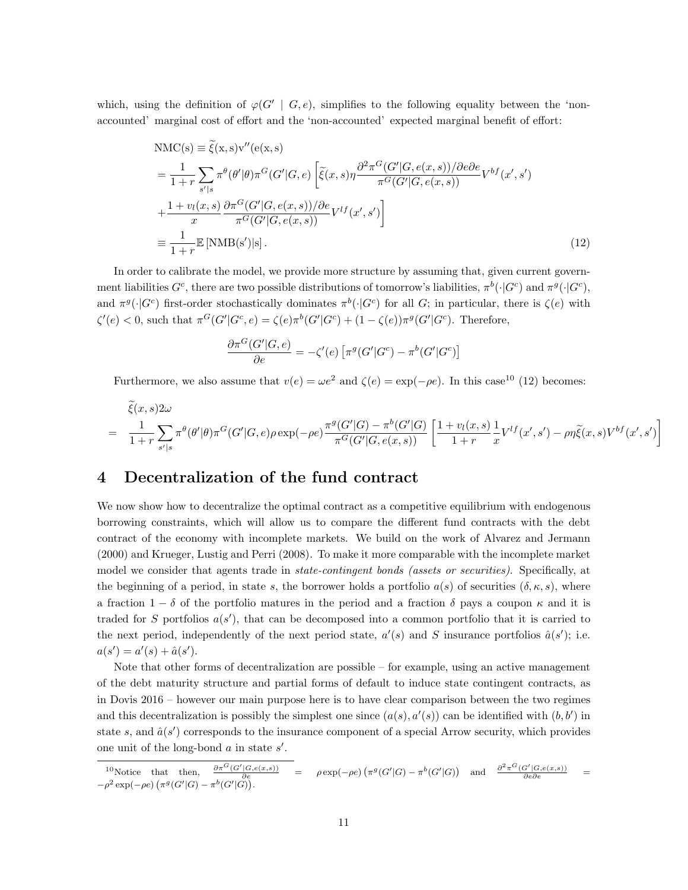which, using the definition of $\varphi(G' \mid G, e)$, simplifies to the following equality between the 'non-accounted' marginal cost of effort and the 'non-accounted' expected marginal benefit of effort:

$$
\begin{aligned}
\mathrm{NMC(s)} &\equiv \widetilde{\xi}(\mathrm{x,s})\mathrm{v}''(\mathrm{e(x,s)}) \\
&= \frac{1}{1+r}\sum_{s'|s}\pi^{\theta}(\theta'|\theta)\pi^{G}(G'|G,e)\left[\widetilde{\xi}(x,s)\eta\frac{\partial^2\pi^{G}(G'|G,e(x,s))/\partial e\partial e}{\pi^{G}(G'|G,e(x,s))}V^{bf}(x',s')\right. \\
&\left.+\frac{1+v_l(x,s)}{x}\frac{\partial\pi^{G}(G'|G,e(x,s))/\partial e}{\pi^{G}(G'|G,e(x,s))}V^{lf}(x',s')\right] \\
&\equiv \frac{1}{1+r}\mathbb{E}\left[\mathrm{NMB(s')|s}\right].
\end{aligned}
\tag{12}
$$

In order to calibrate the model, we provide more structure by assuming that, given current government liabilities $G^c$, there are two possible distributions of tomorrow's liabilities, $\pi^b(\cdot|G^c)$ and $\pi^g(\cdot|G^c)$, and $\pi^g(\cdot|G^c)$ first-order stochastically dominates $\pi^b(\cdot|G^c)$ for all $G$; in particular, there is $\zeta(e)$ with $\zeta'(e) < 0$, such that $\pi^G(G'|G^c, e) = \zeta(e)\pi^b(G'|G^c) + (1-\zeta(e))\pi^g(G'|G^c)$. Therefore,

$$
\frac{\partial\pi^G(G'|G,e)}{\partial e} = -\zeta'(e)\left[\pi^g(G'|G^c) - \pi^b(G'|G^c)\right]
$$

Furthermore, we also assume that $v(e) = \omega e^2$ and $\zeta(e) = \exp(-\rho e)$. In this case[10] (12) becomes:

$$
\begin{aligned}
&\widetilde{\xi}(x,s)2\omega \\
=\;& \frac{1}{1+r}\sum_{s'|s}\pi^{\theta}(\theta'|\theta)\pi^{G}(G'|G,e)\rho\exp(-\rho e)\frac{\pi^g(G'|G)-\pi^b(G'|G)}{\pi^G(G'|G,e(x,s))}\left[\frac{1+v_l(x,s)}{1+r}\frac{1}{x}V^{lf}(x',s') - \rho\eta\widetilde{\xi}(x,s)V^{bf}(x',s')\right]
\end{aligned}
$$

# 4 Decentralization of the fund contract

We now show how to decentralize the optimal contract as a competitive equilibrium with endogenous borrowing constraints, which will allow us to compare the different fund contracts with the debt contract of the economy with incomplete markets. We build on the work of Alvarez and Jermann (2000) and Krueger, Lustig and Perri (2008). To make it more comparable with the incomplete market model we consider that agents trade in *state-contingent bonds (assets or securities)*. Specifically, at the beginning of a period, in state $s$, the borrower holds a portfolio $a(s)$ of securities $(\delta, \kappa, s)$, where a fraction $1-\delta$ of the portfolio matures in the period and a fraction $\delta$ pays a coupon $\kappa$ and it is traded for $S$ portfolios $a(s')$, that can be decomposed into a common portfolio that it is carried to the next period, independently of the next period state, $a'(s)$ and $S$ insurance portfolios $\hat{a}(s')$; i.e. $a(s') = a'(s) + \hat{a}(s')$.

Note that other forms of decentralization are possible – for example, using an active management of the debt maturity structure and partial forms of default to induce state contingent contracts, as in Dovis 2016 – however our main purpose here is to have clear comparison between the two regimes and this decentralization is possibly the simplest one since $(a(s), a'(s))$ can be identified with $(b, b')$ in state $s$, and $\hat{a}(s')$ corresponds to the insurance component of a special Arrow security, which provides one unit of the long-bond $a$ in state $s'$.

[10] Notice that then, $\frac{\partial\pi^G(G'|G,e(x,s))}{\partial e} = \rho\exp(-\rho e)\left(\pi^g(G'|G) - \pi^b(G'|G)\right)$ and $\frac{\partial^2\pi^G(G'|G,e(x,s))}{\partial e\partial e} = -\rho^2\exp(-\rho e)\left(\pi^g(G'|G) - \pi^b(G'|G)\right)$.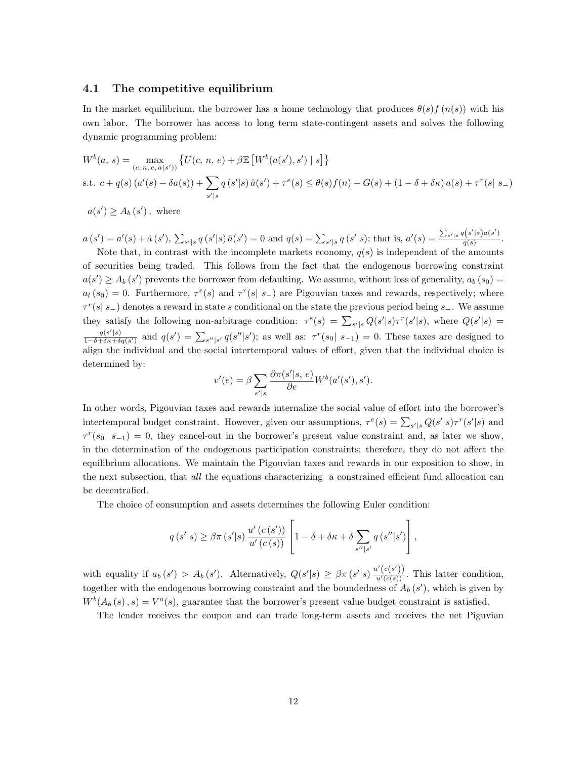### 4.1 The competitive equilibrium

In the market equilibrium, the borrower has a home technology that produces $\theta(s)f(n(s))$ with his own labor. The borrower has access to long term state-contingent assets and solves the following dynamic programming problem:

$$W^b(a, s) = \max_{(c,\, n,\, e,\, a(s'))} \left\{ U(c, n, e) + \beta \mathbb{E}\left[ W^b(a(s'), s') \mid s \right] \right\}$$

$$\text{s.t. } c + q(s)\left(a'(s) - \delta a(s)\right) + \sum_{s'|s} q\left(s'|s\right) \hat{a}(s') + \tau^e(s) \leq \theta(s) f(n) - G(s) + \left(1 - \delta + \delta\kappa\right) a(s) + \tau^r(s|\, s_-)$$

$$a(s') \geq A_b\left(s'\right), \text{ where}$$

$a\left(s'\right) = a'(s) + \hat{a}\left(s'\right)$, $\sum_{s'|s} q\left(s'|s\right) \hat{a}(s') = 0$ and $q(s) = \sum_{s'|s} q\left(s'|s\right)$; that is, $a'(s) = \frac{\sum_{s'|s} q\left(s'|s\right) a(s')}{q(s)}$.

Note that, in contrast with the incomplete markets economy, $q(s)$ is independent of the amounts of securities being traded. This follows from the fact that the endogenous borrowing constraint $a(s') \geq A_b\left(s'\right)$ prevents the borrower from defaulting. We assume, without loss of generality, $a_b\left(s_0\right) = a_l\left(s_0\right) = 0$. Furthermore, $\tau^e(s)$ and $\tau^r(s|\, s_-)$ are Pigouvian taxes and rewards, respectively; where $\tau^r(s|\, s_-)$ denotes a reward in state $s$ conditional on the state the previous period being $s_-$. We assume they satisfy the following non-arbitrage condition: $\tau^e(s) = \sum_{s'|s} Q(s'|s) \tau^r(s'|s)$, where $Q(s'|s) = \frac{q(s'|s)}{1-\delta+\delta\kappa+\delta q(s')}$ and $q(s') = \sum_{s''|s'} q(s''|s')$; as well as: $\tau^r(s_0|\, s_{-1}) = 0$. These taxes are designed to align the individual and the social intertemporal values of effort, given that the individual choice is determined by:

$$v'(e) = \beta \sum_{s'|s} \frac{\partial \pi(s'|s,\, e)}{\partial e} W^b(a'(s'), s').$$

In other words, Pigouvian taxes and rewards internalize the social value of effort into the borrower's intertemporal budget constraint. However, given our assumptions, $\tau^e(s) = \sum_{s'|s} Q(s'|s) \tau^r(s'|s)$ and $\tau^r(s_0|\, s_{-1}) = 0$, they cancel-out in the borrower's present value constraint and, as later we show, in the determination of the endogenous participation constraints; therefore, they do not affect the equilibrium allocations. We maintain the Pigouvian taxes and rewards in our exposition to show, in the next subsection, that *all* the equations characterizing a constrained efficient fund allocation can be decentralied.

The choice of consumption and assets determines the following Euler condition:

$$q\left(s'|s\right) \geq \beta \pi\left(s'|s\right) \frac{u'\left(c\left(s'\right)\right)}{u'\left(c\left(s\right)\right)} \left[ 1 - \delta + \delta\kappa + \delta \sum_{s''|s'} q\left(s''|s'\right) \right],$$

with equality if $a_b\left(s'\right) > A_b\left(s'\right)$. Alternatively, $Q(s'|s) \geq \beta \pi\left(s'|s\right) \frac{u'\left(c\left(s'\right)\right)}{u'\left(c(s)\right)}$. This latter condition, together with the endogenous borrowing constraint and the boundedness of $A_b\left(s'\right)$, which is given by $W^b(A_b\left(s\right), s) = V^a(s)$, guarantee that the borrower's present value budget constraint is satisfied.

The lender receives the coupon and can trade long-term assets and receives the net Piguvian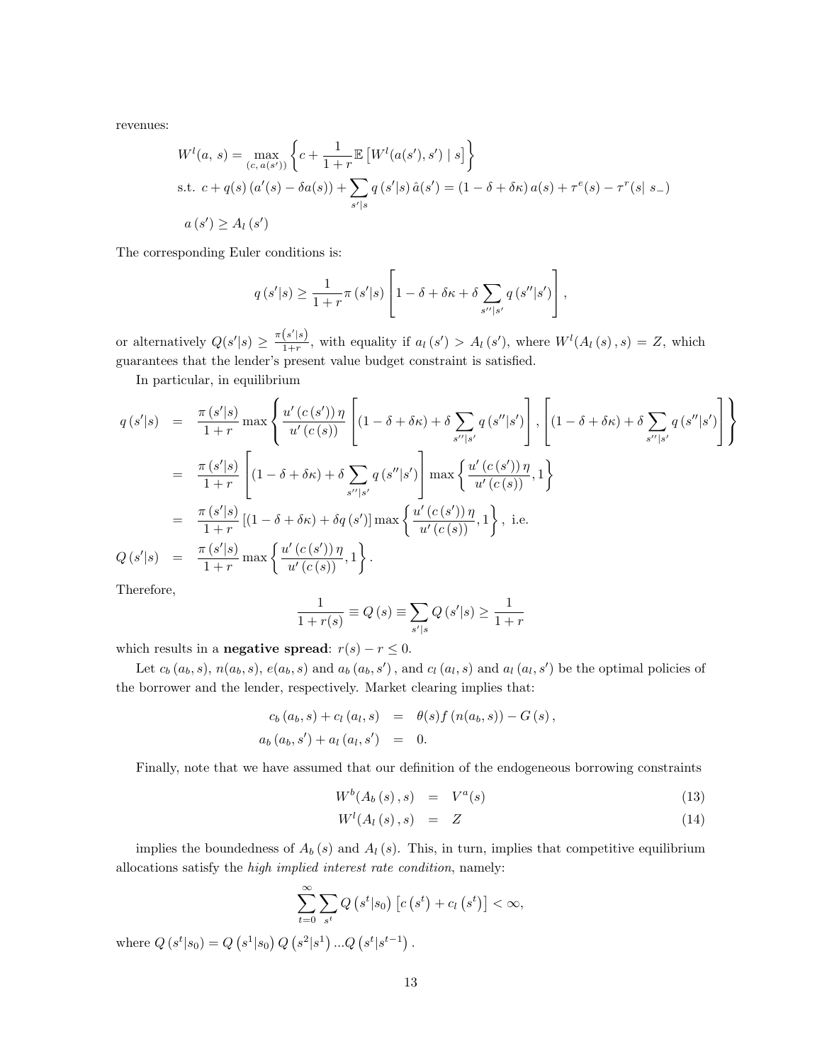revenues:

$$
\begin{aligned}
& W^l(a,\, s) = \max_{(c,\, a(s'))} \left\{ c + \frac{1}{1+r} \mathbb{E}\left[ W^l(a(s'),\, s') \mid s \right] \right\} \\
& \text{s.t. } c + q(s)\left(a'(s) - \delta a(s)\right) + \sum_{s'|s} q\left(s'|s\right) \hat{a}(s') = \left(1 - \delta + \delta\kappa\right) a(s) + \tau^e(s) - \tau^r(s|\ s_-) \\
& \quad a\left(s'\right) \geq A_l\left(s'\right)
\end{aligned}
$$

The corresponding Euler conditions is:

$$
q\left(s'|s\right) \geq \frac{1}{1+r} \pi\left(s'|s\right) \left[ 1 - \delta + \delta\kappa + \delta \sum_{s''|s'} q\left(s''|s'\right) \right],
$$

or alternatively $Q(s'|s) \geq \frac{\pi\left(s'|s\right)}{1+r}$, with equality if $a_l\left(s'\right) > A_l\left(s'\right)$, where $W^l(A_l\left(s\right), s) = Z$, which guarantees that the lender's present value budget constraint is satisfied.

In particular, in equilibrium

$$
\begin{aligned}
q\left(s'|s\right) &= \frac{\pi\left(s'|s\right)}{1+r} \max\left\{ \frac{u'\left(c\left(s'\right)\right)\eta}{u'\left(c\left(s\right)\right)} \left[ \left(1 - \delta + \delta\kappa\right) + \delta \sum_{s''|s'} q\left(s''|s'\right) \right], \left[ \left(1 - \delta + \delta\kappa\right) + \delta \sum_{s''|s'} q\left(s''|s'\right) \right] \right\} \\
&= \frac{\pi\left(s'|s\right)}{1+r} \left[ \left(1 - \delta + \delta\kappa\right) + \delta \sum_{s''|s'} q\left(s''|s'\right) \right] \max\left\{ \frac{u'\left(c\left(s'\right)\right)\eta}{u'\left(c\left(s\right)\right)}, 1 \right\} \\
&= \frac{\pi\left(s'|s\right)}{1+r} \left[ \left(1 - \delta + \delta\kappa\right) + \delta q\left(s'\right) \right] \max\left\{ \frac{u'\left(c\left(s'\right)\right)\eta}{u'\left(c\left(s\right)\right)}, 1 \right\}, \text{ i.e.} \\
Q\left(s'|s\right) &= \frac{\pi\left(s'|s\right)}{1+r} \max\left\{ \frac{u'\left(c\left(s'\right)\right)\eta}{u'\left(c\left(s\right)\right)}, 1 \right\}.
\end{aligned}
$$

Therefore,

$$
\frac{1}{1+r(s)} \equiv Q\left(s\right) \equiv \sum_{s'|s} Q\left(s'|s\right) \geq \frac{1}{1+r}
$$

which results in a **negative spread**: $r(s) - r \leq 0$.

Let $c_b\left(a_b, s\right)$, $n(a_b, s)$, $e(a_b, s)$ and $a_b\left(a_b, s'\right)$, and $c_l\left(a_l, s\right)$ and $a_l\left(a_l, s'\right)$ be the optimal policies of the borrower and the lender, respectively. Market clearing implies that:

$$
\begin{aligned}
c_b\left(a_b, s\right) + c_l\left(a_l, s\right) &= \theta(s) f\left(n(a_b, s)\right) - G\left(s\right), \\
a_b\left(a_b, s'\right) + a_l\left(a_l, s'\right) &= 0.
\end{aligned}
$$

Finally, note that we have assumed that our definition of the endogeneous borrowing constraints

$$
W^b(A_b\left(s\right), s) = V^a(s) \tag{13}
$$

$$
W^l(A_l\left(s\right), s) = Z \tag{14}
$$

implies the boundedness of $A_b\left(s\right)$ and $A_l\left(s\right)$. This, in turn, implies that competitive equilibrium allocations satisfy the *high implied interest rate condition*, namely:

$$
\sum_{t=0}^{\infty} \sum_{s^t} Q\left(s^t|s_0\right) \left[ c\left(s^t\right) + c_l\left(s^t\right) \right] < \infty,
$$

where $Q\left(s^t|s_0\right) = Q\left(s^1|s_0\right) Q\left(s^2|s^1\right) ... Q\left(s^t|s^{t-1}\right)$.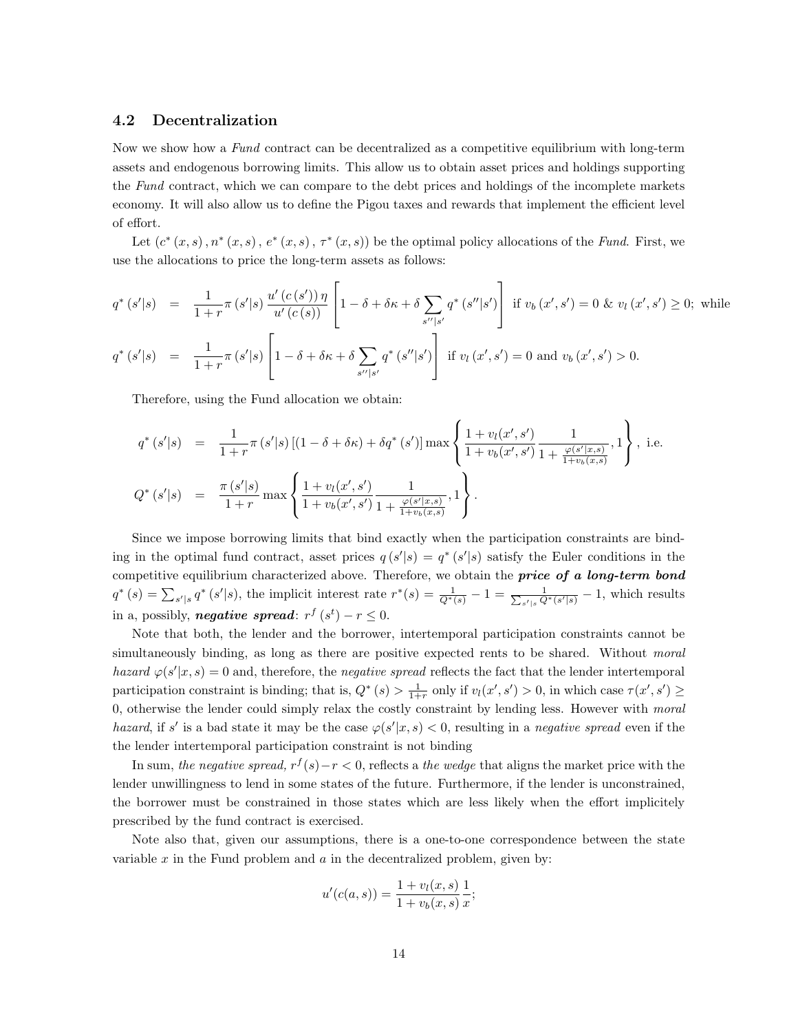### 4.2 Decentralization

Now we show how a *Fund* contract can be decentralized as a competitive equilibrium with long-term assets and endogenous borrowing limits. This allow us to obtain asset prices and holdings supporting the *Fund* contract, which we can compare to the debt prices and holdings of the incomplete markets economy. It will also allow us to define the Pigou taxes and rewards that implement the efficient level of effort.

Let $(c^*(x,s), n^*(x,s), e^*(x,s), \tau^*(x,s))$ be the optimal policy allocations of the *Fund*. First, we use the allocations to price the long-term assets as follows:

$$q^*(s'|s) = \frac{1}{1+r}\pi(s'|s)\frac{u'(c(s'))\eta}{u'(c(s))}\left[1-\delta+\delta\kappa+\delta\sum_{s''|s'}q^*(s''|s')\right] \text{ if } v_b(x',s')=0 \text{ \& } v_l(x',s')\geq 0; \text{ while}$$

$$q^*(s'|s) = \frac{1}{1+r}\pi(s'|s)\left[1-\delta+\delta\kappa+\delta\sum_{s''|s'}q^*(s''|s')\right] \text{ if } v_l(x',s')=0 \text{ and } v_b(x',s')>0.$$

Therefore, using the Fund allocation we obtain:

$$q^*(s'|s) = \frac{1}{1+r}\pi(s'|s)\left[(1-\delta+\delta\kappa)+\delta q^*(s')\right]\max\left\{\frac{1+v_l(x',s')}{1+v_b(x',s')}\frac{1}{1+\frac{\varphi(s'|x,s)}{1+v_b(x,s)}},1\right\}, \text{ i.e.}$$

$$Q^*(s'|s) = \frac{\pi(s'|s)}{1+r}\max\left\{\frac{1+v_l(x',s')}{1+v_b(x',s')}\frac{1}{1+\frac{\varphi(s'|x,s)}{1+v_b(x,s)}},1\right\}.$$

Since we impose borrowing limits that bind exactly when the participation constraints are binding in the optimal fund contract, asset prices $q(s'|s)=q^*(s'|s)$ satisfy the Euler conditions in the competitive equilibrium characterized above. Therefore, we obtain the ***price of a long-term bond*** $q^*(s)=\sum_{s'|s}q^*(s'|s)$, the implicit interest rate $r^*(s)=\frac{1}{Q^*(s)}-1=\frac{1}{\sum_{s'|s}Q^*(s'|s)}-1$, which results in a, possibly, ***negative spread***: $r^f(s^t)-r\leq 0$.

Note that both, the lender and the borrower, intertemporal participation constraints cannot be simultaneously binding, as long as there are positive expected rents to be shared. Without *moral hazard* $\varphi(s'|x,s)=0$ and, therefore, the *negative spread* reflects the fact that the lender intertemporal participation constraint is binding; that is, $Q^*(s)>\frac{1}{1+r}$ only if $v_l(x',s')>0$, in which case $\tau(x',s')\geq 0$, otherwise the lender could simply relax the costly constraint by lending less. However with *moral hazard*, if $s'$ is a bad state it may be the case $\varphi(s'|x,s)<0$, resulting in a *negative spread* even if the the lender intertemporal participation constraint is not binding

In sum, *the negative spread,* $r^f(s)-r<0$, reflects a *the wedge* that aligns the market price with the lender unwillingness to lend in some states of the future. Furthermore, if the lender is unconstrained, the borrower must be constrained in those states which are less likely when the effort implicitely prescribed by the fund contract is exercised.

Note also that, given our assumptions, there is a one-to-one correspondence between the state variable $x$ in the Fund problem and $a$ in the decentralized problem, given by:

$$u'(c(a,s))=\frac{1+v_l(x,s)}{1+v_b(x,s)}\frac{1}{x};$$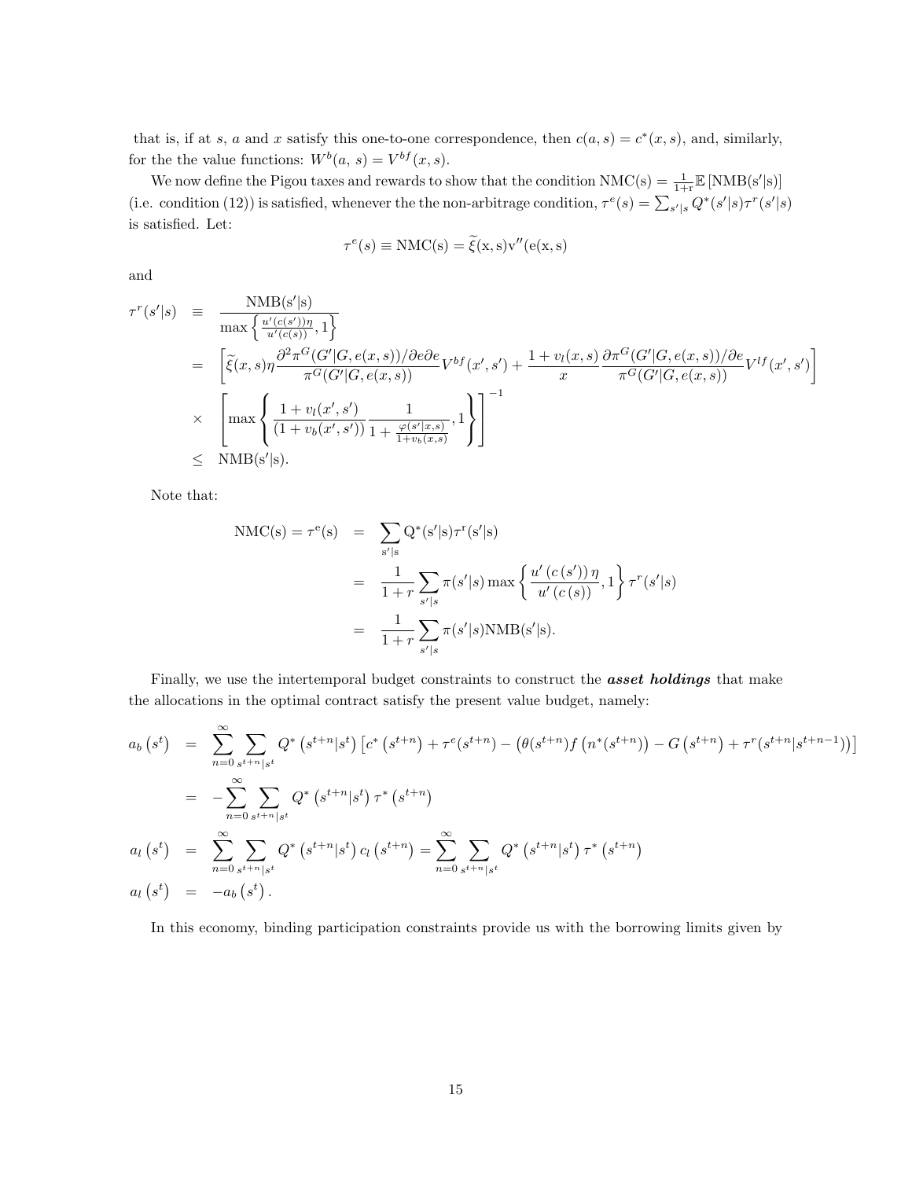that is, if at $s$, $a$ and $x$ satisfy this one-to-one correspondence, then $c(a,s) = c^*(x,s)$, and, similarly, for the the value functions: $W^b(a,\, s) = V^{bf}(x,s)$.

We now define the Pigou taxes and rewards to show that the condition $\mathrm{NMC(s)} = \frac{1}{1+\mathrm{r}}\mathbb{E}\left[\mathrm{NMB(s'|s)}\right]$ (i.e. condition (12)) is satisfied, whenever the the non-arbitrage condition, $\tau^e(s) = \sum_{s'|s} Q^*(s'|s)\tau^r(s'|s)$ is satisfied. Let:

$$\tau^e(s) \equiv \mathrm{NMC(s)} = \widetilde{\xi}(\mathrm{x,s})\mathrm{v''(e(x,s)}$$

and

$$\begin{aligned}
\tau^r(s'|s) \quad &\equiv \quad \frac{\mathrm{NMB(s'|s)}}{\max\left\{\frac{u'(c(s'))\eta}{u'(c(s))},1\right\}} \\
&= \quad \left[\widetilde{\xi}(x,s)\eta\frac{\partial^2\pi^G(G'|G,e(x,s))/\partial e\partial e}{\pi^G(G'|G,e(x,s))}V^{bf}(x',s') + \frac{1+v_l(x,s)}{x}\frac{\partial\pi^G(G'|G,e(x,s))/\partial e}{\pi^G(G'|G,e(x,s))}V^{lf}(x',s')\right] \\
&\times \quad \left[\max\left\{\frac{1+v_l(x',s')}{(1+v_b(x',s'))}\frac{1}{1+\frac{\varphi(s'|x,s)}{1+v_b(x,s)}},1\right\}\right]^{-1} \\
&\leq \quad \mathrm{NMB(s'|s)}.
\end{aligned}$$

Note that:

$$\begin{aligned}
\mathrm{NMC(s)} = \tau^{\mathrm{e}}(\mathrm{s}) \quad &= \quad \sum_{\mathrm{s'|s}} \mathrm{Q^*(s'|s)\tau^r(s'|s)} \\
&= \quad \frac{1}{1+r}\sum_{s'|s}\pi(s'|s)\max\left\{\frac{u'\left(c\left(s'\right)\right)\eta}{u'\left(c\left(s\right)\right)},1\right\}\tau^r(s'|s) \\
&= \quad \frac{1}{1+r}\sum_{s'|s}\pi(s'|s)\mathrm{NMB(s'|s)}.
\end{aligned}$$

Finally, we use the intertemporal budget constraints to construct the ***asset holdings*** that make the allocations in the optimal contract satisfy the present value budget, namely:

$$\begin{aligned}
a_b\left(s^t\right) \quad &= \quad \sum_{n=0}^{\infty}\sum_{s^{t+n}|s^t} Q^*\left(s^{t+n}|s^t\right)\left[c^*\left(s^{t+n}\right) + \tau^e(s^{t+n}) - \left(\theta(s^{t+n})f\left(n^*(s^{t+n})\right) - G\left(s^{t+n}\right) + \tau^r(s^{t+n}|s^{t+n-1})\right)\right] \\
&= \quad -\sum_{n=0}^{\infty}\sum_{s^{t+n}|s^t} Q^*\left(s^{t+n}|s^t\right)\tau^*\left(s^{t+n}\right) \\
a_l\left(s^t\right) \quad &= \quad \sum_{n=0}^{\infty}\sum_{s^{t+n}|s^t} Q^*\left(s^{t+n}|s^t\right)c_l\left(s^{t+n}\right) = \sum_{n=0}^{\infty}\sum_{s^{t+n}|s^t} Q^*\left(s^{t+n}|s^t\right)\tau^*\left(s^{t+n}\right) \\
a_l\left(s^t\right) \quad &= \quad -a_b\left(s^t\right).
\end{aligned}$$

In this economy, binding participation constraints provide us with the borrowing limits given by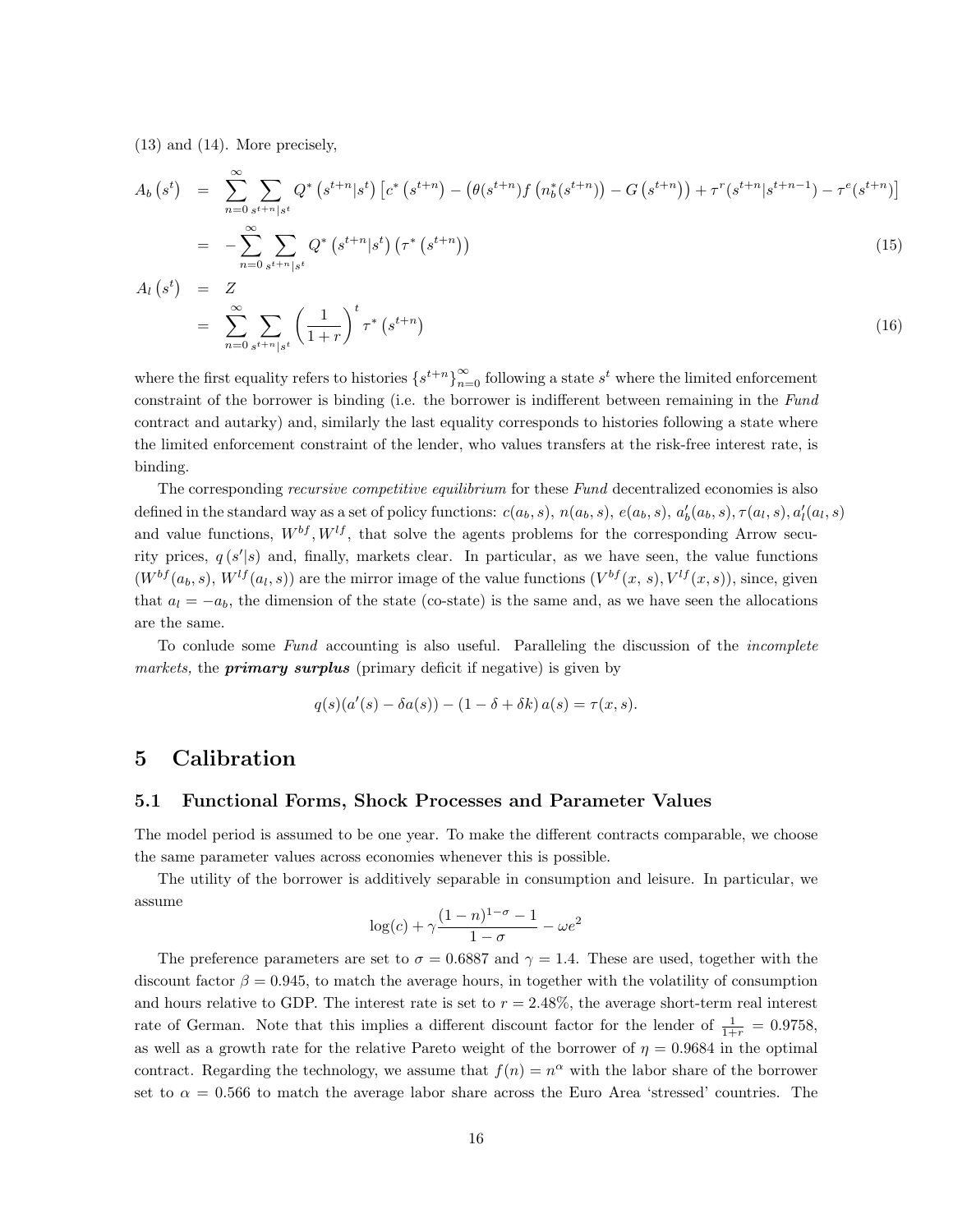(13) and (14). More precisely,

$$
\begin{aligned}
A_b\left(s^t\right) &= \sum_{n=0}^{\infty} \sum_{s^{t+n}|s^t} Q^*\left(s^{t+n}|s^t\right)\left[c^*\left(s^{t+n}\right) - \left(\theta(s^{t+n}) f\left(n_b^*(s^{t+n})\right) - G\left(s^{t+n}\right)\right) + \tau^r(s^{t+n}|s^{t+n-1}) - \tau^e(s^{t+n})\right] \\
&= -\sum_{n=0}^{\infty} \sum_{s^{t+n}|s^t} Q^*\left(s^{t+n}|s^t\right)\left(\tau^*\left(s^{t+n}\right)\right) \qquad (15)\\
A_l\left(s^t\right) &= Z \\
&= \sum_{n=0}^{\infty} \sum_{s^{t+n}|s^t} \left(\frac{1}{1+r}\right)^t \tau^*\left(s^{t+n}\right) \qquad (16)
\end{aligned}
$$

where the first equality refers to histories $\{s^{t+n}\}_{n=0}^{\infty}$ following a state $s^t$ where the limited enforcement constraint of the borrower is binding (i.e. the borrower is indifferent between remaining in the *Fund* contract and autarky) and, similarly the last equality corresponds to histories following a state where the limited enforcement constraint of the lender, who values transfers at the risk-free interest rate, is binding.

The corresponding *recursive competitive equilibrium* for these *Fund* decentralized economies is also defined in the standard way as a set of policy functions: $c(a_b, s)$, $n(a_b, s)$, $e(a_b, s)$, $a_b'(a_b, s)$, $\tau(a_l, s)$, $a_l'(a_l, s)$ and value functions, $W^{bf}, W^{lf}$, that solve the agents problems for the corresponding Arrow security prices, $q(s'|s)$ and, finally, markets clear. In particular, as we have seen, the value functions $(W^{bf}(a_b, s), W^{lf}(a_l, s))$ are the mirror image of the value functions $(V^{bf}(x, s), V^{lf}(x, s))$, since, given that $a_l = -a_b$, the dimension of the state (co-state) is the same and, as we have seen the allocations are the same.

To conlude some *Fund* accounting is also useful. Paralleling the discussion of the *incomplete markets,* the ***primary surplus*** (primary deficit if negative) is given by

$$
q(s)(a'(s) - \delta a(s)) - (1 - \delta + \delta k)\, a(s) = \tau(x, s).
$$

# 5 Calibration

## 5.1 Functional Forms, Shock Processes and Parameter Values

The model period is assumed to be one year. To make the different contracts comparable, we choose the same parameter values across economies whenever this is possible.

The utility of the borrower is additively separable in consumption and leisure. In particular, we assume

$$
\log(c) + \gamma \frac{(1-n)^{1-\sigma} - 1}{1-\sigma} - \omega e^2
$$

The preference parameters are set to $\sigma = 0.6887$ and $\gamma = 1.4$. These are used, together with the discount factor $\beta = 0.945$, to match the average hours, in together with the volatility of consumption and hours relative to GDP. The interest rate is set to $r = 2.48\%$, the average short-term real interest rate of German. Note that this implies a different discount factor for the lender of $\frac{1}{1+r} = 0.9758$, as well as a growth rate for the relative Pareto weight of the borrower of $\eta = 0.9684$ in the optimal contract. Regarding the technology, we assume that $f(n) = n^{\alpha}$ with the labor share of the borrower set to $\alpha = 0.566$ to match the average labor share across the Euro Area 'stressed' countries. The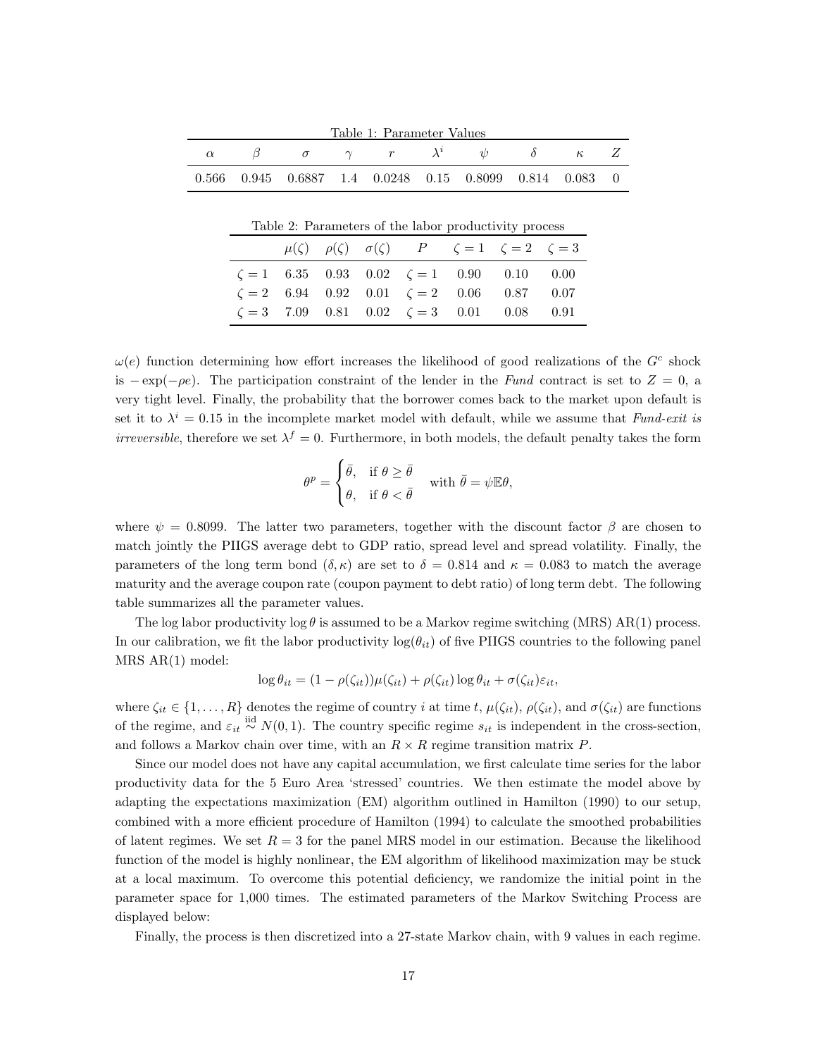Table 1: Parameter Values

| $\alpha$ | $\beta$ | $\sigma$ | $\gamma$ | $r$ | $\lambda^i$ | $\psi$ | $\delta$ | $\kappa$ | $Z$ |
|---|---|---|---|---|---|---|---|---|---|
| 0.566 | 0.945 | 0.6887 | 1.4 | 0.0248 | 0.15 | 0.8099 | 0.814 | 0.083 | 0 |

Table 2: Parameters of the labor productivity process

| | $\mu(\zeta)$ | $\rho(\zeta)$ | $\sigma(\zeta)$ | $P$ | $\zeta=1$ | $\zeta=2$ | $\zeta=3$ |
|---|---|---|---|---|---|---|---|
| $\zeta=1$ | 6.35 | 0.93 | 0.02 | $\zeta=1$ | 0.90 | 0.10 | 0.00 |
| $\zeta=2$ | 6.94 | 0.92 | 0.01 | $\zeta=2$ | 0.06 | 0.87 | 0.07 |
| $\zeta=3$ | 7.09 | 0.81 | 0.02 | $\zeta=3$ | 0.01 | 0.08 | 0.91 |

$\omega(e)$ function determining how effort increases the likelihood of good realizations of the $G^c$ shock is $-\exp(-\rho e)$. The participation constraint of the lender in the *Fund* contract is set to $Z = 0$, a very tight level. Finally, the probability that the borrower comes back to the market upon default is set it to $\lambda^i = 0.15$ in the incomplete market model with default, while we assume that *Fund-exit is irreversible*, therefore we set $\lambda^f = 0$. Furthermore, in both models, the default penalty takes the form

$$\theta^p = \begin{cases} \bar{\theta}, & \text{if } \theta \geq \bar{\theta} \\ \theta, & \text{if } \theta < \bar{\theta} \end{cases} \quad \text{with } \bar{\theta} = \psi \mathbb{E}\theta,$$

where $\psi = 0.8099$. The latter two parameters, together with the discount factor $\beta$ are chosen to match jointly the PIIGS average debt to GDP ratio, spread level and spread volatility. Finally, the parameters of the long term bond $(\delta, \kappa)$ are set to $\delta = 0.814$ and $\kappa = 0.083$ to match the average maturity and the average coupon rate (coupon payment to debt ratio) of long term debt. The following table summarizes all the parameter values.

The log labor productivity $\log\theta$ is assumed to be a Markov regime switching (MRS) AR(1) process. In our calibration, we fit the labor productivity $\log(\theta_{it})$ of five PIIGS countries to the following panel MRS AR(1) model:

$$\log\theta_{it} = (1 - \rho(\zeta_{it}))\mu(\zeta_{it}) + \rho(\zeta_{it})\log\theta_{it} + \sigma(\zeta_{it})\varepsilon_{it},$$

where $\zeta_{it} \in \{1, \ldots, R\}$ denotes the regime of country $i$ at time $t$, $\mu(\zeta_{it})$, $\rho(\zeta_{it})$, and $\sigma(\zeta_{it})$ are functions of the regime, and $\varepsilon_{it} \overset{\text{iid}}{\sim} N(0, 1)$. The country specific regime $s_{it}$ is independent in the cross-section, and follows a Markov chain over time, with an $R \times R$ regime transition matrix $P$.

Since our model does not have any capital accumulation, we first calculate time series for the labor productivity data for the 5 Euro Area 'stressed' countries. We then estimate the model above by adapting the expectations maximization (EM) algorithm outlined in Hamilton (1990) to our setup, combined with a more efficient procedure of Hamilton (1994) to calculate the smoothed probabilities of latent regimes. We set $R = 3$ for the panel MRS model in our estimation. Because the likelihood function of the model is highly nonlinear, the EM algorithm of likelihood maximization may be stuck at a local maximum. To overcome this potential deficiency, we randomize the initial point in the parameter space for 1,000 times. The estimated parameters of the Markov Switching Process are displayed below:

Finally, the process is then discretized into a 27-state Markov chain, with 9 values in each regime.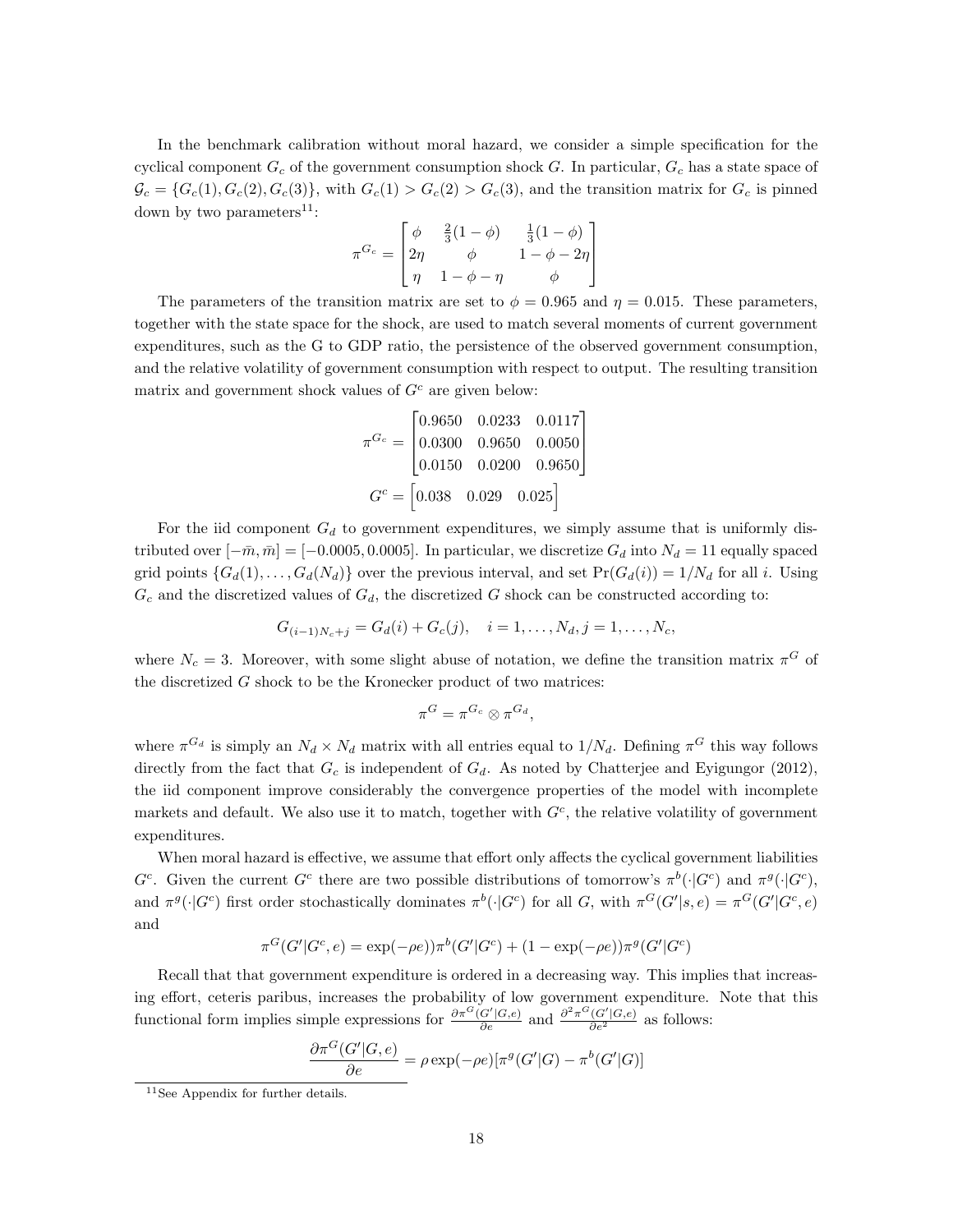In the benchmark calibration without moral hazard, we consider a simple specification for the cyclical component $G_c$ of the government consumption shock $G$. In particular, $G_c$ has a state space of $\mathcal{G}_c = \{G_c(1), G_c(2), G_c(3)\}$, with $G_c(1) > G_c(2) > G_c(3)$, and the transition matrix for $G_c$ is pinned down by two parameters[11]:

$$\pi^{G_c} = \begin{bmatrix} \phi & \frac{2}{3}(1-\phi) & \frac{1}{3}(1-\phi) \\ 2\eta & \phi & 1-\phi-2\eta \\ \eta & 1-\phi-\eta & \phi \end{bmatrix}$$

The parameters of the transition matrix are set to $\phi = 0.965$ and $\eta = 0.015$. These parameters, together with the state space for the shock, are used to match several moments of current government expenditures, such as the G to GDP ratio, the persistence of the observed government consumption, and the relative volatility of government consumption with respect to output. The resulting transition matrix and government shock values of $G^c$ are given below:

$$\pi^{G_c} = \begin{bmatrix} 0.9650 & 0.0233 & 0.0117 \\ 0.0300 & 0.9650 & 0.0050 \\ 0.0150 & 0.0200 & 0.9650 \end{bmatrix}$$

$$G^c = \begin{bmatrix} 0.038 & 0.029 & 0.025 \end{bmatrix}$$

For the iid component $G_d$ to government expenditures, we simply assume that is uniformly distributed over $[-\bar{m}, \bar{m}] = [-0.0005, 0.0005]$. In particular, we discretize $G_d$ into $N_d = 11$ equally spaced grid points $\{G_d(1), \ldots, G_d(N_d)\}$ over the previous interval, and set $\Pr(G_d(i)) = 1/N_d$ for all $i$. Using $G_c$ and the discretized values of $G_d$, the discretized $G$ shock can be constructed according to:

$$G_{(i-1)N_c+j} = G_d(i) + G_c(j), \quad i = 1, \ldots, N_d, j = 1, \ldots, N_c,$$

where $N_c = 3$. Moreover, with some slight abuse of notation, we define the transition matrix $\pi^G$ of the discretized $G$ shock to be the Kronecker product of two matrices:

$$\pi^G = \pi^{G_c} \otimes \pi^{G_d},$$

where $\pi^{G_d}$ is simply an $N_d \times N_d$ matrix with all entries equal to $1/N_d$. Defining $\pi^G$ this way follows directly from the fact that $G_c$ is independent of $G_d$. As noted by Chatterjee and Eyigungor (2012), the iid component improve considerably the convergence properties of the model with incomplete markets and default. We also use it to match, together with $G^c$, the relative volatility of government expenditures.

When moral hazard is effective, we assume that effort only affects the cyclical government liabilities $G^c$. Given the current $G^c$ there are two possible distributions of tomorrow's $\pi^b(\cdot|G^c)$ and $\pi^g(\cdot|G^c)$, and $\pi^g(\cdot|G^c)$ first order stochastically dominates $\pi^b(\cdot|G^c)$ for all $G$, with $\pi^G(G'|s, e) = \pi^G(G'|G^c, e)$ and

$$\pi^G(G'|G^c, e) = \exp(-\rho e)\pi^b(G'|G^c) + (1 - \exp(-\rho e))\pi^g(G'|G^c)$$

Recall that that government expenditure is ordered in a decreasing way. This implies that increasing effort, ceteris paribus, increases the probability of low government expenditure. Note that this functional form implies simple expressions for $\frac{\partial \pi^G(G'|G,e)}{\partial e}$ and $\frac{\partial^2 \pi^G(G'|G,e)}{\partial e^2}$ as follows:

$$\frac{\partial \pi^G(G'|G, e)}{\partial e} = \rho \exp(-\rho e)[\pi^g(G'|G) - \pi^b(G'|G)]$$

[11] See Appendix for further details.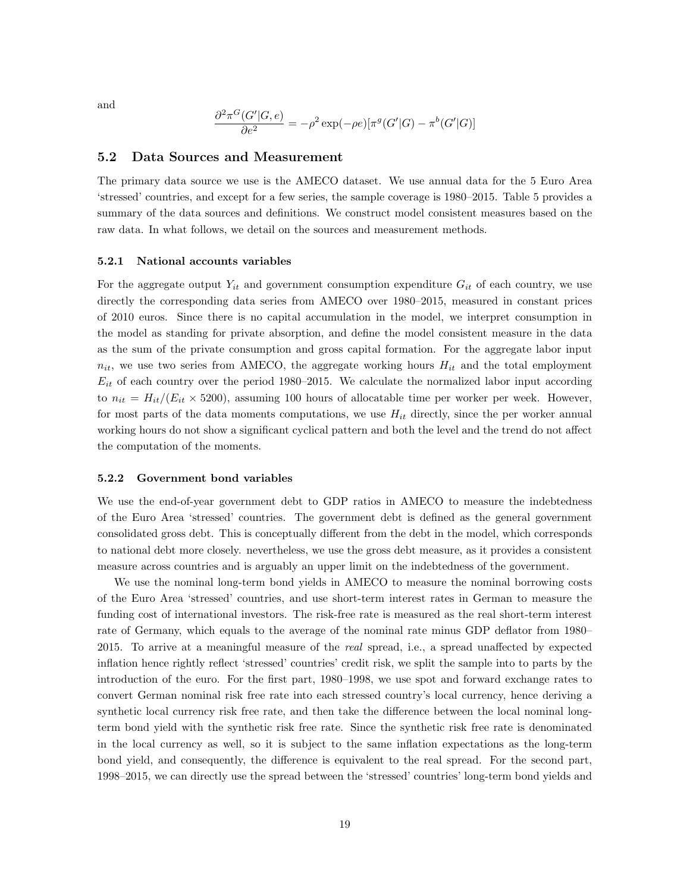and

$$\frac{\partial^2 \pi^G(G'|G,e)}{\partial e^2} = -\rho^2 \exp(-\rho e)[\pi^g(G'|G) - \pi^b(G'|G)]$$

## 5.2 Data Sources and Measurement

The primary data source we use is the AMECO dataset. We use annual data for the 5 Euro Area 'stressed' countries, and except for a few series, the sample coverage is 1980–2015. Table 5 provides a summary of the data sources and definitions. We construct model consistent measures based on the raw data. In what follows, we detail on the sources and measurement methods.

### 5.2.1 National accounts variables

For the aggregate output $Y_{it}$ and government consumption expenditure $G_{it}$ of each country, we use directly the corresponding data series from AMECO over 1980–2015, measured in constant prices of 2010 euros. Since there is no capital accumulation in the model, we interpret consumption in the model as standing for private absorption, and define the model consistent measure in the data as the sum of the private consumption and gross capital formation. For the aggregate labor input $n_{it}$, we use two series from AMECO, the aggregate working hours $H_{it}$ and the total employment $E_{it}$ of each country over the period 1980–2015. We calculate the normalized labor input according to $n_{it} = H_{it}/(E_{it} \times 5200)$, assuming 100 hours of allocatable time per worker per week. However, for most parts of the data moments computations, we use $H_{it}$ directly, since the per worker annual working hours do not show a significant cyclical pattern and both the level and the trend do not affect the computation of the moments.

### 5.2.2 Government bond variables

We use the end-of-year government debt to GDP ratios in AMECO to measure the indebtedness of the Euro Area 'stressed' countries. The government debt is defined as the general government consolidated gross debt. This is conceptually different from the debt in the model, which corresponds to national debt more closely. nevertheless, we use the gross debt measure, as it provides a consistent measure across countries and is arguably an upper limit on the indebtedness of the government.

We use the nominal long-term bond yields in AMECO to measure the nominal borrowing costs of the Euro Area 'stressed' countries, and use short-term interest rates in German to measure the funding cost of international investors. The risk-free rate is measured as the real short-term interest rate of Germany, which equals to the average of the nominal rate minus GDP deflator from 1980–2015. To arrive at a meaningful measure of the *real* spread, i.e., a spread unaffected by expected inflation hence rightly reflect 'stressed' countries' credit risk, we split the sample into to parts by the introduction of the euro. For the first part, 1980–1998, we use spot and forward exchange rates to convert German nominal risk free rate into each stressed country's local currency, hence deriving a synthetic local currency risk free rate, and then take the difference between the local nominal long-term bond yield with the synthetic risk free rate. Since the synthetic risk free rate is denominated in the local currency as well, so it is subject to the same inflation expectations as the long-term bond yield, and consequently, the difference is equivalent to the real spread. For the second part, 1998–2015, we can directly use the spread between the 'stressed' countries' long-term bond yields and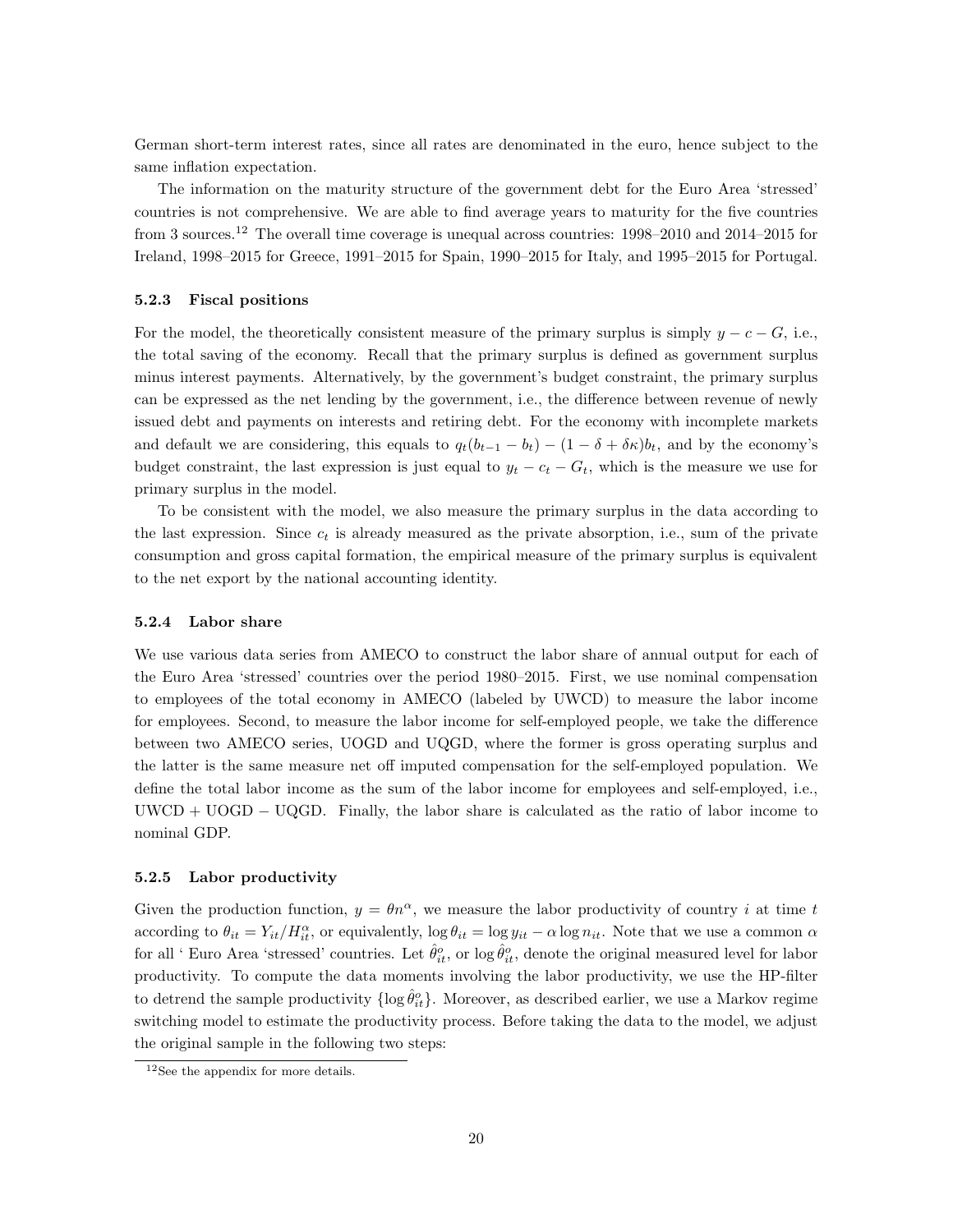German short-term interest rates, since all rates are denominated in the euro, hence subject to the same inflation expectation.

The information on the maturity structure of the government debt for the Euro Area 'stressed' countries is not comprehensive. We are able to find average years to maturity for the five countries from 3 sources.[12] The overall time coverage is unequal across countries: 1998–2010 and 2014–2015 for Ireland, 1998–2015 for Greece, 1991–2015 for Spain, 1990–2015 for Italy, and 1995–2015 for Portugal.

### 5.2.3 Fiscal positions

For the model, the theoretically consistent measure of the primary surplus is simply $y - c - G$, i.e., the total saving of the economy. Recall that the primary surplus is defined as government surplus minus interest payments. Alternatively, by the government's budget constraint, the primary surplus can be expressed as the net lending by the government, i.e., the difference between revenue of newly issued debt and payments on interests and retiring debt. For the economy with incomplete markets and default we are considering, this equals to $q_t(b_{t-1} - b_t) - (1 - \delta + \delta\kappa)b_t$, and by the economy's budget constraint, the last expression is just equal to $y_t - c_t - G_t$, which is the measure we use for primary surplus in the model.

To be consistent with the model, we also measure the primary surplus in the data according to the last expression. Since $c_t$ is already measured as the private absorption, i.e., sum of the private consumption and gross capital formation, the empirical measure of the primary surplus is equivalent to the net export by the national accounting identity.

### 5.2.4 Labor share

We use various data series from AMECO to construct the labor share of annual output for each of the Euro Area 'stressed' countries over the period 1980–2015. First, we use nominal compensation to employees of the total economy in AMECO (labeled by UWCD) to measure the labor income for employees. Second, to measure the labor income for self-employed people, we take the difference between two AMECO series, UOGD and UQGD, where the former is gross operating surplus and the latter is the same measure net off imputed compensation for the self-employed population. We define the total labor income as the sum of the labor income for employees and self-employed, i.e., UWCD + UOGD − UQGD. Finally, the labor share is calculated as the ratio of labor income to nominal GDP.

### 5.2.5 Labor productivity

Given the production function, $y = \theta n^{\alpha}$, we measure the labor productivity of country $i$ at time $t$ according to $\theta_{it} = Y_{it}/H_{it}^{\alpha}$, or equivalently, $\log \theta_{it} = \log y_{it} - \alpha \log n_{it}$. Note that we use a common $\alpha$ for all ' Euro Area 'stressed' countries. Let $\hat{\theta}_{it}^{o}$, or $\log \hat{\theta}_{it}^{o}$, denote the original measured level for labor productivity. To compute the data moments involving the labor productivity, we use the HP-filter to detrend the sample productivity $\{\log \hat{\theta}_{it}^{o}\}$. Moreover, as described earlier, we use a Markov regime switching model to estimate the productivity process. Before taking the data to the model, we adjust the original sample in the following two steps:

[12] See the appendix for more details.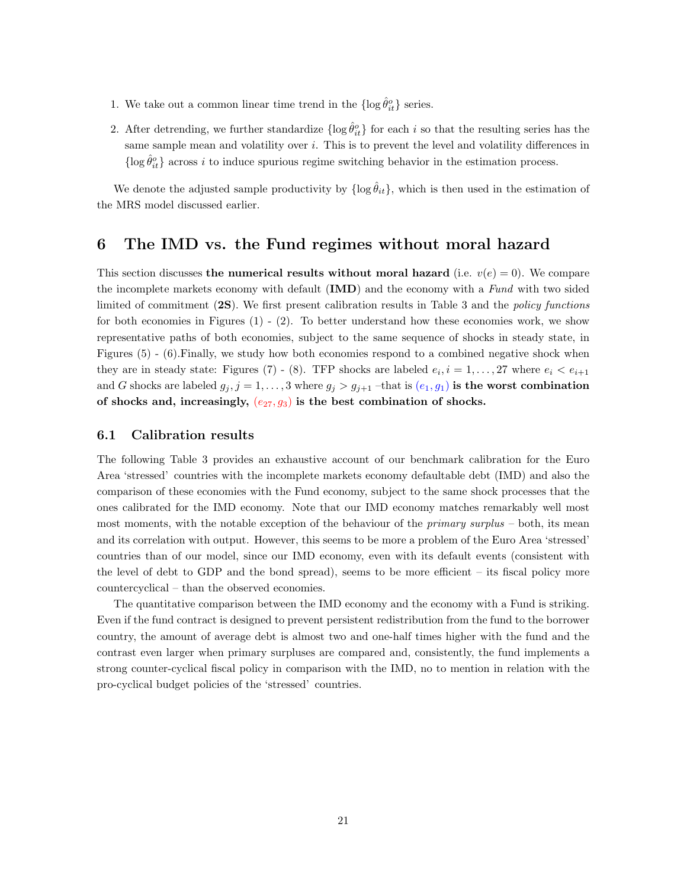1. We take out a common linear time trend in the $\{\log \hat{\theta}^o_{it}\}$ series.

2. After detrending, we further standardize $\{\log \hat{\theta}^o_{it}\}$ for each $i$ so that the resulting series has the same sample mean and volatility over $i$. This is to prevent the level and volatility differences in $\{\log \hat{\theta}^o_{it}\}$ across $i$ to induce spurious regime switching behavior in the estimation process.

We denote the adjusted sample productivity by $\{\log \hat{\theta}_{it}\}$, which is then used in the estimation of the MRS model discussed earlier.

# 6 The IMD vs. the Fund regimes without moral hazard

This section discusses **the numerical results without moral hazard** (i.e. $v(e) = 0$). We compare the incomplete markets economy with default (**IMD**) and the economy with a *Fund* with two sided limited of commitment (**2S**). We first present calibration results in Table 3 and the *policy functions* for both economies in Figures (1) - (2). To better understand how these economies work, we show representative paths of both economies, subject to the same sequence of shocks in steady state, in Figures (5) - (6).Finally, we study how both economies respond to a combined negative shock when they are in steady state: Figures (7) - (8). TFP shocks are labeled $e_i, i = 1, \ldots, 27$ where $e_i < e_{i+1}$ and $G$ shocks are labeled $g_j, j = 1, \ldots, 3$ where $g_j > g_{j+1}$ –that is $(e_1, g_1)$ **is the worst combination of shocks and, increasingly,** $(e_{27}, g_3)$ **is the best combination of shocks.**

## 6.1 Calibration results

The following Table 3 provides an exhaustive account of our benchmark calibration for the Euro Area 'stressed' countries with the incomplete markets economy defaultable debt (IMD) and also the comparison of these economies with the Fund economy, subject to the same shock processes that the ones calibrated for the IMD economy. Note that our IMD economy matches remarkably well most most moments, with the notable exception of the behaviour of the *primary surplus* – both, its mean and its correlation with output. However, this seems to be more a problem of the Euro Area 'stressed' countries than of our model, since our IMD economy, even with its default events (consistent with the level of debt to GDP and the bond spread), seems to be more efficient – its fiscal policy more countercyclical – than the observed economies.

The quantitative comparison between the IMD economy and the economy with a Fund is striking. Even if the fund contract is designed to prevent persistent redistribution from the fund to the borrower country, the amount of average debt is almost two and one-half times higher with the fund and the contrast even larger when primary surpluses are compared and, consistently, the fund implements a strong counter-cyclical fiscal policy in comparison with the IMD, no to mention in relation with the pro-cyclical budget policies of the 'stressed' countries.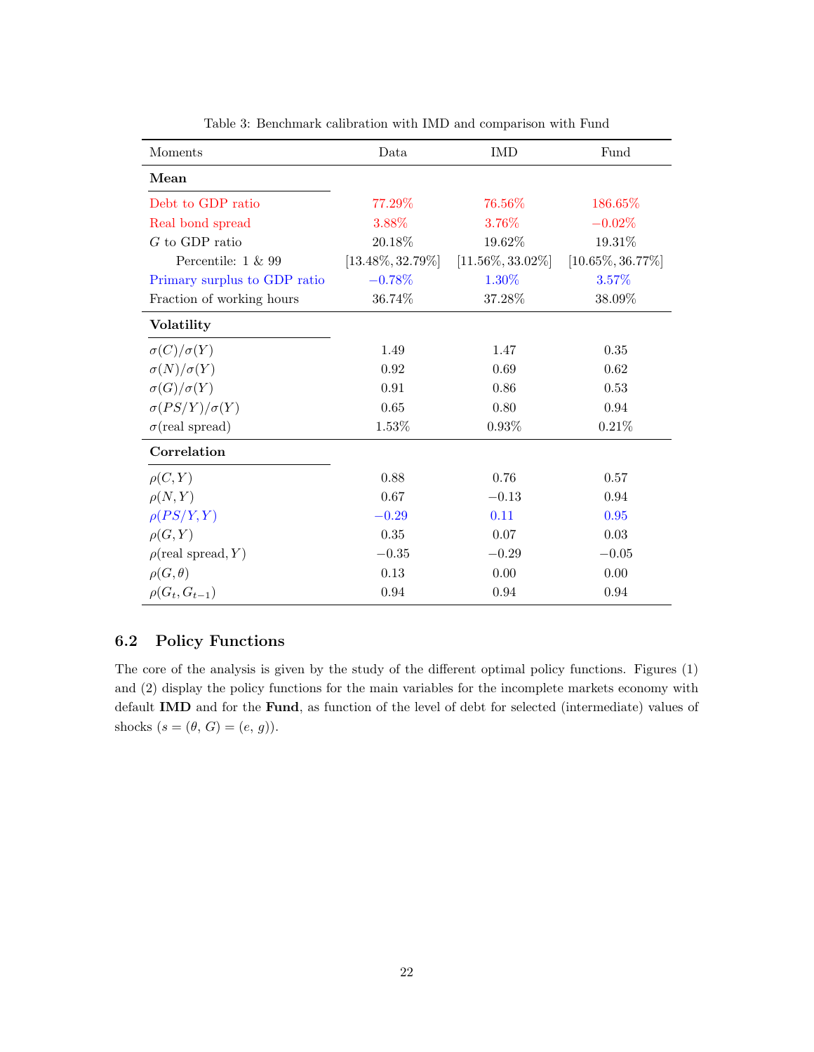Table 3: Benchmark calibration with IMD and comparison with Fund

| Moments | Data | IMD | Fund |
|---|---|---|---|
| **Mean** | | | |
| Debt to GDP ratio | 77.29% | 76.56% | 186.65% |
| Real bond spread | 3.88% | 3.76% | −0.02% |
| $G$ to GDP ratio | 20.18% | 19.62% | 19.31% |
| Percentile: 1 & 99 | [13.48%, 32.79%] | [11.56%, 33.02%] | [10.65%, 36.77%] |
| Primary surplus to GDP ratio | −0.78% | 1.30% | 3.57% |
| Fraction of working hours | 36.74% | 37.28% | 38.09% |
| **Volatility** | | | |
| $\sigma(C)/\sigma(Y)$ | 1.49 | 1.47 | 0.35 |
| $\sigma(N)/\sigma(Y)$ | 0.92 | 0.69 | 0.62 |
| $\sigma(G)/\sigma(Y)$ | 0.91 | 0.86 | 0.53 |
| $\sigma(PS/Y)/\sigma(Y)$ | 0.65 | 0.80 | 0.94 |
| $\sigma$(real spread) | 1.53% | 0.93% | 0.21% |
| **Correlation** | | | |
| $\rho(C, Y)$ | 0.88 | 0.76 | 0.57 |
| $\rho(N, Y)$ | 0.67 | −0.13 | 0.94 |
| $\rho(PS/Y, Y)$ | −0.29 | 0.11 | 0.95 |
| $\rho(G, Y)$ | 0.35 | 0.07 | 0.03 |
| $\rho$(real spread, $Y$) | −0.35 | −0.29 | −0.05 |
| $\rho(G, \theta)$ | 0.13 | 0.00 | 0.00 |
| $\rho(G_t, G_{t-1})$ | 0.94 | 0.94 | 0.94 |

### 6.2 Policy Functions

The core of the analysis is given by the study of the different optimal policy functions. Figures (1) and (2) display the policy functions for the main variables for the incomplete markets economy with default **IMD** and for the **Fund**, as function of the level of debt for selected (intermediate) values of shocks ($s = (\theta, G) = (e, g)$).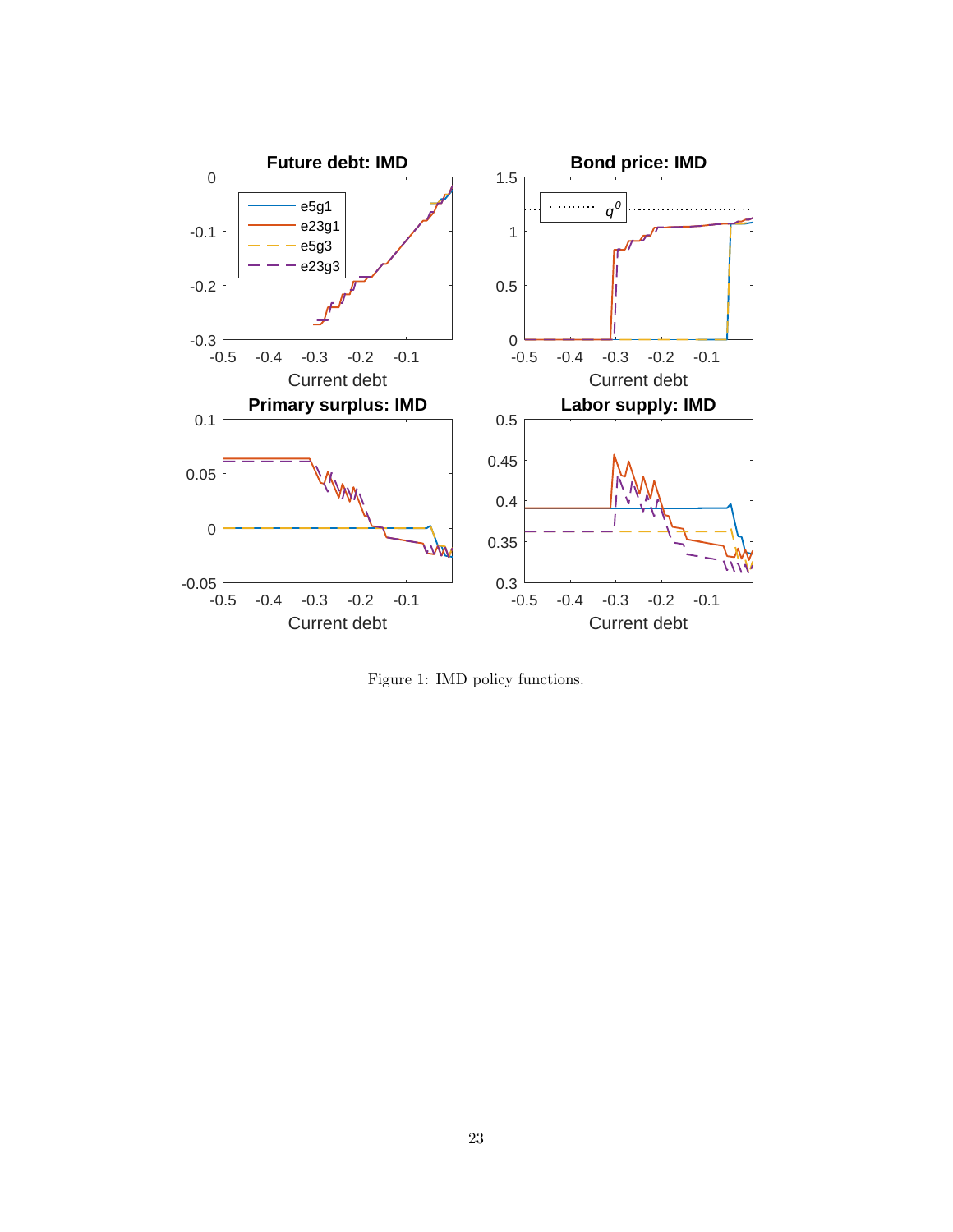Figure 1: IMD policy functions.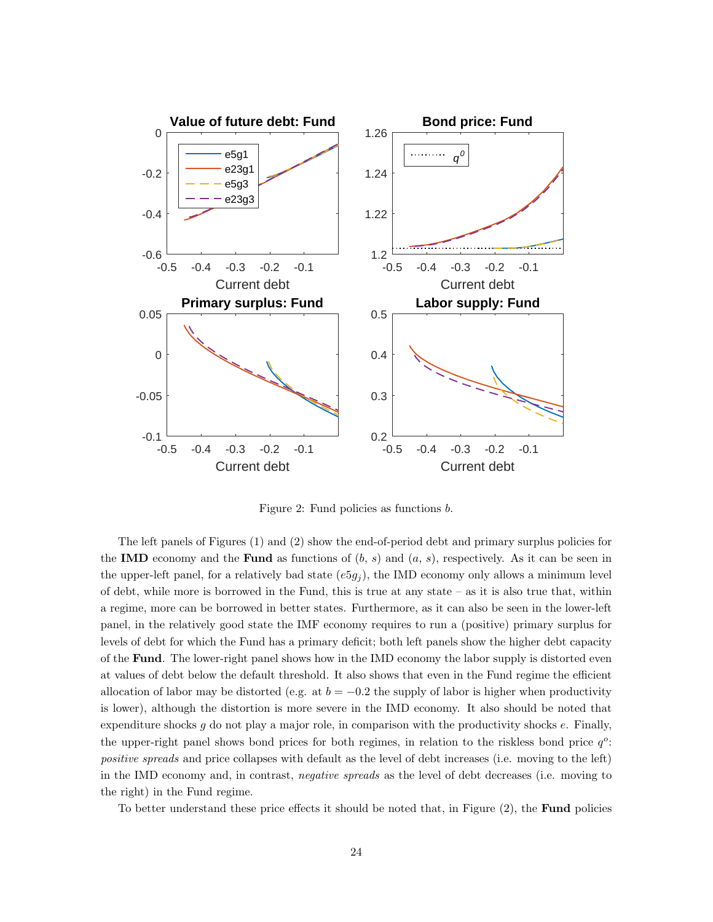Figure 2: Fund policies as functions $b$.

The left panels of Figures (1) and (2) show the end-of-period debt and primary surplus policies for the **IMD** economy and the **Fund** as functions of ($b$, $s$) and ($a$, $s$), respectively. As it can be seen in the upper-left panel, for a relatively bad state ($e5g_j$), the IMD economy only allows a minimum level of debt, while more is borrowed in the Fund, this is true at any state – as it is also true that, within a regime, more can be borrowed in better states. Furthermore, as it can also be seen in the lower-left panel, in the relatively good state the IMF economy requires to run a (positive) primary surplus for levels of debt for which the Fund has a primary deficit; both left panels show the higher debt capacity of the **Fund**. The lower-right panel shows how in the IMD economy the labor supply is distorted even at values of debt below the default threshold. It also shows that even in the Fund regime the efficient allocation of labor may be distorted (e.g. at $b = -0.2$ the supply of labor is higher when productivity is lower), although the distortion is more severe in the IMD economy. It also should be noted that expenditure shocks $g$ do not play a major role, in comparison with the productivity shocks $e$. Finally, the upper-right panel shows bond prices for both regimes, in relation to the riskless bond price $q^o$: *positive spreads* and price collapses with default as the level of debt increases (i.e. moving to the left) in the IMD economy and, in contrast, *negative spreads* as the level of debt decreases (i.e. moving to the right) in the Fund regime.

To better understand these price effects it should be noted that, in Figure (2), the **Fund** policies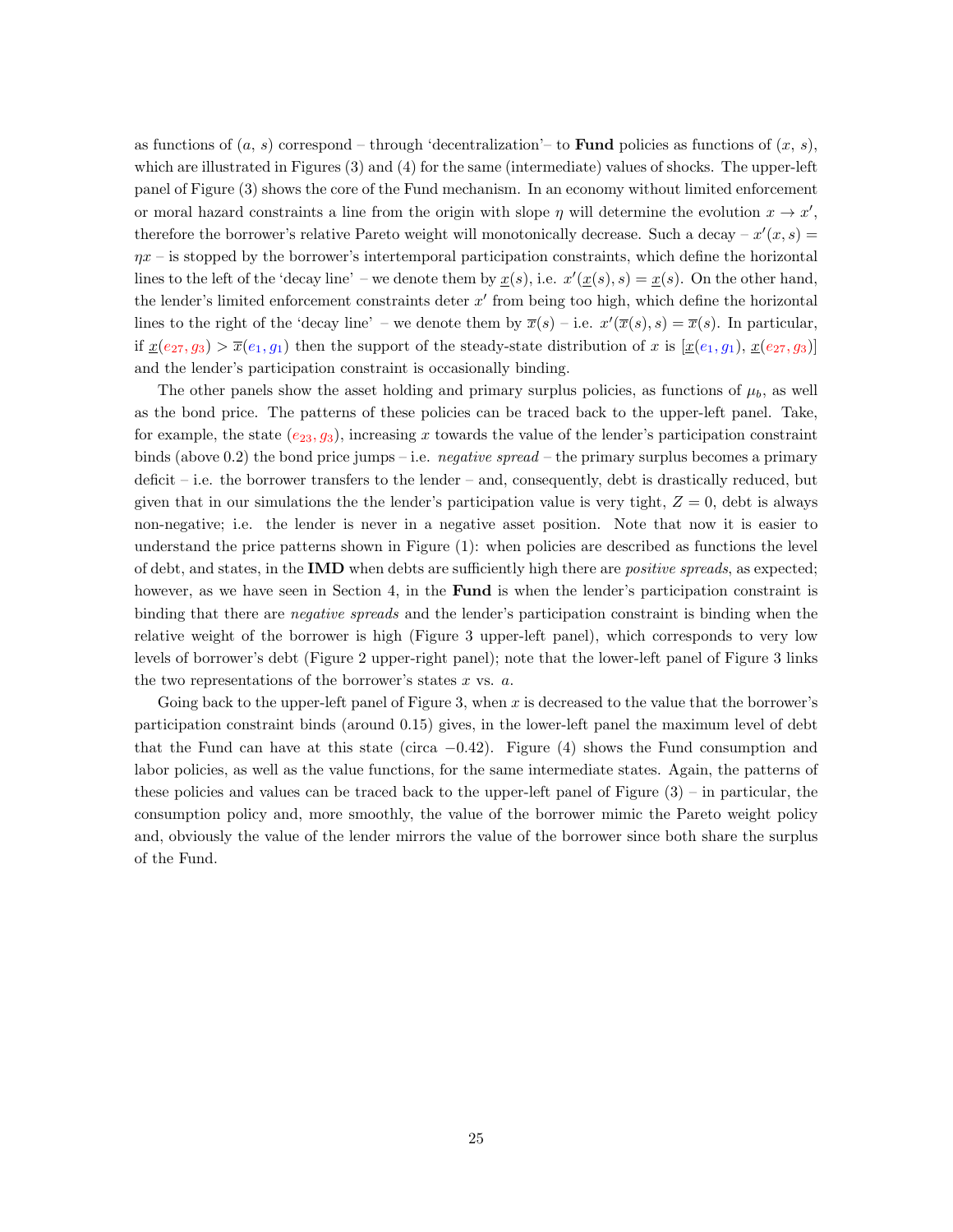as functions of ($a$, $s$) correspond – through 'decentralization'– to **Fund** policies as functions of ($x$, $s$), which are illustrated in Figures (3) and (4) for the same (intermediate) values of shocks. The upper-left panel of Figure (3) shows the core of the Fund mechanism. In an economy without limited enforcement or moral hazard constraints a line from the origin with slope $\eta$ will determine the evolution $x \to x'$, therefore the borrower's relative Pareto weight will monotonically decrease. Such a decay – $x'(x, s) = \eta x$ – is stopped by the borrower's intertemporal participation constraints, which define the horizontal lines to the left of the 'decay line' – we denote them by $\underline{x}(s)$, i.e. $x'(\underline{x}(s), s) = \underline{x}(s)$. On the other hand, the lender's limited enforcement constraints deter $x'$ from being too high, which define the horizontal lines to the right of the 'decay line' – we denote them by $\overline{x}(s)$ – i.e. $x'(\overline{x}(s), s) = \overline{x}(s)$. In particular, if $\underline{x}(e_{27}, g_3) > \overline{x}(e_1, g_1)$ then the support of the steady-state distribution of $x$ is $[\underline{x}(e_1, g_1), \underline{x}(e_{27}, g_3)]$ and the lender's participation constraint is occasionally binding.

The other panels show the asset holding and primary surplus policies, as functions of $\mu_b$, as well as the bond price. The patterns of these policies can be traced back to the upper-left panel. Take, for example, the state ($e_{23}, g_3$), increasing $x$ towards the value of the lender's participation constraint binds (above 0.2) the bond price jumps – i.e. *negative spread* – the primary surplus becomes a primary deficit – i.e. the borrower transfers to the lender – and, consequently, debt is drastically reduced, but given that in our simulations the the lender's participation value is very tight, $Z = 0$, debt is always non-negative; i.e. the lender is never in a negative asset position. Note that now it is easier to understand the price patterns shown in Figure (1): when policies are described as functions the level of debt, and states, in the **IMD** when debts are sufficiently high there are *positive spreads*, as expected; however, as we have seen in Section 4, in the **Fund** is when the lender's participation constraint is binding that there are *negative spreads* and the lender's participation constraint is binding when the relative weight of the borrower is high (Figure 3 upper-left panel), which corresponds to very low levels of borrower's debt (Figure 2 upper-right panel); note that the lower-left panel of Figure 3 links the two representations of the borrower's states $x$ vs. $a$.

Going back to the upper-left panel of Figure 3, when $x$ is decreased to the value that the borrower's participation constraint binds (around 0.15) gives, in the lower-left panel the maximum level of debt that the Fund can have at this state (circa $-0.42$). Figure (4) shows the Fund consumption and labor policies, as well as the value functions, for the same intermediate states. Again, the patterns of these policies and values can be traced back to the upper-left panel of Figure (3) – in particular, the consumption policy and, more smoothly, the value of the borrower mimic the Pareto weight policy and, obviously the value of the lender mirrors the value of the borrower since both share the surplus of the Fund.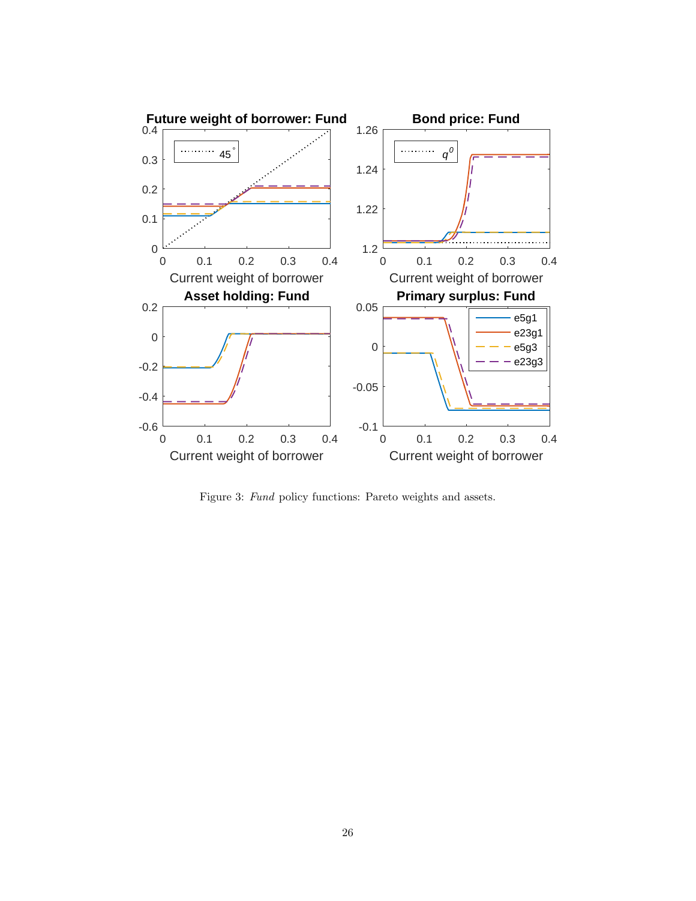Figure 3: *Fund* policy functions: Pareto weights and assets.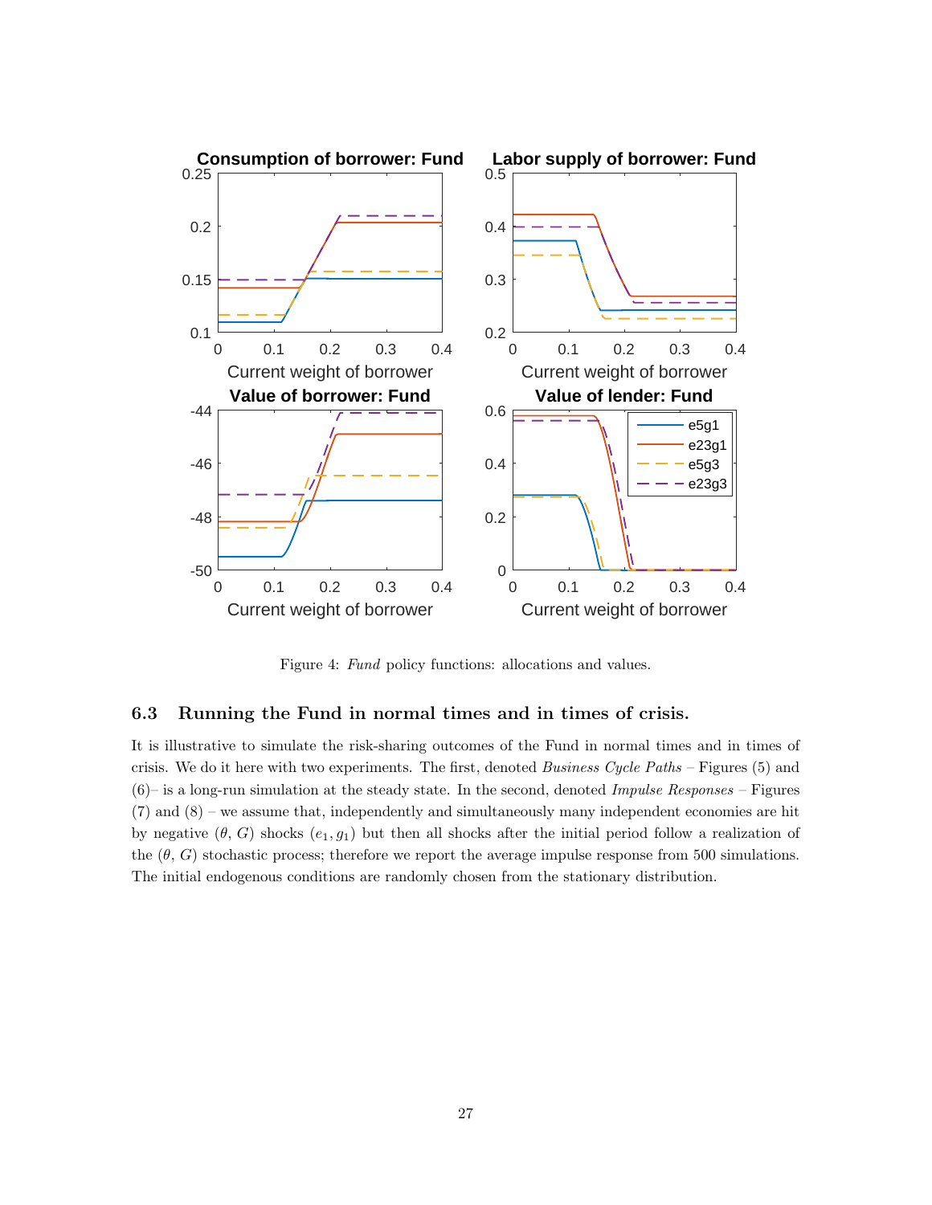Figure 4: *Fund* policy functions: allocations and values.

### 6.3 Running the Fund in normal times and in times of crisis.

It is illustrative to simulate the risk-sharing outcomes of the Fund in normal times and in times of crisis. We do it here with two experiments. The first, denoted *Business Cycle Paths* – Figures (5) and (6)– is a long-run simulation at the steady state. In the second, denoted *Impulse Responses* – Figures (7) and (8) – we assume that, independently and simultaneously many independent economies are hit by negative ($\theta$, $G$) shocks ($e_1, g_1$) but then all shocks after the initial period follow a realization of the ($\theta$, $G$) stochastic process; therefore we report the average impulse response from 500 simulations. The initial endogenous conditions are randomly chosen from the stationary distribution.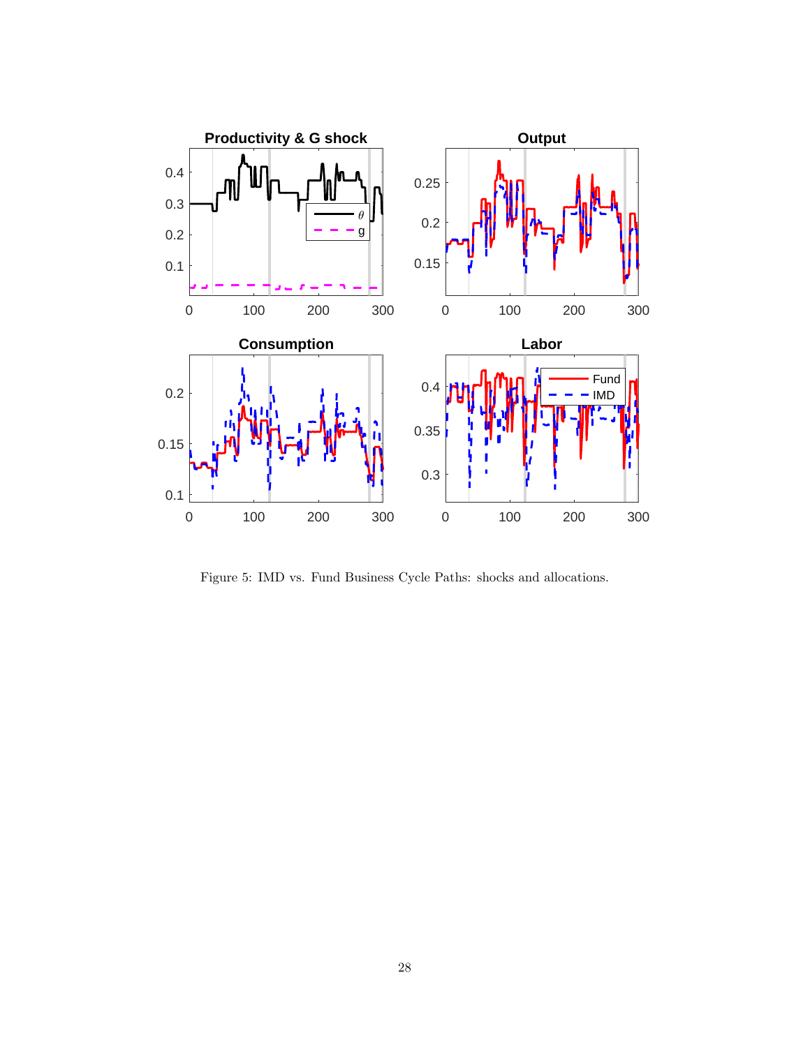Figure 5: IMD vs. Fund Business Cycle Paths: shocks and allocations.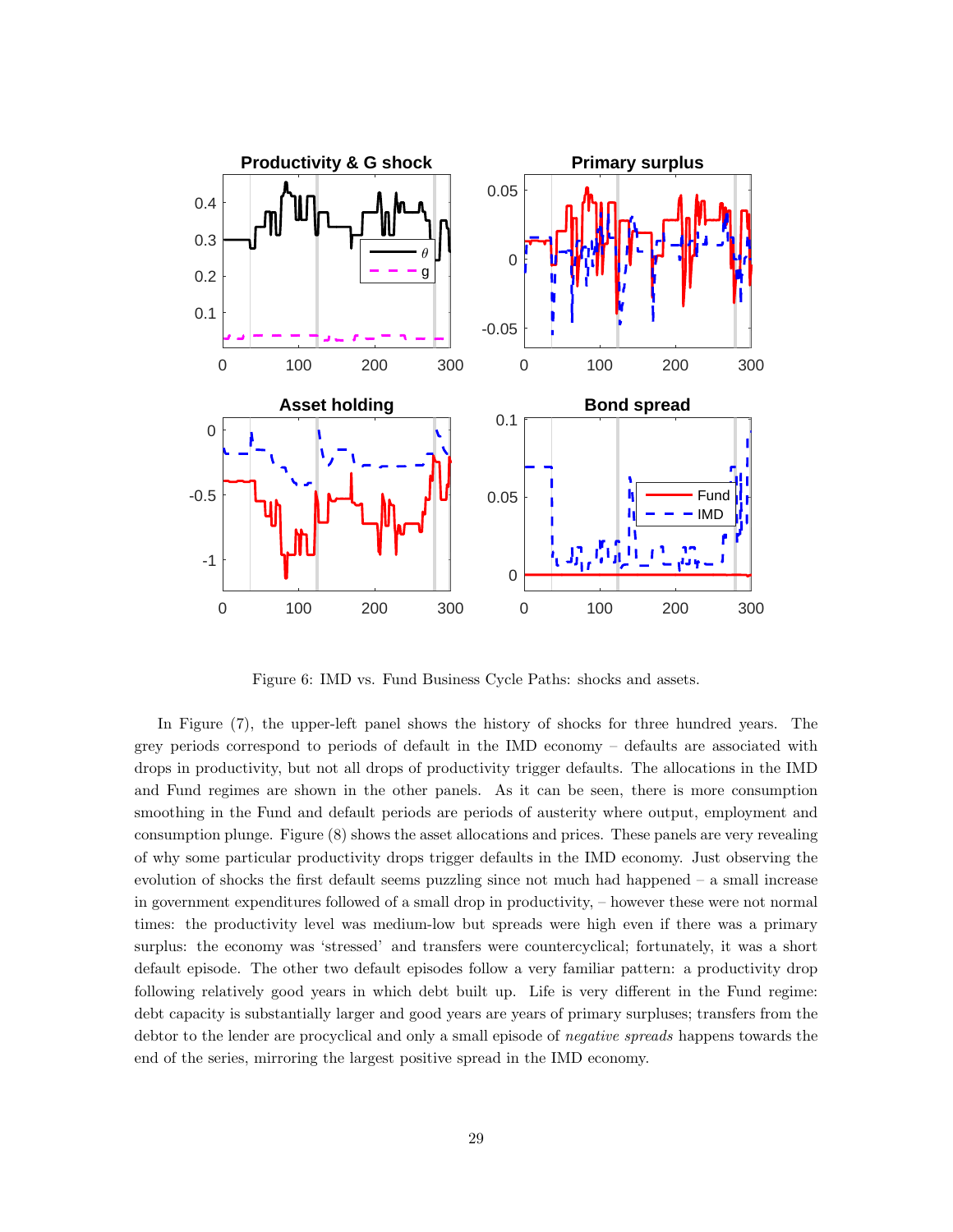Figure 6: IMD vs. Fund Business Cycle Paths: shocks and assets.

In Figure (7), the upper-left panel shows the history of shocks for three hundred years. The grey periods correspond to periods of default in the IMD economy – defaults are associated with drops in productivity, but not all drops of productivity trigger defaults. The allocations in the IMD and Fund regimes are shown in the other panels. As it can be seen, there is more consumption smoothing in the Fund and default periods are periods of austerity where output, employment and consumption plunge. Figure (8) shows the asset allocations and prices. These panels are very revealing of why some particular productivity drops trigger defaults in the IMD economy. Just observing the evolution of shocks the first default seems puzzling since not much had happened – a small increase in government expenditures followed of a small drop in productivity, – however these were not normal times: the productivity level was medium-low but spreads were high even if there was a primary surplus: the economy was 'stressed' and transfers were countercyclical; fortunately, it was a short default episode. The other two default episodes follow a very familiar pattern: a productivity drop following relatively good years in which debt built up. Life is very different in the Fund regime: debt capacity is substantially larger and good years are years of primary surpluses; transfers from the debtor to the lender are procyclical and only a small episode of *negative spreads* happens towards the end of the series, mirroring the largest positive spread in the IMD economy.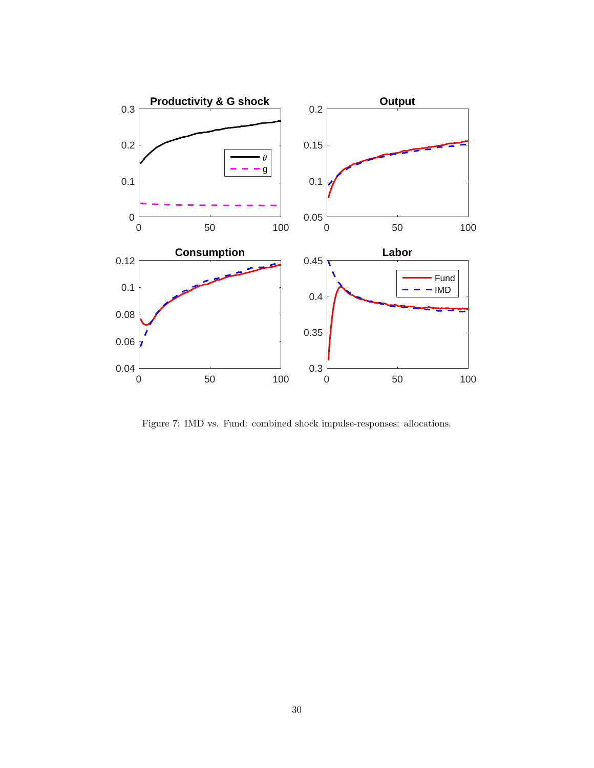Figure 7: IMD vs. Fund: combined shock impulse-responses: allocations.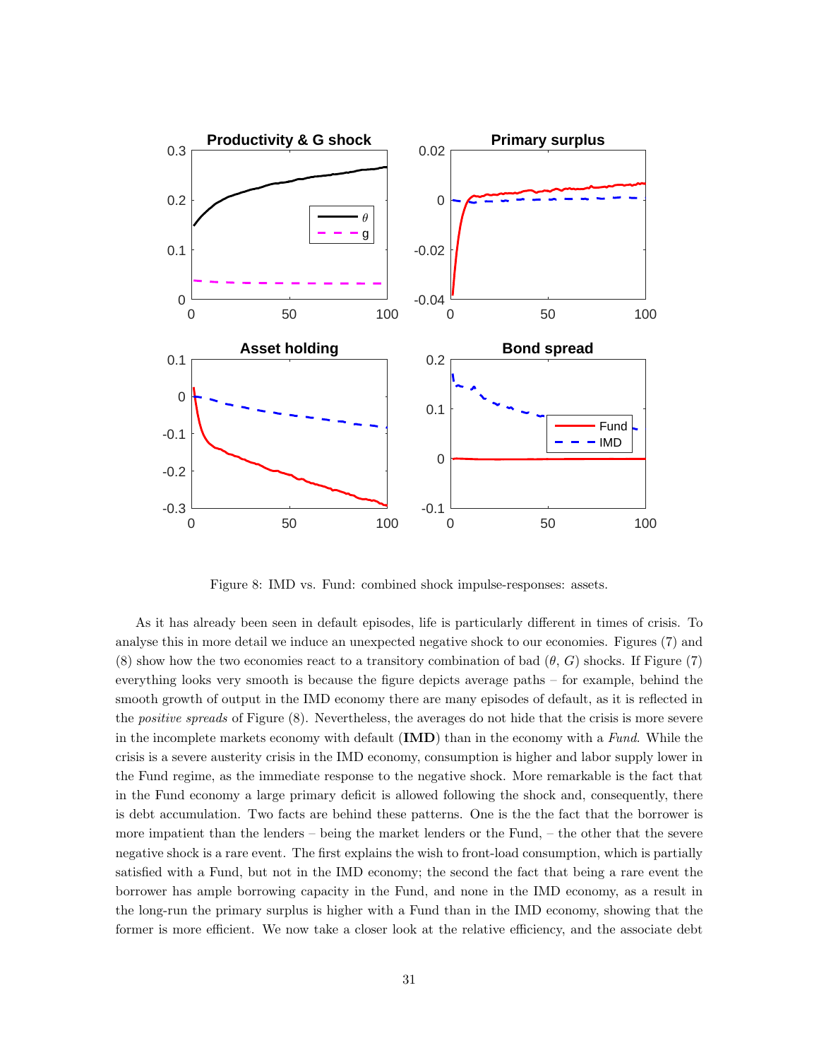Figure 8: IMD vs. Fund: combined shock impulse-responses: assets.

As it has already been seen in default episodes, life is particularly different in times of crisis. To analyse this in more detail we induce an unexpected negative shock to our economies. Figures (7) and (8) show how the two economies react to a transitory combination of bad ($\theta$, $G$) shocks. If Figure (7) everything looks very smooth is because the figure depicts average paths – for example, behind the smooth growth of output in the IMD economy there are many episodes of default, as it is reflected in the *positive spreads* of Figure (8). Nevertheless, the averages do not hide that the crisis is more severe in the incomplete markets economy with default (**IMD**) than in the economy with a *Fund*. While the crisis is a severe austerity crisis in the IMD economy, consumption is higher and labor supply lower in the Fund regime, as the immediate response to the negative shock. More remarkable is the fact that in the Fund economy a large primary deficit is allowed following the shock and, consequently, there is debt accumulation. Two facts are behind these patterns. One is the the fact that the borrower is more impatient than the lenders – being the market lenders or the Fund, – the other that the severe negative shock is a rare event. The first explains the wish to front-load consumption, which is partially satisfied with a Fund, but not in the IMD economy; the second the fact that being a rare event the borrower has ample borrowing capacity in the Fund, and none in the IMD economy, as a result in the long-run the primary surplus is higher with a Fund than in the IMD economy, showing that the former is more efficient. We now take a closer look at the relative efficiency, and the associate debt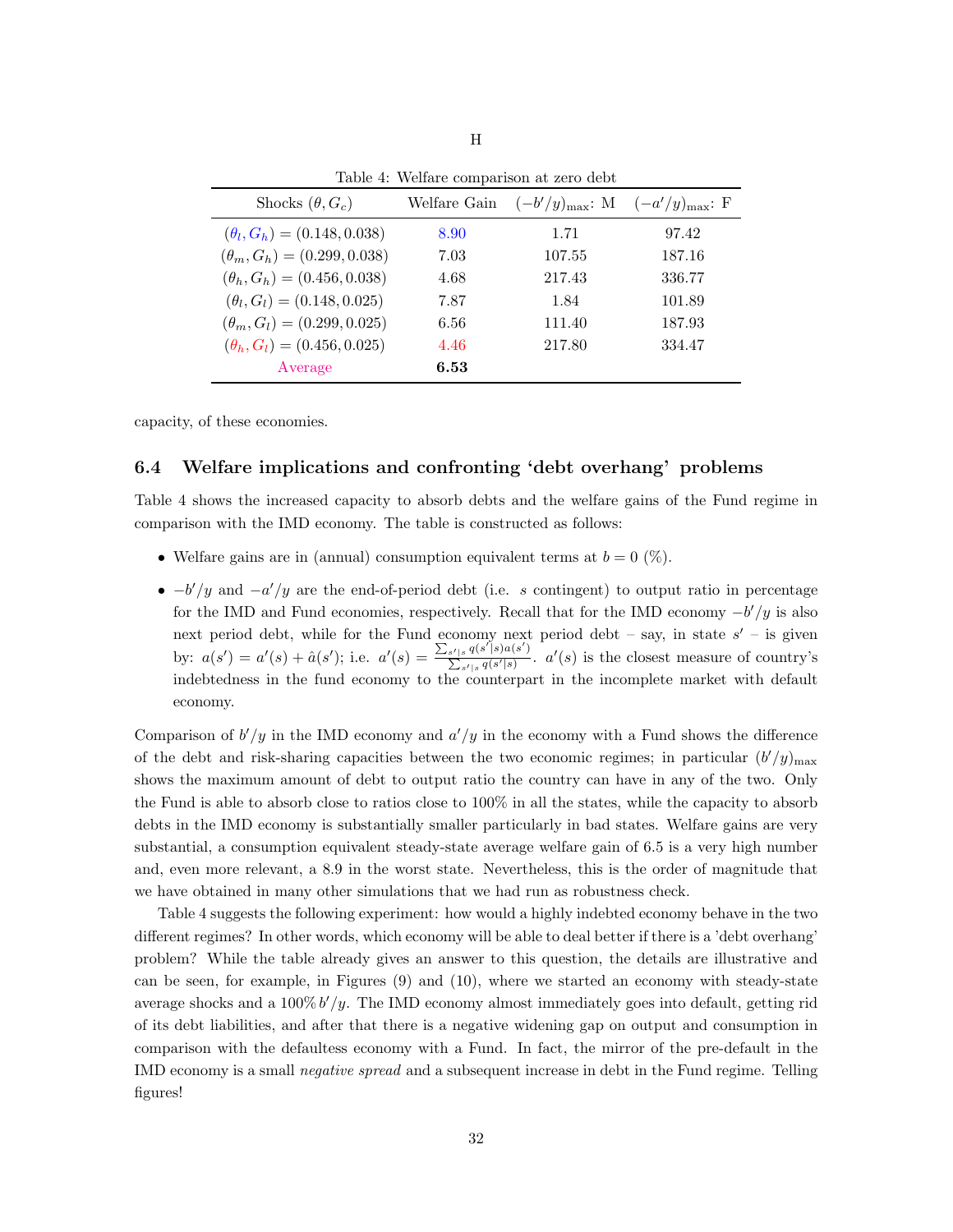H

Table 4: Welfare comparison at zero debt

| Shocks $(\theta, G_c)$ | Welfare Gain | $(-b'/y)_{\max}$: M | $(-a'/y)_{\max}$: F |
|---|---|---|---|
| $(\theta_l, G_h) = (0.148, 0.038)$ | 8.90 | 1.71 | 97.42 |
| $(\theta_m, G_h) = (0.299, 0.038)$ | 7.03 | 107.55 | 187.16 |
| $(\theta_h, G_h) = (0.456, 0.038)$ | 4.68 | 217.43 | 336.77 |
| $(\theta_l, G_l) = (0.148, 0.025)$ | 7.87 | 1.84 | 101.89 |
| $(\theta_m, G_l) = (0.299, 0.025)$ | 6.56 | 111.40 | 187.93 |
| $(\theta_h, G_l) = (0.456, 0.025)$ | 4.46 | 217.80 | 334.47 |
| Average | **6.53** | | |

capacity, of these economies.

## 6.4 Welfare implications and confronting 'debt overhang' problems

Table 4 shows the increased capacity to absorb debts and the welfare gains of the Fund regime in comparison with the IMD economy. The table is constructed as follows:

- Welfare gains are in (annual) consumption equivalent terms at $b = 0$ (%).
- $-b'/y$ and $-a'/y$ are the end-of-period debt (i.e. $s$ contingent) to output ratio in percentage for the IMD and Fund economies, respectively. Recall that for the IMD economy $-b'/y$ is also next period debt, while for the Fund economy next period debt – say, in state $s'$ – is given by: $a(s') = a'(s) + \hat{a}(s')$; i.e. $a'(s) = \frac{\sum_{s'|s} q(s'|s)a(s')}{\sum_{s'|s} q(s'|s)}$. $a'(s)$ is the closest measure of country's indebtedness in the fund economy to the counterpart in the incomplete market with default economy.

Comparison of $b'/y$ in the IMD economy and $a'/y$ in the economy with a Fund shows the difference of the debt and risk-sharing capacities between the two economic regimes; in particular $(b'/y)_{\max}$ shows the maximum amount of debt to output ratio the country can have in any of the two. Only the Fund is able to absorb close to ratios close to 100% in all the states, while the capacity to absorb debts in the IMD economy is substantially smaller particularly in bad states. Welfare gains are very substantial, a consumption equivalent steady-state average welfare gain of 6.5 is a very high number and, even more relevant, a 8.9 in the worst state. Nevertheless, this is the order of magnitude that we have obtained in many other simulations that we had run as robustness check.

Table 4 suggests the following experiment: how would a highly indebted economy behave in the two different regimes? In other words, which economy will be able to deal better if there is a 'debt overhang' problem? While the table already gives an answer to this question, the details are illustrative and can be seen, for example, in Figures (9) and (10), where we started an economy with steady-state average shocks and a 100% $b'/y$. The IMD economy almost immediately goes into default, getting rid of its debt liabilities, and after that there is a negative widening gap on output and consumption in comparison with the defaultess economy with a Fund. In fact, the mirror of the pre-default in the IMD economy is a small *negative spread* and a subsequent increase in debt in the Fund regime. Telling figures!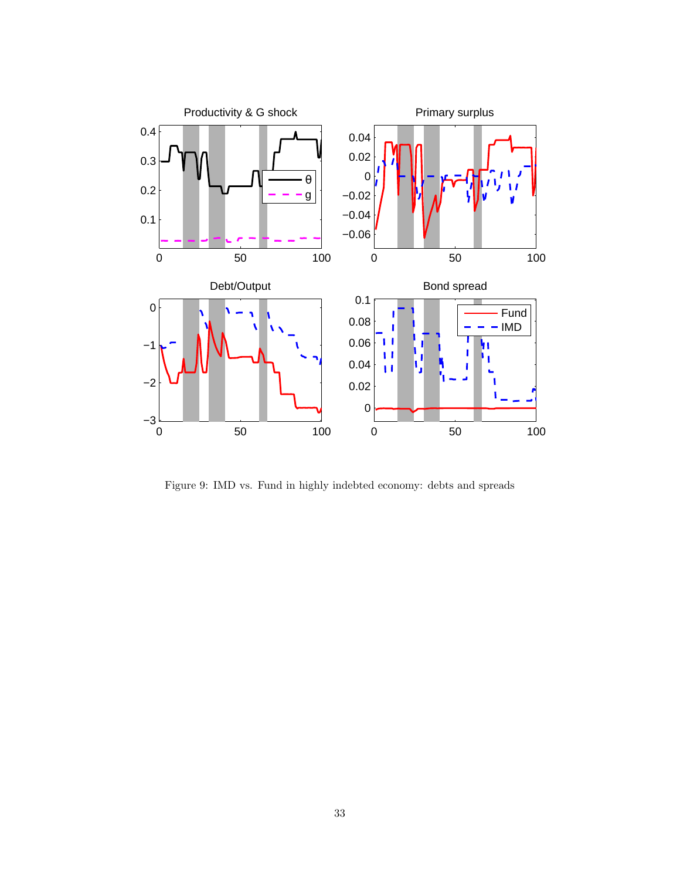Figure 9: IMD vs. Fund in highly indebted economy: debts and spreads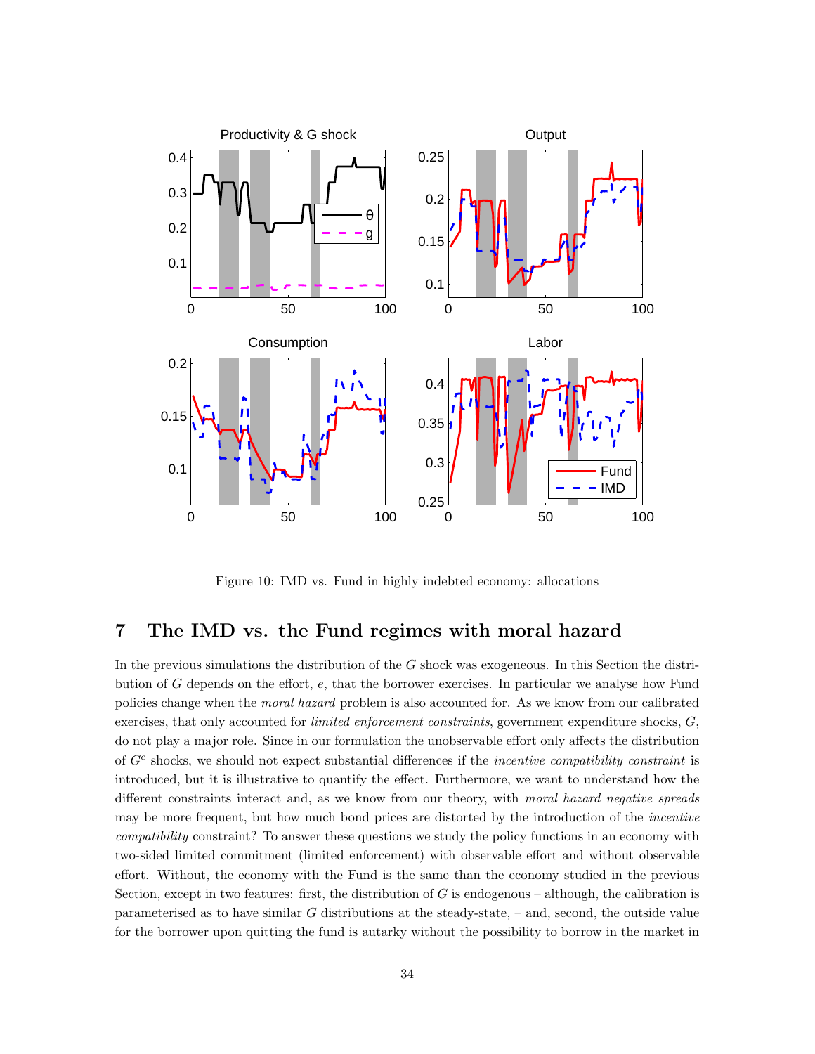Figure 10: IMD vs. Fund in highly indebted economy: allocations

## 7 The IMD vs. the Fund regimes with moral hazard

In the previous simulations the distribution of the $G$ shock was exogeneous. In this Section the distribution of $G$ depends on the effort, $e$, that the borrower exercises. In particular we analyse how Fund policies change when the *moral hazard* problem is also accounted for. As we know from our calibrated exercises, that only accounted for *limited enforcement constraints*, government expenditure shocks, $G$, do not play a major role. Since in our formulation the unobservable effort only affects the distribution of $G^c$ shocks, we should not expect substantial differences if the *incentive compatibility constraint* is introduced, but it is illustrative to quantify the effect. Furthermore, we want to understand how the different constraints interact and, as we know from our theory, with *moral hazard negative spreads* may be more frequent, but how much bond prices are distorted by the introduction of the *incentive compatibility* constraint? To answer these questions we study the policy functions in an economy with two-sided limited commitment (limited enforcement) with observable effort and without observable effort. Without, the economy with the Fund is the same than the economy studied in the previous Section, except in two features: first, the distribution of $G$ is endogenous – although, the calibration is parameterised as to have similar $G$ distributions at the steady-state, – and, second, the outside value for the borrower upon quitting the fund is autarky without the possibility to borrow in the market in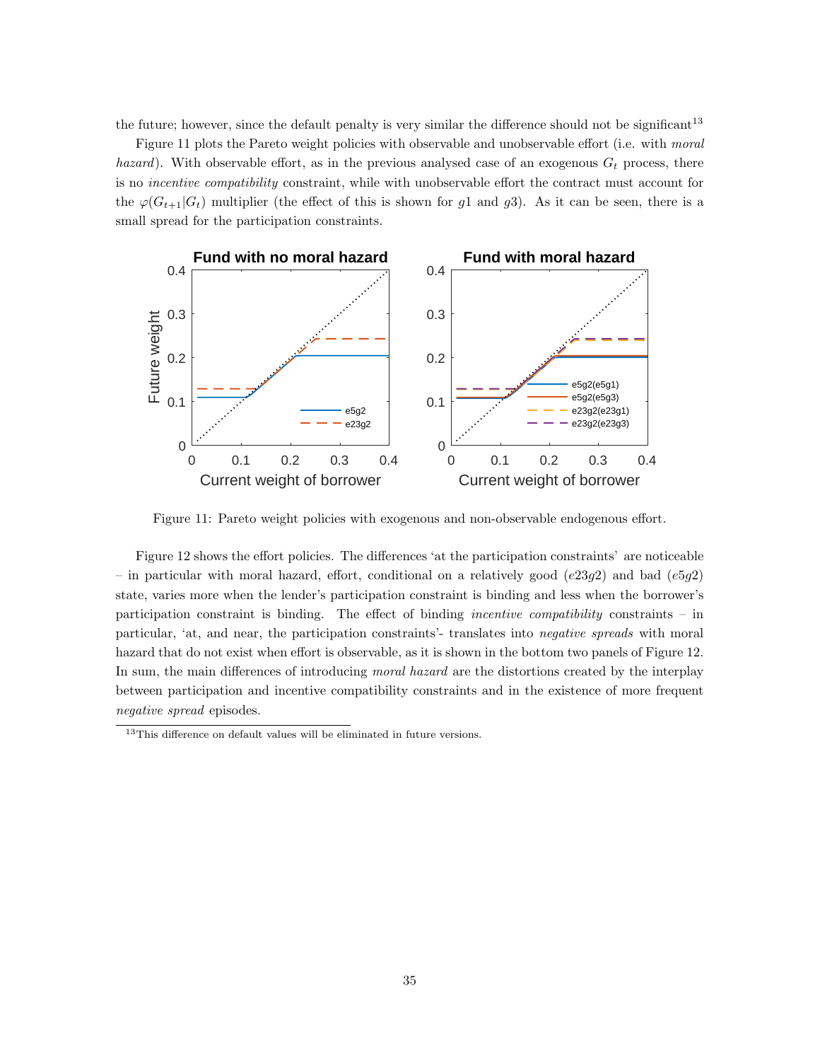the future; however, since the default penalty is very similar the difference should not be significant[13]

Figure 11 plots the Pareto weight policies with observable and unobservable effort (i.e. with *moral hazard*). With observable effort, as in the previous analysed case of an exogenous $G_t$ process, there is no *incentive compatibility* constraint, while with unobservable effort the contract must account for the $\varphi(G_{t+1}|G_t)$ multiplier (the effect of this is shown for $g1$ and $g3$). As it can be seen, there is a small spread for the participation constraints.

Figure 11: Pareto weight policies with exogenous and non-observable endogenous effort.

Figure 12 shows the effort policies. The differences 'at the participation constraints' are noticeable – in particular with moral hazard, effort, conditional on a relatively good ($e23g2$) and bad ($e5g2$) state, varies more when the lender's participation constraint is binding and less when the borrower's participation constraint is binding. The effect of binding *incentive compatibility* constraints – in particular, 'at, and near, the participation constraints'- translates into *negative spreads* with moral hazard that do not exist when effort is observable, as it is shown in the bottom two panels of Figure 12. In sum, the main differences of introducing *moral hazard* are the distortions created by the interplay between participation and incentive compatibility constraints and in the existence of more frequent *negative spread* episodes.

[13] This difference on default values will be eliminated in future versions.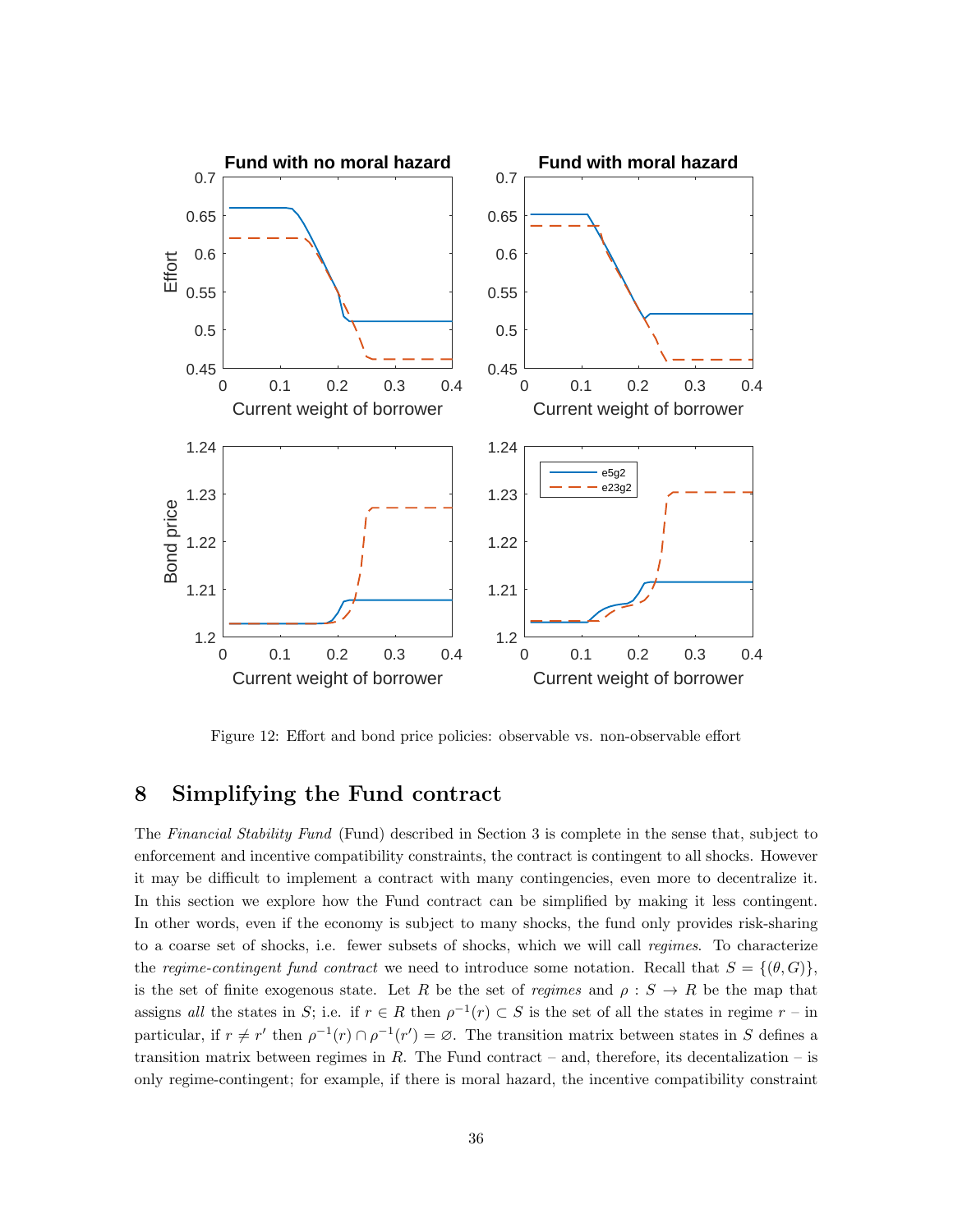Figure 12: Effort and bond price policies: observable vs. non-observable effort

## 8 Simplifying the Fund contract

The *Financial Stability Fund* (Fund) described in Section 3 is complete in the sense that, subject to enforcement and incentive compatibility constraints, the contract is contingent to all shocks. However it may be difficult to implement a contract with many contingencies, even more to decentralize it. In this section we explore how the Fund contract can be simplified by making it less contingent. In other words, even if the economy is subject to many shocks, the fund only provides risk-sharing to a coarse set of shocks, i.e. fewer subsets of shocks, which we will call *regimes*. To characterize the *regime-contingent fund contract* we need to introduce some notation. Recall that $S = \{(\theta, G)\}$, is the set of finite exogenous state. Let $R$ be the set of *regimes* and $\rho : S \to R$ be the map that assigns *all* the states in $S$; i.e. if $r \in R$ then $\rho^{-1}(r) \subset S$ is the set of all the states in regime $r$ – in particular, if $r \neq r'$ then $\rho^{-1}(r) \cap \rho^{-1}(r') = \varnothing$. The transition matrix between states in $S$ defines a transition matrix between regimes in $R$. The Fund contract – and, therefore, its decentralization – is only regime-contingent; for example, if there is moral hazard, the incentive compatibility constraint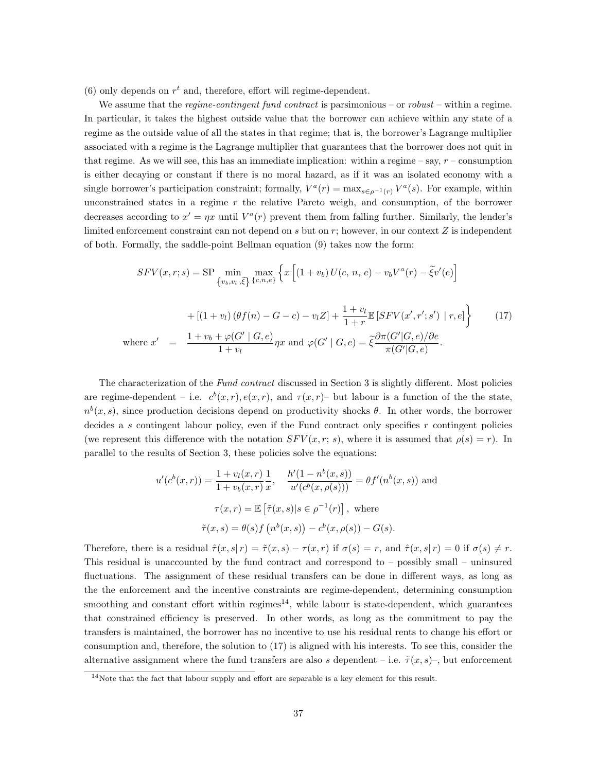(6) only depends on $r^t$ and, therefore, effort will regime-dependent.

We assume that the *regime-contingent fund contract* is parsimonious – or *robust* – within a regime. In particular, it takes the highest outside value that the borrower can achieve within any state of a regime as the outside value of all the states in that regime; that is, the borrower's Lagrange multiplier associated with a regime is the Lagrange multiplier that guarantees that the borrower does not quit in that regime. As we will see, this has an immediate implication: within a regime – say, $r$ – consumption is either decaying or constant if there is no moral hazard, as if it was an isolated economy with a single borrower's participation constraint; formally, $V^a(r) = \max_{s\in\rho^{-1}(r)} V^a(s)$. For example, within unconstrained states in a regime $r$ the relative Pareto weigh, and consumption, of the borrower decreases according to $x' = \eta x$ until $V^a(r)$ prevent them from falling further. Similarly, the lender's limited enforcement constraint can not depend on $s$ but on $r$; however, in our context $Z$ is independent of both. Formally, the saddle-point Bellman equation (9) takes now the form:

$$
\begin{aligned}
SFV(x, r; s) = \text{SP} \min_{\{v_b, v_l, \tilde{\xi}\}} \max_{\{c,n,e\}} \Big\{ & x\left[(1+v_b)\, U(c,\, n,\, e) - v_b V^a(r) - \tilde{\xi} v'(e)\right] \\
& + \left[(1+v_l)\left(\theta f(n) - G - c\right) - v_l Z\right] + \frac{1+v_l}{1+r}\mathbb{E}\left[SFV(x', r'; s') \mid r, e\right] \Big\} \qquad (17) \\
\text{where } x' \;=\; & \frac{1+v_b+\varphi(G' \mid G, e)}{1+v_l}\eta x \text{ and } \varphi(G' \mid G, e) = \tilde{\xi}\frac{\partial \pi(G'|G,e)/\partial e}{\pi(G'|G,e)}.
\end{aligned}
$$

The characterization of the *Fund contract* discussed in Section 3 is slightly different. Most policies are regime-dependent – i.e. $c^b(x,r), e(x,r)$, and $\tau(x,r)$– but labour is a function of the the state, $n^b(x,s)$, since production decisions depend on productivity shocks $\theta$. In other words, the borrower decides a $s$ contingent labour policy, even if the Fund contract only specifies $r$ contingent policies (we represent this difference with the notation $SFV(x,r;\, s)$, where it is assumed that $\rho(s) = r$). In parallel to the results of Section 3, these policies solve the equations:

$$
u'(c^b(x,r)) = \frac{1+v_l(x,r)}{1+v_b(x,r)}\frac{1}{x}, \quad \frac{h'(1-n^b(x,s))}{u'(c^b(x,\rho(s)))} = \theta f'(n^b(x,s)) \text{ and}
$$

$$
\tau(x,r) = \mathbb{E}\left[\tilde{\tau}(x,s) | s \in \rho^{-1}(r)\right], \text{ where}
$$

$$
\tilde{\tau}(x,s) = \theta(s) f\left(n^b(x,s)\right) - c^b(x,\rho(s)) - G(s).
$$

Therefore, there is a residual $\hat{\tau}(x,s|\, r) = \tilde{\tau}(x,s) - \tau(x,r)$ if $\sigma(s) = r$, and $\hat{\tau}(x,s|\, r) = 0$ if $\sigma(s) \neq r$. This residual is unaccounted by the fund contract and correspond to – possibly small – uninsured fluctuations. The assignment of these residual transfers can be done in different ways, as long as the the enforcement and the incentive constraints are regime-dependent, determining consumption smoothing and constant effort within regimes[14], while labour is state-dependent, which guarantees that constrained efficiency is preserved. In other words, as long as the commitment to pay the transfers is maintained, the borrower has no incentive to use his residual rents to change his effort or consumption and, therefore, the solution to (17) is aligned with his interests. To see this, consider the alternative assignment where the fund transfers are also $s$ dependent – i.e. $\tilde{\tau}(x,s)$–, but enforcement

[14] Note that the fact that labour supply and effort are separable is a key element for this result.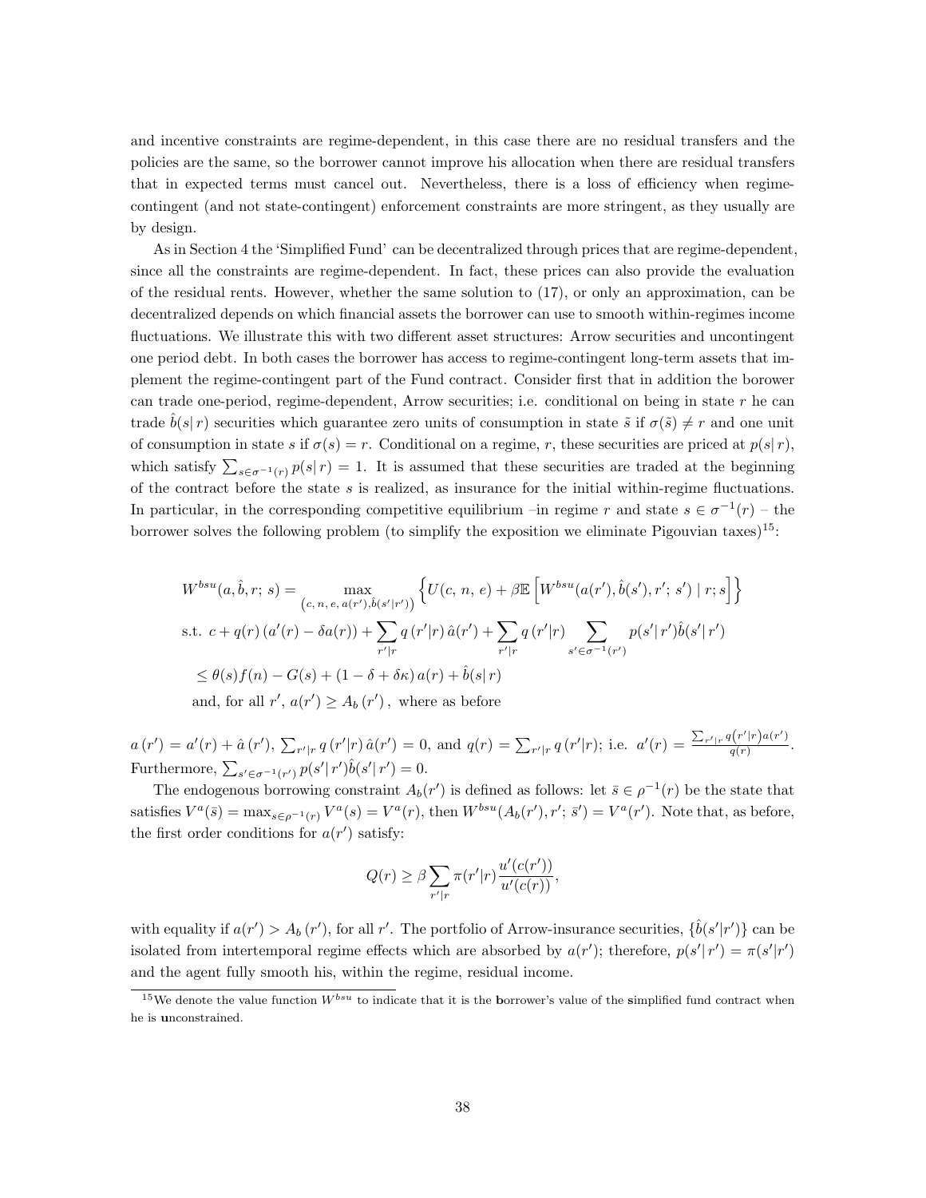and incentive constraints are regime-dependent, in this case there are no residual transfers and the policies are the same, so the borrower cannot improve his allocation when there are residual transfers that in expected terms must cancel out. Nevertheless, there is a loss of efficiency when regime-contingent (and not state-contingent) enforcement constraints are more stringent, as they usually are by design.

As in Section 4 the 'Simplified Fund' can be decentralized through prices that are regime-dependent, since all the constraints are regime-dependent. In fact, these prices can also provide the evaluation of the residual rents. However, whether the same solution to (17), or only an approximation, can be decentralized depends on which financial assets the borrower can use to smooth within-regimes income fluctuations. We illustrate this with two different asset structures: Arrow securities and uncontingent one period debt. In both cases the borrower has access to regime-contingent long-term assets that implement the regime-contingent part of the Fund contract. Consider first that in addition the borower can trade one-period, regime-dependent, Arrow securities; i.e. conditional on being in state $r$ he can trade $\hat{b}(s|\, r)$ securities which guarantee zero units of consumption in state $\tilde{s}$ if $\sigma(\tilde{s}) \neq r$ and one unit of consumption in state $s$ if $\sigma(s) = r$. Conditional on a regime, $r$, these securities are priced at $p(s|\, r)$, which satisfy $\sum_{s \in \sigma^{-1}(r)} p(s|\, r) = 1$. It is assumed that these securities are traded at the beginning of the contract before the state $s$ is realized, as insurance for the initial within-regime fluctuations. In particular, in the corresponding competitive equilibrium –in regime $r$ and state $s \in \sigma^{-1}(r)$ – the borrower solves the following problem (to simplify the exposition we eliminate Pigouvian taxes)[15]:

$$
\begin{aligned}
W^{bsu}(a, \hat{b}, r;\, s) = & \max_{\left(c,\, n,\, e,\, a(r'), \hat{b}(s'|r')\right)} \left\{ U(c,\, n,\, e) + \beta \mathbb{E}\left[ W^{bsu}(a(r'), \hat{b}(s'), r';\, s') \mid r; s \right] \right\} \\
\text{s.t. } & c + q(r)\left(a'(r) - \delta a(r)\right) + \sum_{r'|r} q\left(r'|r\right) \hat{a}(r') + \sum_{r'|r} q\left(r'|r\right) \sum_{s' \in \sigma^{-1}(r')} p(s'|\, r') \hat{b}(s'|\, r') \\
& \leq \theta(s) f(n) - G(s) + \left(1 - \delta + \delta\kappa\right) a(r) + \hat{b}(s|\, r) \\
& \text{and, for all } r',\ a(r') \geq A_b\left(r'\right), \text{ where as before}
\end{aligned}
$$

$a\left(r'\right) = a'(r) + \hat{a}\left(r'\right)$, $\sum_{r'|r} q\left(r'|r\right) \hat{a}(r') = 0$, and $q(r) = \sum_{r'|r} q\left(r'|r\right)$; i.e. $a'(r) = \frac{\sum_{r'|r} q\left(r'|r\right) a(r')}{q(r)}$. Furthermore, $\sum_{s' \in \sigma^{-1}(r')} p(s'|\, r') \hat{b}(s'|\, r') = 0$.

The endogenous borrowing constraint $A_b(r')$ is defined as follows: let $\bar{s} \in \rho^{-1}(r)$ be the state that satisfies $V^a(\bar{s}) = \max_{s \in \rho^{-1}(r)} V^a(s) = V^a(r)$, then $W^{bsu}(A_b(r'), r';\, \bar{s}') = V^a(r')$. Note that, as before, the first order conditions for $a(r')$ satisfy:

$$
Q(r) \geq \beta \sum_{r'|r} \pi(r'|r) \frac{u'(c(r'))}{u'(c(r))},
$$

with equality if $a(r') > A_b\left(r'\right)$, for all $r'$. The portfolio of Arrow-insurance securities, $\{\hat{b}(s'|r')\}$ can be isolated from intertemporal regime effects which are absorbed by $a(r')$; therefore, $p(s'|\, r') = \pi(s'|r')$ and the agent fully smooth his, within the regime, residual income.

[15] We denote the value function $W^{bsu}$ to indicate that it is the **b**orrower's value of the **s**implified fund contract when he is **u**nconstrained.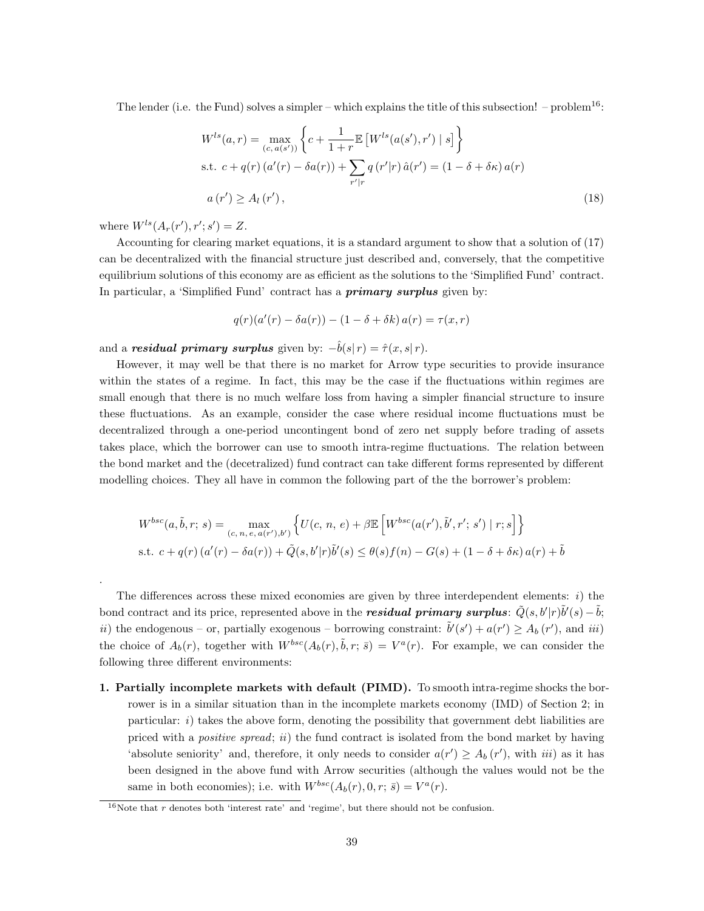The lender (i.e. the Fund) solves a simpler – which explains the title of this subsection! – problem[16]:

$$
\begin{aligned}
W^{ls}(a, r) &= \max_{(c,\, a(s'))} \left\{ c + \frac{1}{1+r} \mathbb{E}\left[ W^{ls}(a(s'), r') \mid s \right] \right\} \\
\text{s.t. } & c + q(r)\left(a'(r) - \delta a(r)\right) + \sum_{r'|r} q\left(r'|r\right) \hat{a}(r') = \left(1 - \delta + \delta\kappa\right) a(r) \\
& a\left(r'\right) \geq A_l\left(r'\right),
\end{aligned} \tag{18}
$$

where $W^{ls}(A_r(r'), r'; s') = Z$.

Accounting for clearing market equations, it is a standard argument to show that a solution of (17) can be decentralized with the financial structure just described and, conversely, that the competitive equilibrium solutions of this economy are as efficient as the solutions to the 'Simplified Fund' contract. In particular, a 'Simplified Fund' contract has a ***primary surplus*** given by:

$$
q(r)(a'(r) - \delta a(r)) - (1 - \delta + \delta k)\, a(r) = \tau(x, r)
$$

and a ***residual primary surplus*** given by: $-\hat{b}(s|\, r) = \hat{\tau}(x, s|\, r)$.

However, it may well be that there is no market for Arrow type securities to provide insurance within the states of a regime. In fact, this may be the case if the fluctuations within regimes are small enough that there is no much welfare loss from having a simpler financial structure to insure these fluctuations. As an example, consider the case where residual income fluctuations must be decentralized through a one-period uncontingent bond of zero net supply before trading of assets takes place, which the borrower can use to smooth intra-regime fluctuations. The relation between the bond market and the (decetralized) fund contract can take different forms represented by different modelling choices. They all have in common the following part of the the borrower's problem:

$$
\begin{aligned}
W^{bsc}(a, \tilde{b}, r;\, s) &= \max_{(c,\, n,\, e,\, a(r'), b')} \left\{ U(c,\, n,\, e) + \beta \mathbb{E}\left[ W^{bsc}(a(r'), \tilde{b}', r';\, s') \mid r; s \right] \right\} \\
\text{s.t. } & c + q(r)\left(a'(r) - \delta a(r)\right) + \tilde{Q}(s, b'|r)\tilde{b}'(s) \leq \theta(s) f(n) - G(s) + \left(1 - \delta + \delta\kappa\right) a(r) + \tilde{b}
\end{aligned}
$$

.

The differences across these mixed economies are given by three interdependent elements: *i)* the bond contract and its price, represented above in the ***residual primary surplus***: $\tilde{Q}(s, b'|r)\tilde{b}'(s) - \tilde{b}$; *ii)* the endogenous – or, partially exogenous – borrowing constraint: $\tilde{b}'(s') + a(r') \geq A_b\left(r'\right)$, and *iii)* the choice of $A_b(r)$, together with $W^{bsc}(A_b(r), \tilde{b}, r;\, \bar{s}) = V^a(r)$. For example, we can consider the following three different environments:

1. **Partially incomplete markets with default (PIMD).** To smooth intra-regime shocks the borrower is in a similar situation than in the incomplete markets economy (IMD) of Section 2; in particular: *i)* takes the above form, denoting the possibility that government debt liabilities are priced with a *positive spread*; *ii)* the fund contract is isolated from the bond market by having 'absolute seniority' and, therefore, it only needs to consider $a(r') \geq A_b\left(r'\right)$, with *iii)* as it has been designed in the above fund with Arrow securities (although the values would not be the same in both economies); i.e. with $W^{bsc}(A_b(r), 0, r;\, \bar{s}) = V^a(r)$.

[16] Note that $r$ denotes both 'interest rate' and 'regime', but there should not be confusion.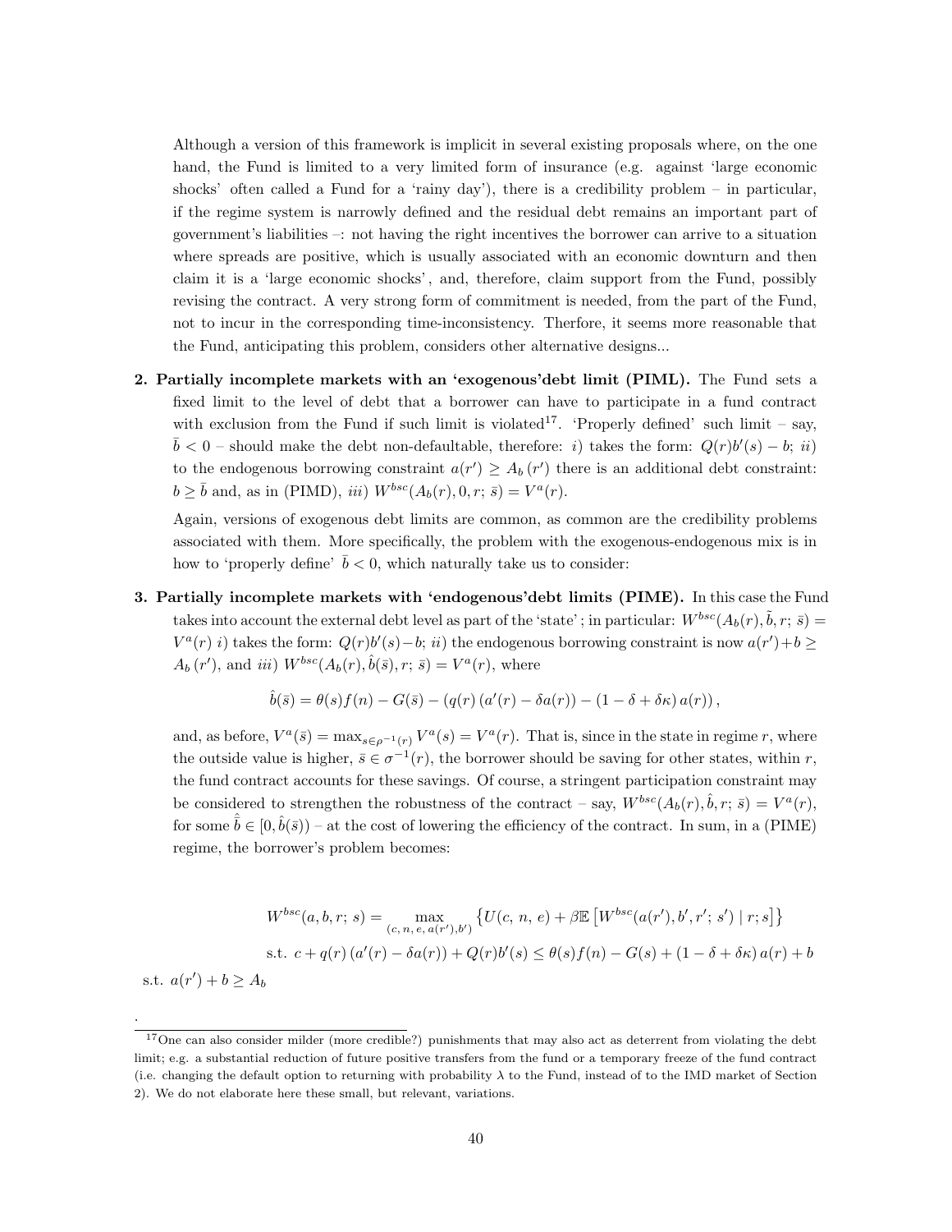Although a version of this framework is implicit in several existing proposals where, on the one hand, the Fund is limited to a very limited form of insurance (e.g. against 'large economic shocks' often called a Fund for a 'rainy day'), there is a credibility problem – in particular, if the regime system is narrowly defined and the residual debt remains an important part of government's liabilities –: not having the right incentives the borrower can arrive to a situation where spreads are positive, which is usually associated with an economic downturn and then claim it is a 'large economic shocks', and, therefore, claim support from the Fund, possibly revising the contract. A very strong form of commitment is needed, from the part of the Fund, not to incur in the corresponding time-inconsistency. Therfore, it seems more reasonable that the Fund, anticipating this problem, considers other alternative designs...

2. **Partially incomplete markets with an 'exogenous'debt limit (PIML).** The Fund sets a fixed limit to the level of debt that a borrower can have to participate in a fund contract with exclusion from the Fund if such limit is violated[17]. 'Properly defined' such limit – say, $\bar{b} < 0$ – should make the debt non-defaultable, therefore: *i)* takes the form: $Q(r)b'(s) - b$; *ii)* to the endogenous borrowing constraint $a(r') \geq A_b(r')$ there is an additional debt constraint: $b \geq \bar{b}$ and, as in (PIMD), *iii)* $W^{bsc}(A_b(r), 0, r;\, \bar{s}) = V^a(r)$.

   Again, versions of exogenous debt limits are common, as common are the credibility problems associated with them. More specifically, the problem with the exogenous-endogenous mix is in how to 'properly define' $\bar{b} < 0$, which naturally take us to consider:

3. **Partially incomplete markets with 'endogenous'debt limits (PIME).** In this case the Fund takes into account the external debt level as part of the 'state'; in particular: $W^{bsc}(A_b(r), \tilde{b}, r;\, \bar{s}) = V^a(r)$ *i)* takes the form: $Q(r)b'(s) - b$; *ii)* the endogenous borrowing constraint is now $a(r') + b \geq A_b(r')$, and *iii)* $W^{bsc}(A_b(r), \hat{b}(\bar{s}), r;\, \bar{s}) = V^a(r)$, where

$$\hat{b}(\bar{s}) = \theta(s)f(n) - G(\bar{s}) - \left(q(r)\left(a'(r) - \delta a(r)\right) - \left(1 - \delta + \delta\kappa\right)a(r)\right),$$

   and, as before, $V^a(\bar{s}) = \max_{s \in \rho^{-1}(r)} V^a(s) = V^a(r)$. That is, since in the state in regime $r$, where the outside value is higher, $\bar{s} \in \sigma^{-1}(r)$, the borrower should be saving for other states, within $r$, the fund contract accounts for these savings. Of course, a stringent participation constraint may be considered to strengthen the robustness of the contract – say, $W^{bsc}(A_b(r), \hat{b}, r;\, \bar{s}) = V^a(r)$, for some $\hat{\bar{b}} \in [0, \hat{b}(\bar{s}))$ – at the cost of lowering the efficiency of the contract. In sum, in a (PIME) regime, the borrower's problem becomes:

$$W^{bsc}(a, b, r;\, s) = \max_{(c,\, n,\, e,\, a(r'), b')} \left\{U(c,\, n,\, e) + \beta \mathbb{E}\left[W^{bsc}(a(r'), b', r';\, s') \mid r; s\right]\right\}$$

$$\text{s.t. } c + q(r)\left(a'(r) - \delta a(r)\right) + Q(r)b'(s) \leq \theta(s)f(n) - G(s) + \left(1 - \delta + \delta\kappa\right)a(r) + b$$

s.t. $a(r') + b \geq A_b$

.

[17] One can also consider milder (more credible?) punishments that may also act as deterrent from violating the debt limit; e.g. a substantial reduction of future positive transfers from the fund or a temporary freeze of the fund contract (i.e. changing the default option to returning with probability $\lambda$ to the Fund, instead of to the IMD market of Section 2). We do not elaborate here these small, but relevant, variations.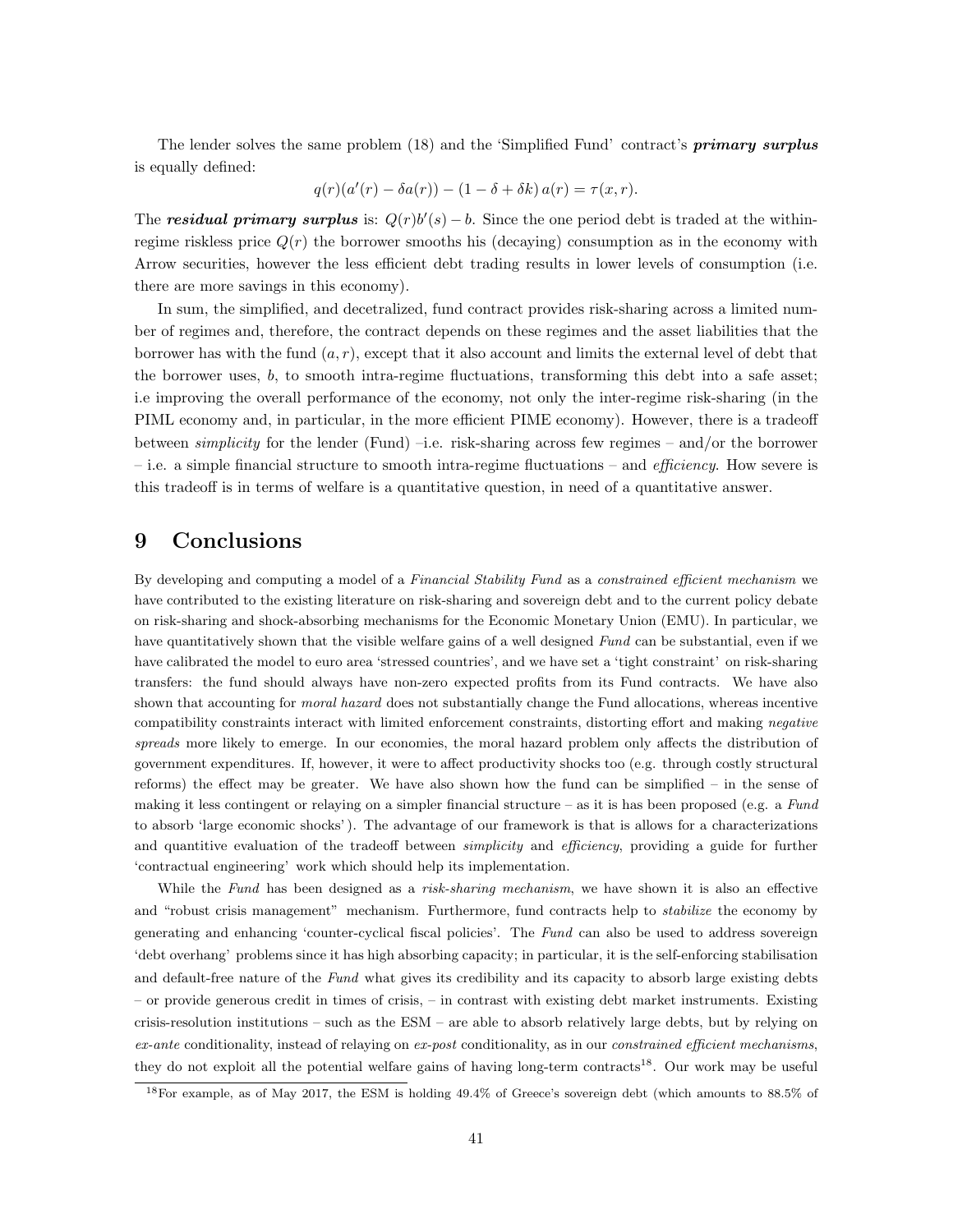The lender solves the same problem (18) and the 'Simplified Fund' contract's ***primary surplus*** is equally defined:

$$q(r)(a'(r) - \delta a(r)) - (1 - \delta + \delta k)\, a(r) = \tau(x, r).$$

The ***residual primary surplus*** is: $Q(r)b'(s) - b$. Since the one period debt is traded at the within-regime riskless price $Q(r)$ the borrower smooths his (decaying) consumption as in the economy with Arrow securities, however the less efficient debt trading results in lower levels of consumption (i.e. there are more savings in this economy).

In sum, the simplified, and decetralized, fund contract provides risk-sharing across a limited number of regimes and, therefore, the contract depends on these regimes and the asset liabilities that the borrower has with the fund $(a, r)$, except that it also account and limits the external level of debt that the borrower uses, $b$, to smooth intra-regime fluctuations, transforming this debt into a safe asset; i.e improving the overall performance of the economy, not only the inter-regime risk-sharing (in the PIML economy and, in particular, in the more efficient PIME economy). However, there is a tradeoff between *simplicity* for the lender (Fund) –i.e. risk-sharing across few regimes – and/or the borrower – i.e. a simple financial structure to smooth intra-regime fluctuations – and *efficiency*. How severe is this tradeoff is in terms of welfare is a quantitative question, in need of a quantitative answer.

# 9 Conclusions

By developing and computing a model of a *Financial Stability Fund* as a *constrained efficient mechanism* we have contributed to the existing literature on risk-sharing and sovereign debt and to the current policy debate on risk-sharing and shock-absorbing mechanisms for the Economic Monetary Union (EMU). In particular, we have quantitatively shown that the visible welfare gains of a well designed *Fund* can be substantial, even if we have calibrated the model to euro area 'stressed countries', and we have set a 'tight constraint' on risk-sharing transfers: the fund should always have non-zero expected profits from its Fund contracts. We have also shown that accounting for *moral hazard* does not substantially change the Fund allocations, whereas incentive compatibility constraints interact with limited enforcement constraints, distorting effort and making *negative spreads* more likely to emerge. In our economies, the moral hazard problem only affects the distribution of government expenditures. If, however, it were to affect productivity shocks too (e.g. through costly structural reforms) the effect may be greater. We have also shown how the fund can be simplified – in the sense of making it less contingent or relaying on a simpler financial structure – as it is has been proposed (e.g. a *Fund* to absorb 'large economic shocks'). The advantage of our framework is that is allows for a characterizations and quantitive evaluation of the tradeoff between *simplicity* and *efficiency*, providing a guide for further 'contractual engineering' work which should help its implementation.

While the *Fund* has been designed as a *risk-sharing mechanism*, we have shown it is also an effective and "robust crisis management" mechanism. Furthermore, fund contracts help to *stabilize* the economy by generating and enhancing 'counter-cyclical fiscal policies'. The *Fund* can also be used to address sovereign 'debt overhang' problems since it has high absorbing capacity; in particular, it is the self-enforcing stabilisation and default-free nature of the *Fund* what gives its credibility and its capacity to absorb large existing debts – or provide generous credit in times of crisis, – in contrast with existing debt market instruments. Existing crisis-resolution institutions – such as the ESM – are able to absorb relatively large debts, but by relying on *ex-ante* conditionality, instead of relaying on *ex-post* conditionality, as in our *constrained efficient mechanisms*, they do not exploit all the potential welfare gains of having long-term contracts[18]. Our work may be useful

[18]For example, as of May 2017, the ESM is holding 49.4% of Greece's sovereign debt (which amounts to 88.5% of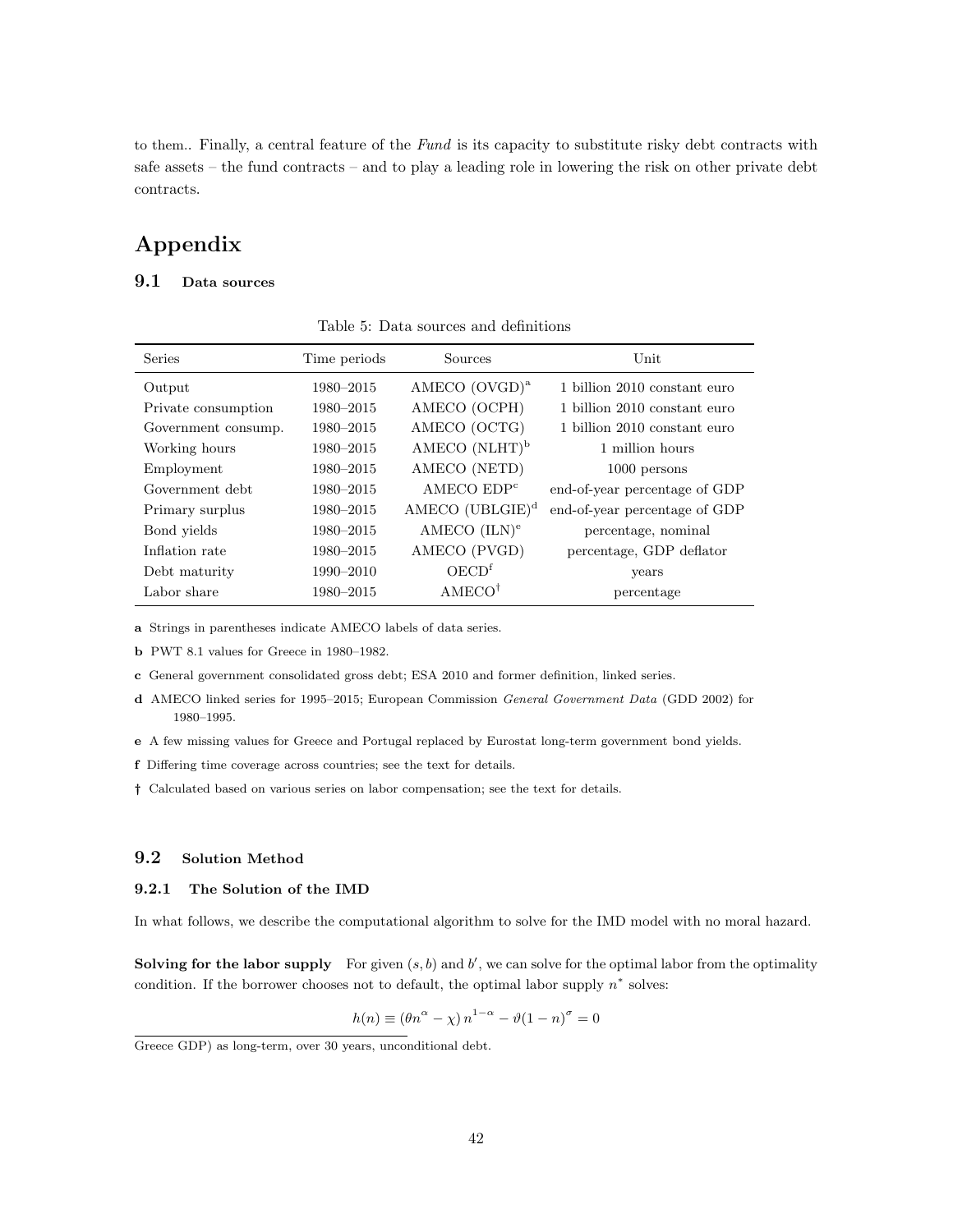to them.. Finally, a central feature of the *Fund* is its capacity to substitute risky debt contracts with safe assets – the fund contracts – and to play a leading role in lowering the risk on other private debt contracts.

# Appendix

## 9.1 Data sources

Table 5: Data sources and definitions

| Series | Time periods | Sources | Unit |
|---|---|---|---|
| Output | 1980–2015 | AMECO (OVGD)[a] | 1 billion 2010 constant euro |
| Private consumption | 1980–2015 | AMECO (OCPH) | 1 billion 2010 constant euro |
| Government consump. | 1980–2015 | AMECO (OCTG) | 1 billion 2010 constant euro |
| Working hours | 1980–2015 | AMECO (NLHT)[b] | 1 million hours |
| Employment | 1980–2015 | AMECO (NETD) | 1000 persons |
| Government debt | 1980–2015 | AMECO EDP[c] | end-of-year percentage of GDP |
| Primary surplus | 1980–2015 | AMECO (UBLGIE)[d] | end-of-year percentage of GDP |
| Bond yields | 1980–2015 | AMECO (ILN)[e] | percentage, nominal |
| Inflation rate | 1980–2015 | AMECO (PVGD) | percentage, GDP deflator |
| Debt maturity | 1990–2010 | OECD[f] | years |
| Labor share | 1980–2015 | AMECO[†] | percentage |

**a** Strings in parentheses indicate AMECO labels of data series.

**b** PWT 8.1 values for Greece in 1980–1982.

**c** General government consolidated gross debt; ESA 2010 and former definition, linked series.

**d** AMECO linked series for 1995–2015; European Commission *General Government Data* (GDD 2002) for 1980–1995.

**e** A few missing values for Greece and Portugal replaced by Eurostat long-term government bond yields.

**f** Differing time coverage across countries; see the text for details.

**†** Calculated based on various series on labor compensation; see the text for details.

## 9.2 Solution Method

### 9.2.1 The Solution of the IMD

In what follows, we describe the computational algorithm to solve for the IMD model with no moral hazard.

**Solving for the labor supply** For given $(s, b)$ and $b'$, we can solve for the optimal labor from the optimality condition. If the borrower chooses not to default, the optimal labor supply $n^*$ solves:

$$h(n) \equiv (\theta n^{\alpha} - \chi)\, n^{1-\alpha} - \vartheta(1-n)^{\sigma} = 0$$

Greece GDP) as long-term, over 30 years, unconditional debt.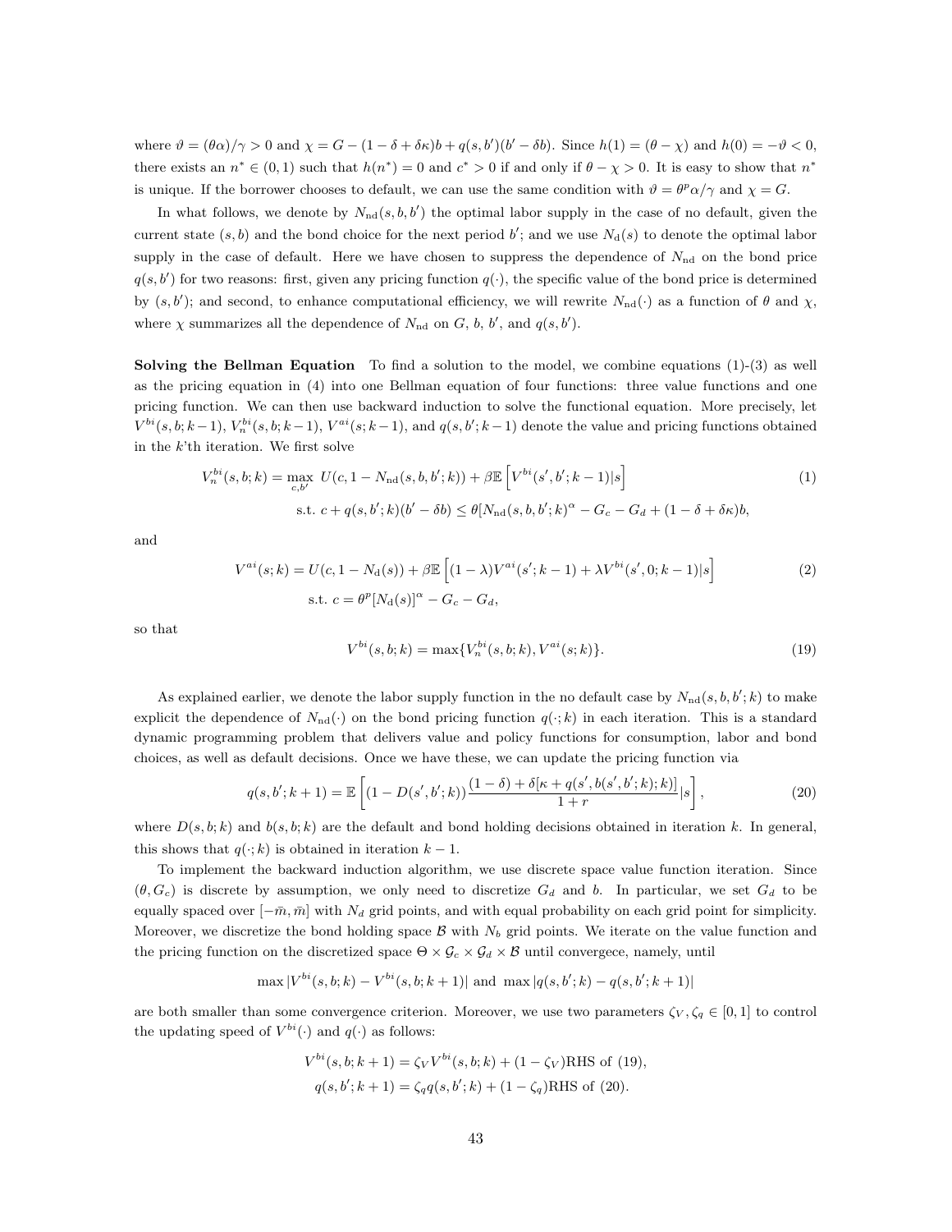where $\vartheta = (\theta\alpha)/\gamma > 0$ and $\chi = G - (1 - \delta + \delta\kappa)b + q(s, b')(b' - \delta b)$. Since $h(1) = (\theta - \chi)$ and $h(0) = -\vartheta < 0$, there exists an $n^* \in (0, 1)$ such that $h(n^*) = 0$ and $c^* > 0$ if and only if $\theta - \chi > 0$. It is easy to show that $n^*$ is unique. If the borrower chooses to default, we can use the same condition with $\vartheta = \theta^p\alpha/\gamma$ and $\chi = G$.

In what follows, we denote by $N_{\text{nd}}(s, b, b')$ the optimal labor supply in the case of no default, given the current state $(s, b)$ and the bond choice for the next period $b'$; and we use $N_{\text{d}}(s)$ to denote the optimal labor supply in the case of default. Here we have chosen to suppress the dependence of $N_{\text{nd}}$ on the bond price $q(s, b')$ for two reasons: first, given any pricing function $q(\cdot)$, the specific value of the bond price is determined by $(s, b')$; and second, to enhance computational efficiency, we will rewrite $N_{\text{nd}}(\cdot)$ as a function of $\theta$ and $\chi$, where $\chi$ summarizes all the dependence of $N_{\text{nd}}$ on $G$, $b$, $b'$, and $q(s, b')$.

**Solving the Bellman Equation** To find a solution to the model, we combine equations (1)-(3) as well as the pricing equation in (4) into one Bellman equation of four functions: three value functions and one pricing function. We can then use backward induction to solve the functional equation. More precisely, let $V^{bi}(s, b; k-1)$, $V_n^{bi}(s, b; k-1)$, $V^{ai}(s; k-1)$, and $q(s, b'; k-1)$ denote the value and pricing functions obtained in the $k$'th iteration. We first solve

$$V_n^{bi}(s, b; k) = \max_{c, b'} \; U(c, 1 - N_{\text{nd}}(s, b, b'; k)) + \beta\mathbb{E}\left[V^{bi}(s', b'; k-1)|s\right] \tag{1}$$

$$\text{s.t. } c + q(s, b'; k)(b' - \delta b) \leq \theta[N_{\text{nd}}(s, b, b'; k)^\alpha - G_c - G_d + (1 - \delta + \delta\kappa)b,$$

and

$$V^{ai}(s; k) = U(c, 1 - N_{\text{d}}(s)) + \beta\mathbb{E}\left[(1-\lambda)V^{ai}(s'; k-1) + \lambda V^{bi}(s', 0; k-1)|s\right] \tag{2}$$

$$\text{s.t. } c = \theta^p[N_{\text{d}}(s)]^\alpha - G_c - G_d,$$

so that

$$V^{bi}(s, b; k) = \max\{V_n^{bi}(s, b; k), V^{ai}(s; k)\}. \tag{19}$$

As explained earlier, we denote the labor supply function in the no default case by $N_{\text{nd}}(s, b, b'; k)$ to make explicit the dependence of $N_{\text{nd}}(\cdot)$ on the bond pricing function $q(\cdot; k)$ in each iteration. This is a standard dynamic programming problem that delivers value and policy functions for consumption, labor and bond choices, as well as default decisions. Once we have these, we can update the pricing function via

$$q(s, b'; k+1) = \mathbb{E}\left[(1 - D(s', b'; k))\frac{(1-\delta) + \delta[\kappa + q(s', b(s', b'; k); k)]}{1 + r}|s\right], \tag{20}$$

where $D(s, b; k)$ and $b(s, b; k)$ are the default and bond holding decisions obtained in iteration $k$. In general, this shows that $q(\cdot; k)$ is obtained in iteration $k-1$.

To implement the backward induction algorithm, we use discrete space value function iteration. Since $(\theta, G_c)$ is discrete by assumption, we only need to discretize $G_d$ and $b$. In particular, we set $G_d$ to be equally spaced over $[-\bar{m}, \bar{m}]$ with $N_d$ grid points, and with equal probability on each grid point for simplicity. Moreover, we discretize the bond holding space $\mathcal{B}$ with $N_b$ grid points. We iterate on the value function and the pricing function on the discretized space $\Theta \times \mathcal{G}_c \times \mathcal{G}_d \times \mathcal{B}$ until convergece, namely, until

$$\max|V^{bi}(s, b; k) - V^{bi}(s, b; k+1)| \text{ and } \max|q(s, b'; k) - q(s, b'; k+1)|$$

are both smaller than some convergence criterion. Moreover, we use two parameters $\zeta_V, \zeta_q \in [0, 1]$ to control the updating speed of $V^{bi}(\cdot)$ and $q(\cdot)$ as follows:

$$V^{bi}(s, b; k+1) = \zeta_V V^{bi}(s, b; k) + (1 - \zeta_V)\text{RHS of (19)},$$
$$q(s, b'; k+1) = \zeta_q q(s, b'; k) + (1 - \zeta_q)\text{RHS of (20)}.$$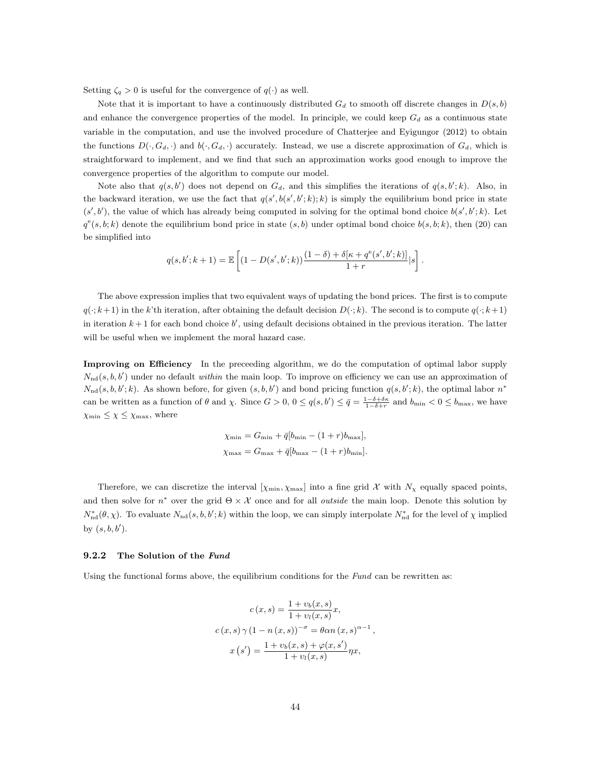Setting $\zeta_q > 0$ is useful for the convergence of $q(\cdot)$ as well.

Note that it is important to have a continuously distributed $G_d$ to smooth off discrete changes in $D(s,b)$ and enhance the convergence properties of the model. In principle, we could keep $G_d$ as a continuous state variable in the computation, and use the involved procedure of Chatterjee and Eyigungor (2012) to obtain the functions $D(\cdot, G_d, \cdot)$ and $b(\cdot, G_d, \cdot)$ accurately. Instead, we use a discrete approximation of $G_d$, which is straightforward to implement, and we find that such an approximation works good enough to improve the convergence properties of the algorithm to compute our model.

Note also that $q(s,b')$ does not depend on $G_d$, and this simplifies the iterations of $q(s,b';k)$. Also, in the backward iteration, we use the fact that $q(s', b(s', b'; k); k)$ is simply the equilibrium bond price in state $(s', b')$, the value of which has already being computed in solving for the optimal bond choice $b(s', b'; k)$. Let $q^{\mathrm{e}}(s,b;k)$ denote the equilibrium bond price in state $(s,b)$ under optimal bond choice $b(s,b;k)$, then (20) can be simplified into

$$q(s, b'; k+1) = \mathbb{E}\left[(1 - D(s', b'; k)) \frac{(1-\delta) + \delta[\kappa + q^{\mathrm{e}}(s', b'; k)]}{1+r} | s\right].$$

The above expression implies that two equivalent ways of updating the bond prices. The first is to compute $q(\cdot; k+1)$ in the $k$'th iteration, after obtaining the default decision $D(\cdot; k)$. The second is to compute $q(\cdot; k+1)$ in iteration $k+1$ for each bond choice $b'$, using default decisions obtained in the previous iteration. The latter will be useful when we implement the moral hazard case.

**Improving on Efficiency** In the preceeding algorithm, we do the computation of optimal labor supply $N_{\mathrm{nd}}(s, b, b')$ under no default *within* the main loop. To improve on efficiency we can use an approximation of $N_{\mathrm{nd}}(s, b, b'; k)$. As shown before, for given $(s, b, b')$ and bond pricing function $q(s, b'; k)$, the optimal labor $n^*$ can be written as a function of $\theta$ and $\chi$. Since $G > 0$, $0 \leq q(s, b') \leq \bar{q} = \frac{1-\delta+\delta\kappa}{1-\delta+r}$ and $b_{\min} < 0 \leq b_{\max}$, we have $\chi_{\min} \leq \chi \leq \chi_{\max}$, where

$$\chi_{\min} = G_{\min} + \bar{q}[b_{\min} - (1+r)b_{\max}],$$
$$\chi_{\max} = G_{\max} + \bar{q}[b_{\max} - (1+r)b_{\min}].$$

Therefore, we can discretize the interval $[\chi_{\min}, \chi_{\max}]$ into a fine grid $\mathcal{X}$ with $N_\chi$ equally spaced points, and then solve for $n^*$ over the grid $\Theta \times \mathcal{X}$ once and for all *outside* the main loop. Denote this solution by $N^*_{\mathrm{nd}}(\theta, \chi)$. To evaluate $N_{\mathrm{nd}}(s, b, b'; k)$ within the loop, we can simply interpolate $N^*_{\mathrm{nd}}$ for the level of $\chi$ implied by $(s, b, b')$.

### 9.2.2 The Solution of the *Fund*

Using the functional forms above, the equilibrium conditions for the *Fund* can be rewritten as:

$$c(x,s) = \frac{1 + \upsilon_b(x,s)}{1 + \upsilon_l(x,s)} x,$$
$$c(x,s)\,\gamma\,(1 - n(x,s))^{-\sigma} = \theta \alpha n(x,s)^{\alpha - 1},$$
$$x(s') = \frac{1 + \upsilon_b(x,s) + \varphi(x,s')}{1 + \upsilon_l(x,s)} \eta x,$$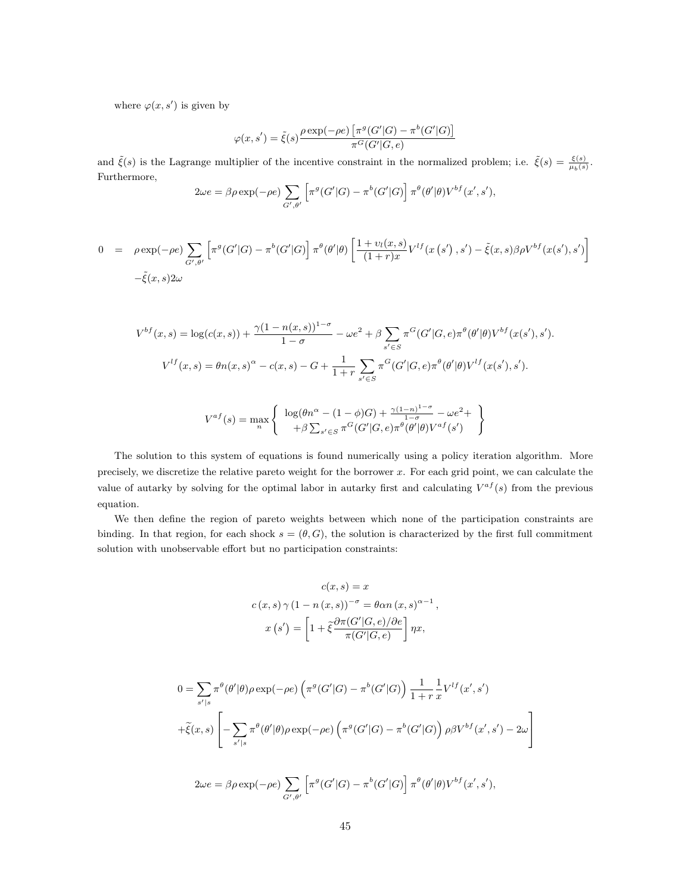where $\varphi(x, s')$ is given by

$$\varphi(x, s') = \tilde{\xi}(s) \frac{\rho \exp(-\rho e) \left[\pi^g(G'|G) - \pi^b(G'|G)\right]}{\pi^G(G'|G, e)}$$

and $\tilde{\xi}(s)$ is the Lagrange multiplier of the incentive constraint in the normalized problem; i.e. $\tilde{\xi}(s) = \frac{\xi(s)}{\mu_b(s)}$. Furthermore,

$$2\omega e = \beta\rho \exp(-\rho e) \sum_{G', \theta'} \left[\pi^g(G'|G) - \pi^b(G'|G)\right] \pi^\theta(\theta'|\theta) V^{bf}(x', s'),$$

$$\begin{aligned} 0 &= \rho \exp(-\rho e) \sum_{G', \theta'} \left[\pi^g(G'|G) - \pi^b(G'|G)\right] \pi^\theta(\theta'|\theta) \left[\frac{1 + \upsilon_l(x, s)}{(1+r)x} V^{lf}(x(s'), s') - \tilde{\xi}(x, s)\beta\rho V^{bf}(x(s'), s')\right] \\ &\quad - \tilde{\xi}(x, s) 2\omega \end{aligned}$$

$$V^{bf}(x, s) = \log(c(x, s)) + \frac{\gamma(1 - n(x, s))^{1-\sigma}}{1 - \sigma} - \omega e^2 + \beta \sum_{s' \in S} \pi^G(G'|G, e)\pi^\theta(\theta'|\theta) V^{bf}(x(s'), s').$$

$$V^{lf}(x, s) = \theta n(x, s)^\alpha - c(x, s) - G + \frac{1}{1+r} \sum_{s' \in S} \pi^G(G'|G, e)\pi^\theta(\theta'|\theta) V^{lf}(x(s'), s').$$

$$V^{af}(s) = \max_n \left\{ \begin{array}{c} \log(\theta n^\alpha - (1 - \phi)G) + \frac{\gamma(1-n)^{1-\sigma}}{1-\sigma} - \omega e^2 + \\ + \beta \sum_{s' \in S} \pi^G(G'|G, e)\pi^\theta(\theta'|\theta) V^{af}(s') \end{array} \right\}$$

The solution to this system of equations is found numerically using a policy iteration algorithm. More precisely, we discretize the relative pareto weight for the borrower $x$. For each grid point, we can calculate the value of autarky by solving for the optimal labor in autarky first and calculating $V^{af}(s)$ from the previous equation.

We then define the region of pareto weights between which none of the participation constraints are binding. In that region, for each shock $s = (\theta, G)$, the solution is characterized by the first full commitment solution with unobservable effort but no participation constraints:

$$c(x, s) = x$$

$$c(x, s)\gamma(1 - n(x, s))^{-\sigma} = \theta\alpha n(x, s)^{\alpha - 1},$$

$$x(s') = \left[1 + \tilde{\xi} \frac{\partial \pi(G'|G, e)/\partial e}{\pi(G'|G, e)}\right] \eta x,$$

$$\begin{aligned} 0 &= \sum_{s'|s} \pi^\theta(\theta'|\theta)\rho \exp(-\rho e) \left(\pi^g(G'|G) - \pi^b(G'|G)\right) \frac{1}{1+r} \frac{1}{x} V^{lf}(x', s') \\ &\quad + \tilde{\xi}(x, s) \left[ - \sum_{s'|s} \pi^\theta(\theta'|\theta)\rho \exp(-\rho e) \left(\pi^g(G'|G) - \pi^b(G'|G)\right) \rho\beta V^{bf}(x', s') - 2\omega \right] \end{aligned}$$

$$2\omega e = \beta\rho \exp(-\rho e) \sum_{G', \theta'} \left[\pi^g(G'|G) - \pi^b(G'|G)\right] \pi^\theta(\theta'|\theta) V^{bf}(x', s'),$$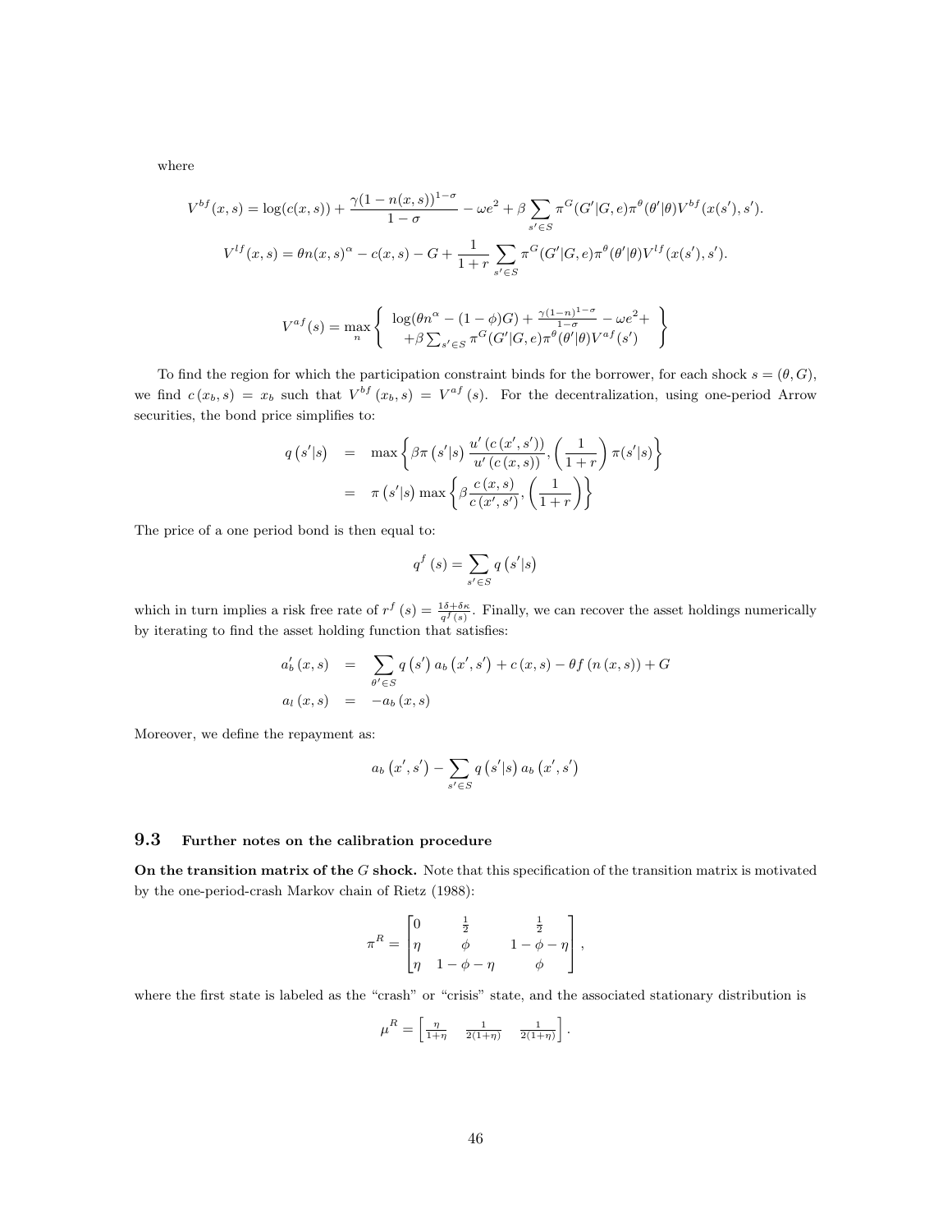where

$$V^{bf}(x,s) = \log(c(x,s)) + \frac{\gamma(1-n(x,s))^{1-\sigma}}{1-\sigma} - \omega e^2 + \beta \sum_{s' \in S} \pi^G(G'|G,e)\pi^\theta(\theta'|\theta)V^{bf}(x(s'),s').$$

$$V^{lf}(x,s) = \theta n(x,s)^\alpha - c(x,s) - G + \frac{1}{1+r}\sum_{s' \in S} \pi^G(G'|G,e)\pi^\theta(\theta'|\theta)V^{lf}(x(s'),s').$$

$$V^{af}(s) = \max_n \left\{ \begin{array}{c} \log(\theta n^\alpha - (1-\phi)G) + \frac{\gamma(1-n)^{1-\sigma}}{1-\sigma} - \omega e^2 + \\ +\beta \sum_{s' \in S} \pi^G(G'|G,e)\pi^\theta(\theta'|\theta)V^{af}(s') \end{array} \right\}$$

To find the region for which the participation constraint binds for the borrower, for each shock $s = (\theta, G)$, we find $c(x_b, s) = x_b$ such that $V^{bf}(x_b, s) = V^{af}(s)$. For the decentralization, using one-period Arrow securities, the bond price simplifies to:

$$\begin{aligned} q(s'|s) &= \max\left\{\beta\pi(s'|s)\frac{u'(c(x',s'))}{u'(c(x,s))}, \left(\frac{1}{1+r}\right)\pi(s'|s)\right\} \\ &= \pi(s'|s)\max\left\{\beta\frac{c(x,s)}{c(x',s')}, \left(\frac{1}{1+r}\right)\right\} \end{aligned}$$

The price of a one period bond is then equal to:

$$q^f(s) = \sum_{s' \in S} q(s'|s)$$

which in turn implies a risk free rate of $r^f(s) = \frac{1\delta + \delta\kappa}{q^f(s)}$. Finally, we can recover the asset holdings numerically by iterating to find the asset holding function that satisfies:

$$\begin{aligned} a_b'(x,s) &= \sum_{\theta' \in S} q(s')\, a_b(x',s') + c(x,s) - \theta f(n(x,s)) + G \\ a_l(x,s) &= -a_b(x,s) \end{aligned}$$

Moreover, we define the repayment as:

$$a_b(x',s') - \sum_{s' \in S} q(s'|s)\, a_b(x',s')$$

## 9.3 Further notes on the calibration procedure

**On the transition matrix of the $G$ shock.** Note that this specification of the transition matrix is motivated by the one-period-crash Markov chain of Rietz (1988):

$$\pi^R = \begin{bmatrix} 0 & \frac{1}{2} & \frac{1}{2} \\ \eta & \phi & 1-\phi-\eta \\ \eta & 1-\phi-\eta & \phi \end{bmatrix},$$

where the first state is labeled as the "crash" or "crisis" state, and the associated stationary distribution is

$$\mu^R = \begin{bmatrix} \frac{\eta}{1+\eta} & \frac{1}{2(1+\eta)} & \frac{1}{2(1+\eta)} \end{bmatrix}.$$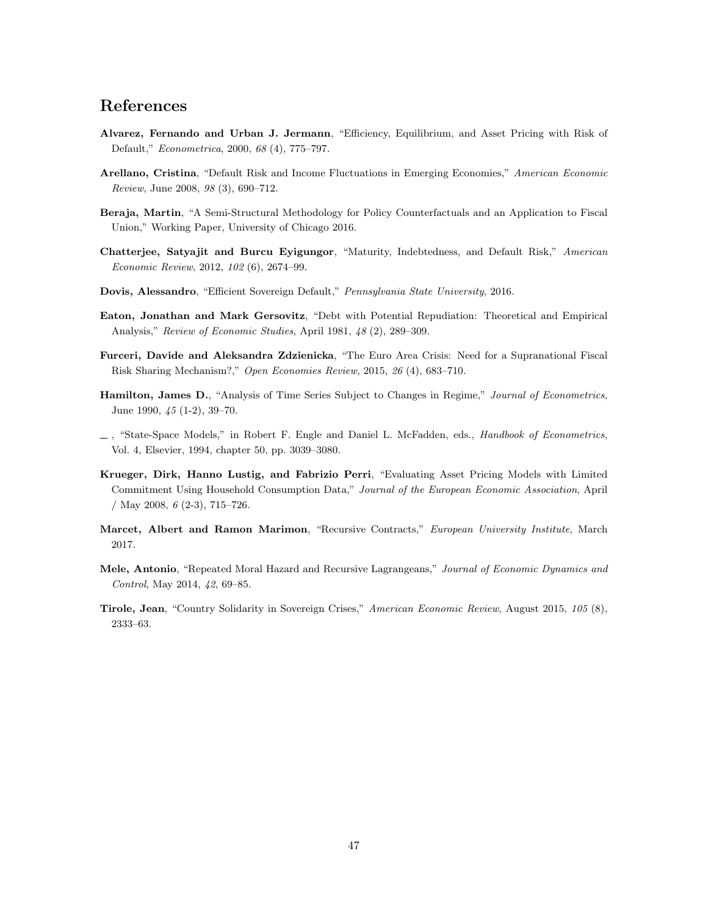## References

**Alvarez, Fernando and Urban J. Jermann**, "Efficiency, Equilibrium, and Asset Pricing with Risk of Default," *Econometrica*, 2000, *68* (4), 775–797.

**Arellano, Cristina**, "Default Risk and Income Fluctuations in Emerging Economies," *American Economic Review*, June 2008, *98* (3), 690–712.

**Beraja, Martin**, "A Semi-Structural Methodology for Policy Counterfactuals and an Application to Fiscal Union," Working Paper, University of Chicago 2016.

**Chatterjee, Satyajit and Burcu Eyigungor**, "Maturity, Indebtedness, and Default Risk," *American Economic Review*, 2012, *102* (6), 2674–99.

**Dovis, Alessandro**, "Efficient Sovereign Default," *Pennsylvania State University*, 2016.

**Eaton, Jonathan and Mark Gersovitz**, "Debt with Potential Repudiation: Theoretical and Empirical Analysis," *Review of Economic Studies*, April 1981, *48* (2), 289–309.

**Furceri, Davide and Aleksandra Zdzienicka**, "The Euro Area Crisis: Need for a Supranational Fiscal Risk Sharing Mechanism?," *Open Economies Review*, 2015, *26* (4), 683–710.

**Hamilton, James D.**, "Analysis of Time Series Subject to Changes in Regime," *Journal of Econometrics*, June 1990, *45* (1-2), 39–70.

\_ , "State-Space Models," in Robert F. Engle and Daniel L. McFadden, eds., *Handbook of Econometrics*, Vol. 4, Elsevier, 1994, chapter 50, pp. 3039–3080.

**Krueger, Dirk, Hanno Lustig, and Fabrizio Perri**, "Evaluating Asset Pricing Models with Limited Commitment Using Household Consumption Data," *Journal of the European Economic Association*, April / May 2008, *6* (2-3), 715–726.

**Marcet, Albert and Ramon Marimon**, "Recursive Contracts," *European University Institute*, March 2017.

**Mele, Antonio**, "Repeated Moral Hazard and Recursive Lagrangeans," *Journal of Economic Dynamics and Control*, May 2014, *42*, 69–85.

**Tirole, Jean**, "Country Solidarity in Sovereign Crises," *American Economic Review*, August 2015, *105* (8), 2333–63.